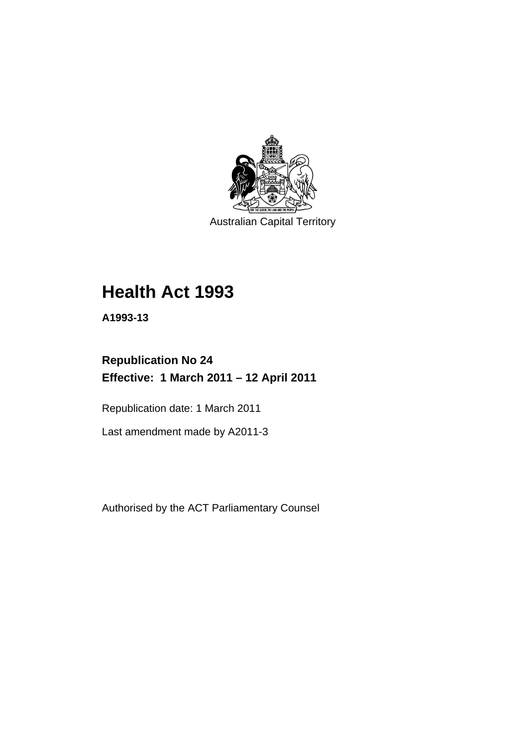Australian Capital Territory

# Health Act 1993

**A1993-13**

## Republication No 24
## Effective: 1 March 2011 – 12 April 2011

Republication date: 1 March 2011

Last amendment made by A2011-3

Authorised by the ACT Parliamentary Counsel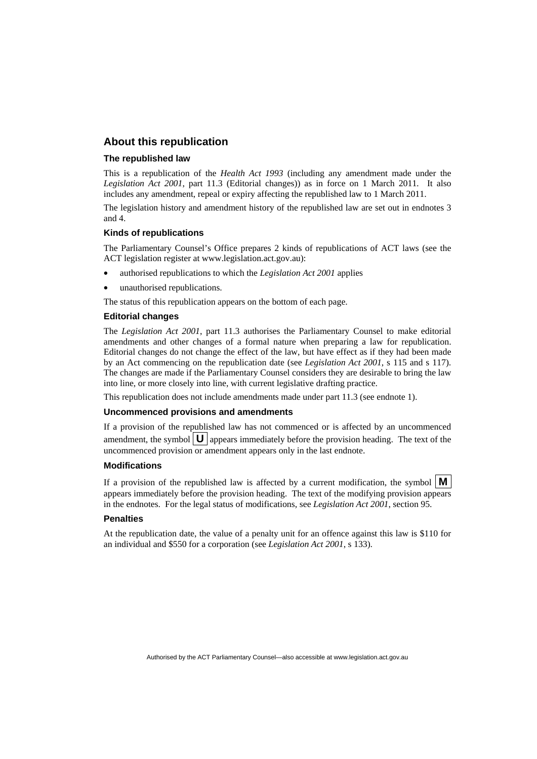## About this republication

### The republished law

This is a republication of the *Health Act 1993* (including any amendment made under the *Legislation Act 2001*, part 11.3 (Editorial changes)) as in force on 1 March 2011. It also includes any amendment, repeal or expiry affecting the republished law to 1 March 2011.

The legislation history and amendment history of the republished law are set out in endnotes 3 and 4.

### Kinds of republications

The Parliamentary Counsel's Office prepares 2 kinds of republications of ACT laws (see the ACT legislation register at www.legislation.act.gov.au):

- authorised republications to which the *Legislation Act 2001* applies
- unauthorised republications.

The status of this republication appears on the bottom of each page.

### Editorial changes

The *Legislation Act 2001*, part 11.3 authorises the Parliamentary Counsel to make editorial amendments and other changes of a formal nature when preparing a law for republication. Editorial changes do not change the effect of the law, but have effect as if they had been made by an Act commencing on the republication date (see *Legislation Act 2001*, s 115 and s 117). The changes are made if the Parliamentary Counsel considers they are desirable to bring the law into line, or more closely into line, with current legislative drafting practice.

This republication does not include amendments made under part 11.3 (see endnote 1).

### Uncommenced provisions and amendments

If a provision of the republished law has not commenced or is affected by an uncommenced amendment, the symbol **U** appears immediately before the provision heading. The text of the uncommenced provision or amendment appears only in the last endnote.

### Modifications

If a provision of the republished law is affected by a current modification, the symbol **M** appears immediately before the provision heading. The text of the modifying provision appears in the endnotes. For the legal status of modifications, see *Legislation Act 2001*, section 95.

### Penalties

At the republication date, the value of a penalty unit for an offence against this law is $110 for an individual and $550 for a corporation (see *Legislation Act 2001*, s 133).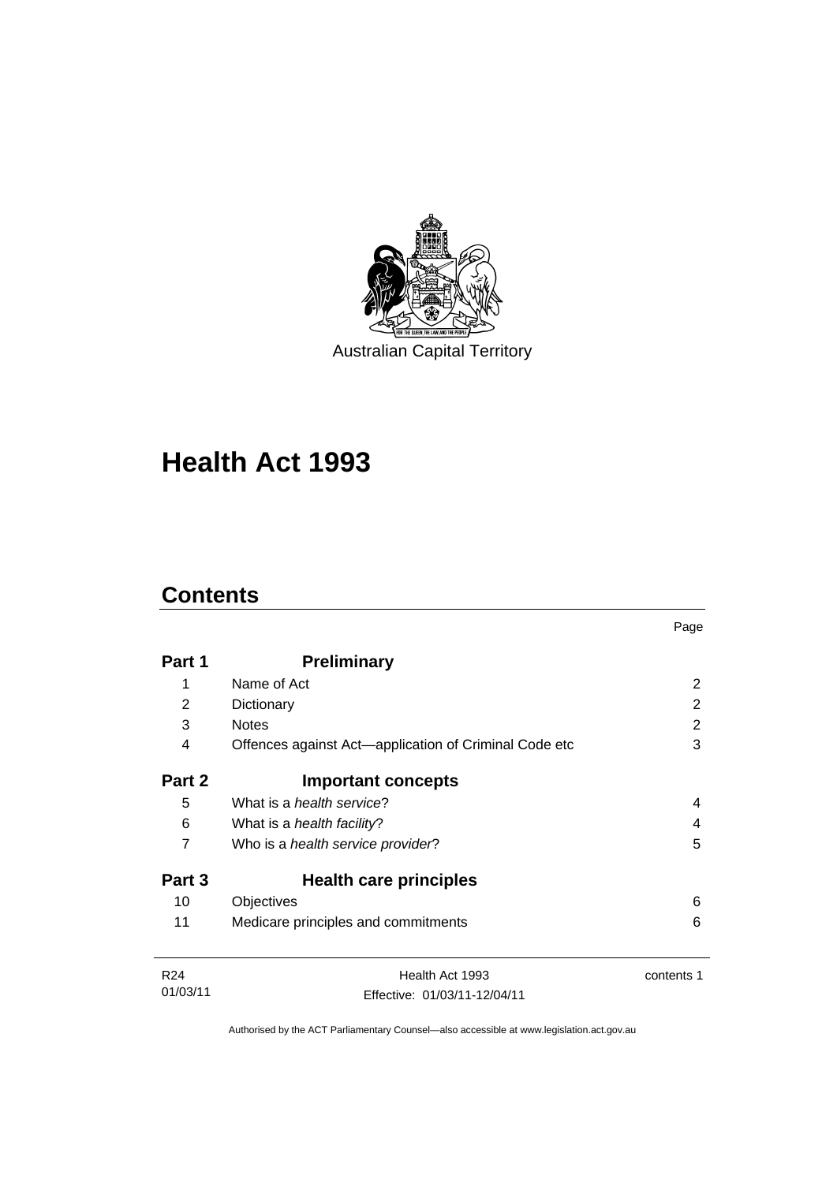Australian Capital Territory

# Health Act 1993

## Contents

| | | Page |
|---|---|---|
| **Part 1** | **Preliminary** | |
| 1 | Name of Act | 2 |
| 2 | Dictionary | 2 |
| 3 | Notes | 2 |
| 4 | Offences against Act—application of Criminal Code etc | 3 |
| **Part 2** | **Important concepts** | |
| 5 | What is a *health service*? | 4 |
| 6 | What is a *health facility*? | 4 |
| 7 | Who is a *health service provider*? | 5 |
| **Part 3** | **Health care principles** | |
| 10 | Objectives | 6 |
| 11 | Medicare principles and commitments | 6 |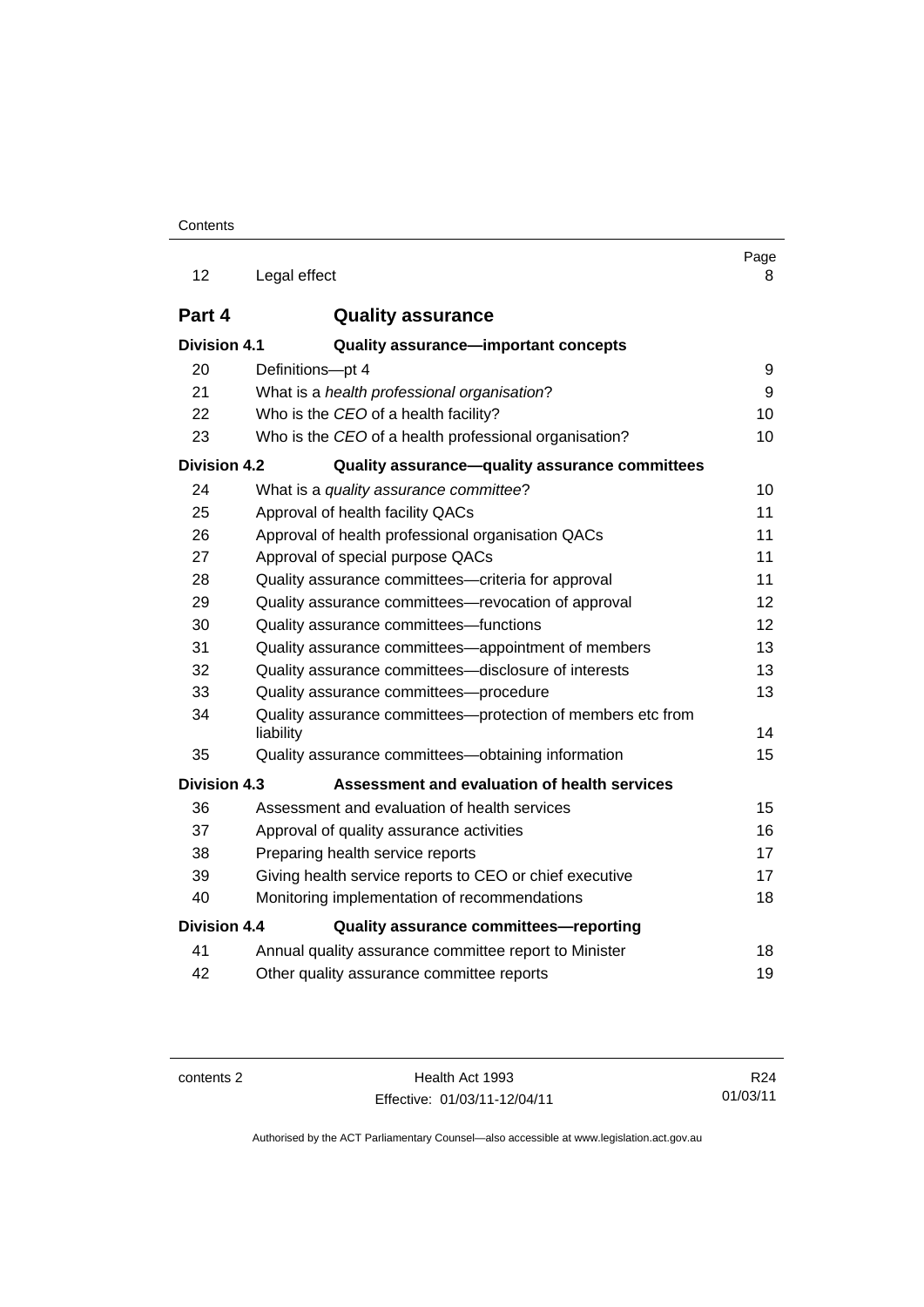| | | Page |
|---|---|---|
| 12 | Legal effect | 8 |
| **Part 4** | **Quality assurance** | |
| **Division 4.1** | **Quality assurance—important concepts** | |
| 20 | Definitions—pt 4 | 9 |
| 21 | What is a *health professional organisation*? | 9 |
| 22 | Who is the *CEO* of a health facility? | 10 |
| 23 | Who is the *CEO* of a health professional organisation? | 10 |
| **Division 4.2** | **Quality assurance—quality assurance committees** | |
| 24 | What is a *quality assurance committee*? | 10 |
| 25 | Approval of health facility QACs | 11 |
| 26 | Approval of health professional organisation QACs | 11 |
| 27 | Approval of special purpose QACs | 11 |
| 28 | Quality assurance committees—criteria for approval | 11 |
| 29 | Quality assurance committees—revocation of approval | 12 |
| 30 | Quality assurance committees—functions | 12 |
| 31 | Quality assurance committees—appointment of members | 13 |
| 32 | Quality assurance committees—disclosure of interests | 13 |
| 33 | Quality assurance committees—procedure | 13 |
| 34 | Quality assurance committees—protection of members etc from liability | 14 |
| 35 | Quality assurance committees—obtaining information | 15 |
| **Division 4.3** | **Assessment and evaluation of health services** | |
| 36 | Assessment and evaluation of health services | 15 |
| 37 | Approval of quality assurance activities | 16 |
| 38 | Preparing health service reports | 17 |
| 39 | Giving health service reports to CEO or chief executive | 17 |
| 40 | Monitoring implementation of recommendations | 18 |
| **Division 4.4** | **Quality assurance committees—reporting** | |
| 41 | Annual quality assurance committee report to Minister | 18 |
| 42 | Other quality assurance committee reports | 19 |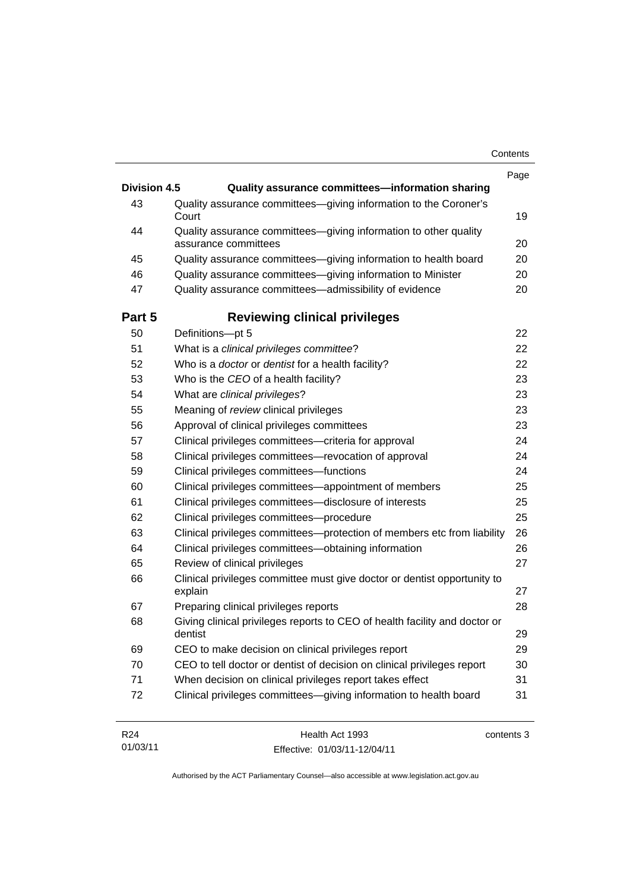| | | Page |
|---|---|---|
| **Division 4.5** | **Quality assurance committees—information sharing** | |
| 43 | Quality assurance committees—giving information to the Coroner's Court | 19 |
| 44 | Quality assurance committees—giving information to other quality assurance committees | 20 |
| 45 | Quality assurance committees—giving information to health board | 20 |
| 46 | Quality assurance committees—giving information to Minister | 20 |
| 47 | Quality assurance committees—admissibility of evidence | 20 |
| **Part 5** | **Reviewing clinical privileges** | |
| 50 | Definitions—pt 5 | 22 |
| 51 | What is a *clinical privileges committee*? | 22 |
| 52 | Who is a *doctor* or *dentist* for a health facility? | 22 |
| 53 | Who is the *CEO* of a health facility? | 23 |
| 54 | What are *clinical privileges*? | 23 |
| 55 | Meaning of *review* clinical privileges | 23 |
| 56 | Approval of clinical privileges committees | 23 |
| 57 | Clinical privileges committees—criteria for approval | 24 |
| 58 | Clinical privileges committees—revocation of approval | 24 |
| 59 | Clinical privileges committees—functions | 24 |
| 60 | Clinical privileges committees—appointment of members | 25 |
| 61 | Clinical privileges committees—disclosure of interests | 25 |
| 62 | Clinical privileges committees—procedure | 25 |
| 63 | Clinical privileges committees—protection of members etc from liability | 26 |
| 64 | Clinical privileges committees—obtaining information | 26 |
| 65 | Review of clinical privileges | 27 |
| 66 | Clinical privileges committee must give doctor or dentist opportunity to explain | 27 |
| 67 | Preparing clinical privileges reports | 28 |
| 68 | Giving clinical privileges reports to CEO of health facility and doctor or dentist | 29 |
| 69 | CEO to make decision on clinical privileges report | 29 |
| 70 | CEO to tell doctor or dentist of decision on clinical privileges report | 30 |
| 71 | When decision on clinical privileges report takes effect | 31 |
| 72 | Clinical privileges committees—giving information to health board | 31 |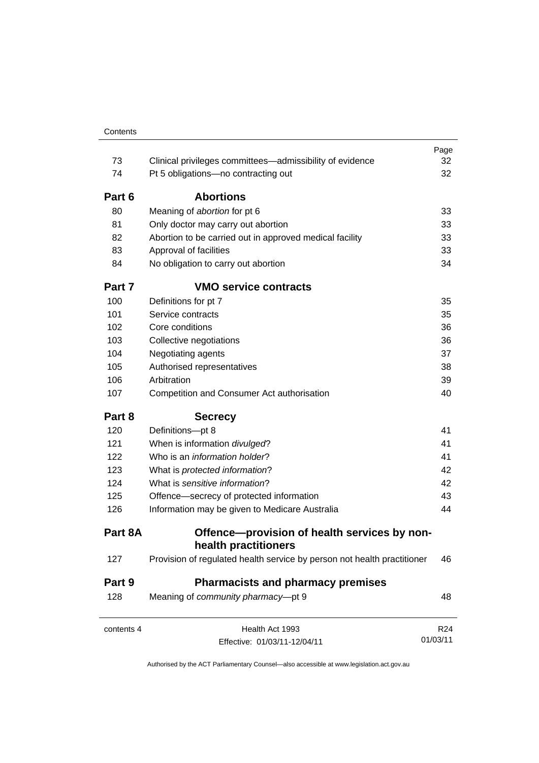| | | Page |
|---|---|---|
| 73 | Clinical privileges committees—admissibility of evidence | 32 |
| 74 | Pt 5 obligations—no contracting out | 32 |
| **Part 6** | **Abortions** | |
| 80 | Meaning of *abortion* for pt 6 | 33 |
| 81 | Only doctor may carry out abortion | 33 |
| 82 | Abortion to be carried out in approved medical facility | 33 |
| 83 | Approval of facilities | 33 |
| 84 | No obligation to carry out abortion | 34 |
| **Part 7** | **VMO service contracts** | |
| 100 | Definitions for pt 7 | 35 |
| 101 | Service contracts | 35 |
| 102 | Core conditions | 36 |
| 103 | Collective negotiations | 36 |
| 104 | Negotiating agents | 37 |
| 105 | Authorised representatives | 38 |
| 106 | Arbitration | 39 |
| 107 | Competition and Consumer Act authorisation | 40 |
| **Part 8** | **Secrecy** | |
| 120 | Definitions—pt 8 | 41 |
| 121 | When is information *divulged*? | 41 |
| 122 | Who is an *information holder*? | 41 |
| 123 | What is *protected information*? | 42 |
| 124 | What is *sensitive information*? | 42 |
| 125 | Offence—secrecy of protected information | 43 |
| 126 | Information may be given to Medicare Australia | 44 |
| **Part 8A** | **Offence—provision of health services by non-health practitioners** | |
| 127 | Provision of regulated health service by person not health practitioner | 46 |
| **Part 9** | **Pharmacists and pharmacy premises** | |
| 128 | Meaning of *community pharmacy*—pt 9 | 48 |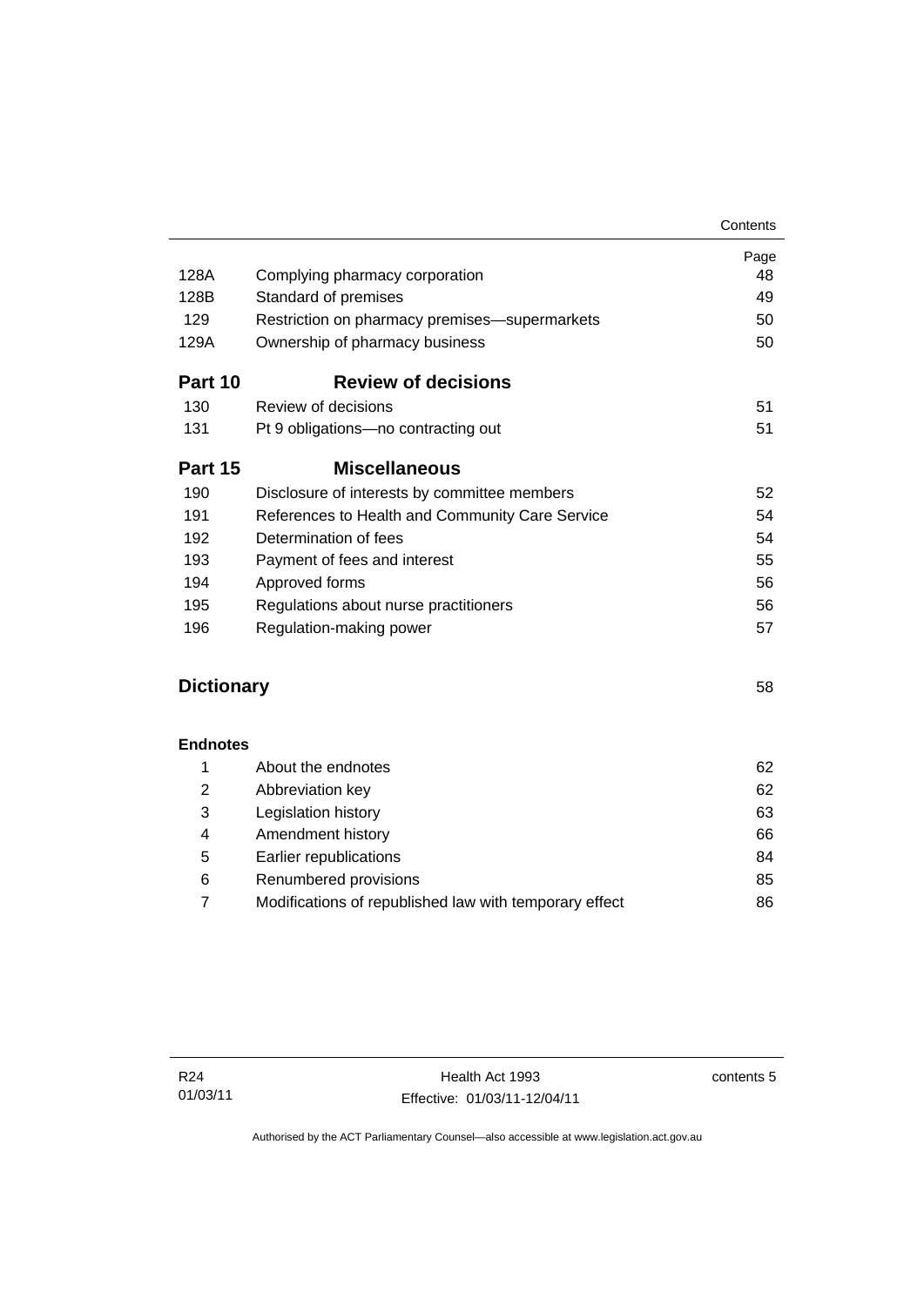| | | Page |
|---|---|---|
| 128A | Complying pharmacy corporation | 48 |
| 128B | Standard of premises | 49 |
| 129 | Restriction on pharmacy premises—supermarkets | 50 |
| 129A | Ownership of pharmacy business | 50 |
| **Part 10** | **Review of decisions** | |
| 130 | Review of decisions | 51 |
| 131 | Pt 9 obligations—no contracting out | 51 |
| **Part 15** | **Miscellaneous** | |
| 190 | Disclosure of interests by committee members | 52 |
| 191 | References to Health and Community Care Service | 54 |
| 192 | Determination of fees | 54 |
| 193 | Payment of fees and interest | 55 |
| 194 | Approved forms | 56 |
| 195 | Regulations about nurse practitioners | 56 |
| 196 | Regulation-making power | 57 |
| **Dictionary** | | 58 |
| **Endnotes** | | |
| 1 | About the endnotes | 62 |
| 2 | Abbreviation key | 62 |
| 3 | Legislation history | 63 |
| 4 | Amendment history | 66 |
| 5 | Earlier republications | 84 |
| 6 | Renumbered provisions | 85 |
| 7 | Modifications of republished law with temporary effect | 86 |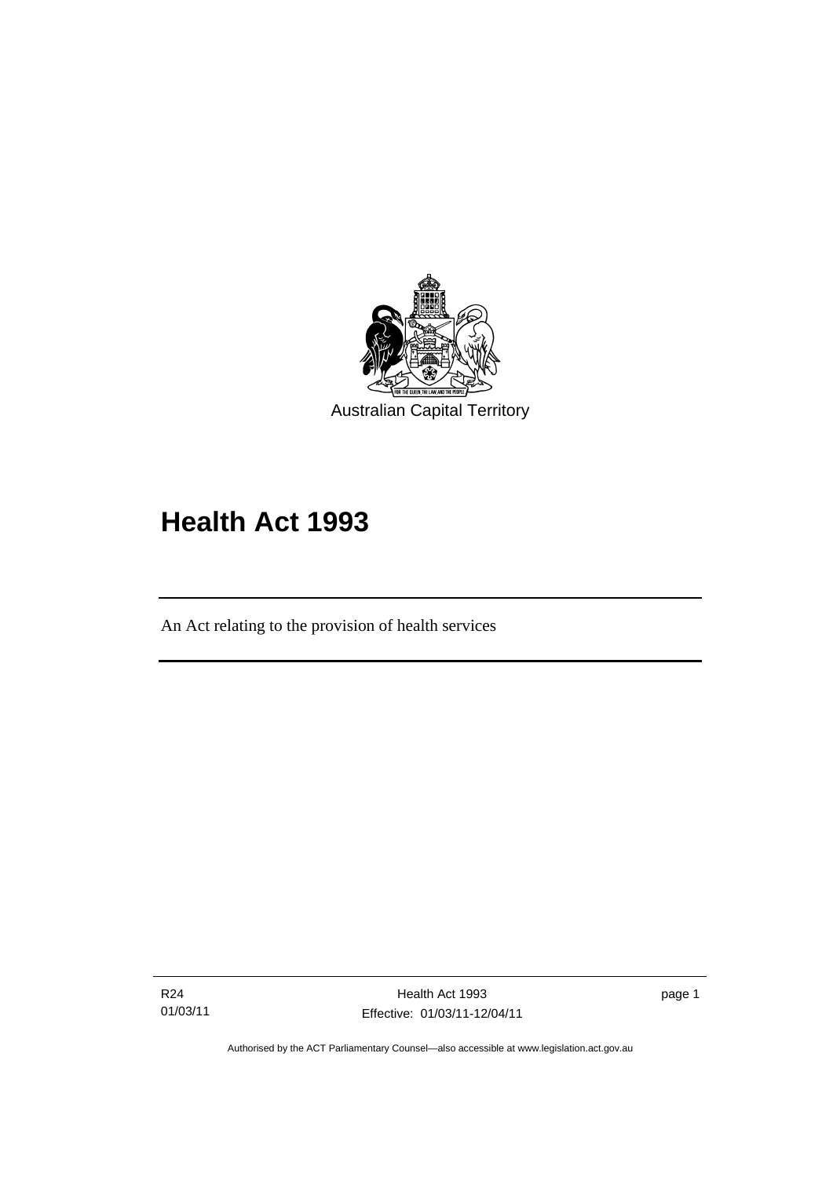Australian Capital Territory

# Health Act 1993

An Act relating to the provision of health services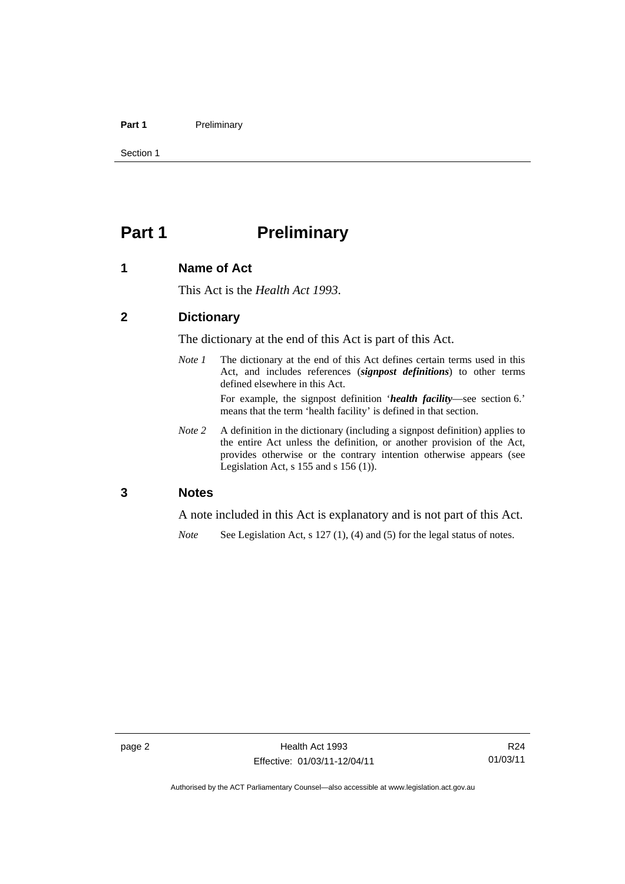# Part 1 Preliminary

## 1 Name of Act

This Act is the *Health Act 1993*.

## 2 Dictionary

The dictionary at the end of this Act is part of this Act.

*Note 1* The dictionary at the end of this Act defines certain terms used in this Act, and includes references (***signpost definitions***) to other terms defined elsewhere in this Act.

For example, the signpost definition '***health facility***—see section 6.' means that the term 'health facility' is defined in that section.

*Note 2* A definition in the dictionary (including a signpost definition) applies to the entire Act unless the definition, or another provision of the Act, provides otherwise or the contrary intention otherwise appears (see Legislation Act, s 155 and s 156 (1)).

## 3 Notes

A note included in this Act is explanatory and is not part of this Act.

*Note* See Legislation Act, s 127 (1), (4) and (5) for the legal status of notes.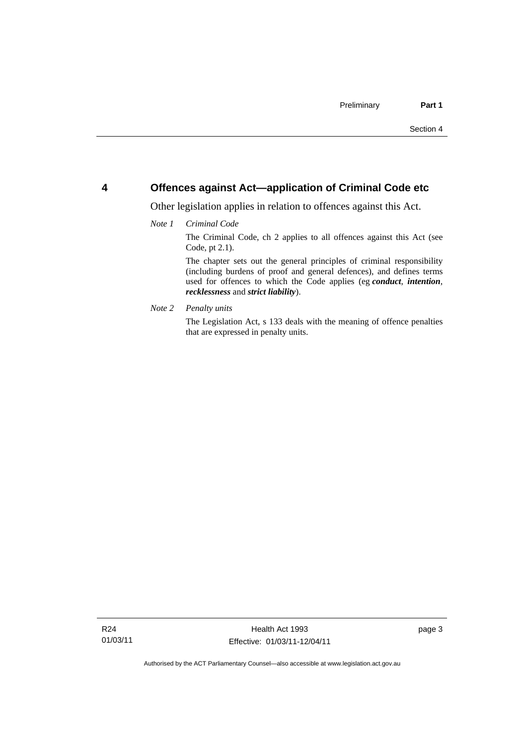## 4 Offences against Act—application of Criminal Code etc

Other legislation applies in relation to offences against this Act.

*Note 1* *Criminal Code*

The Criminal Code, ch 2 applies to all offences against this Act (see Code, pt 2.1).

The chapter sets out the general principles of criminal responsibility (including burdens of proof and general defences), and defines terms used for offences to which the Code applies (eg ***conduct***, ***intention***, ***recklessness*** and ***strict liability***).

*Note 2* *Penalty units*

The Legislation Act, s 133 deals with the meaning of offence penalties that are expressed in penalty units.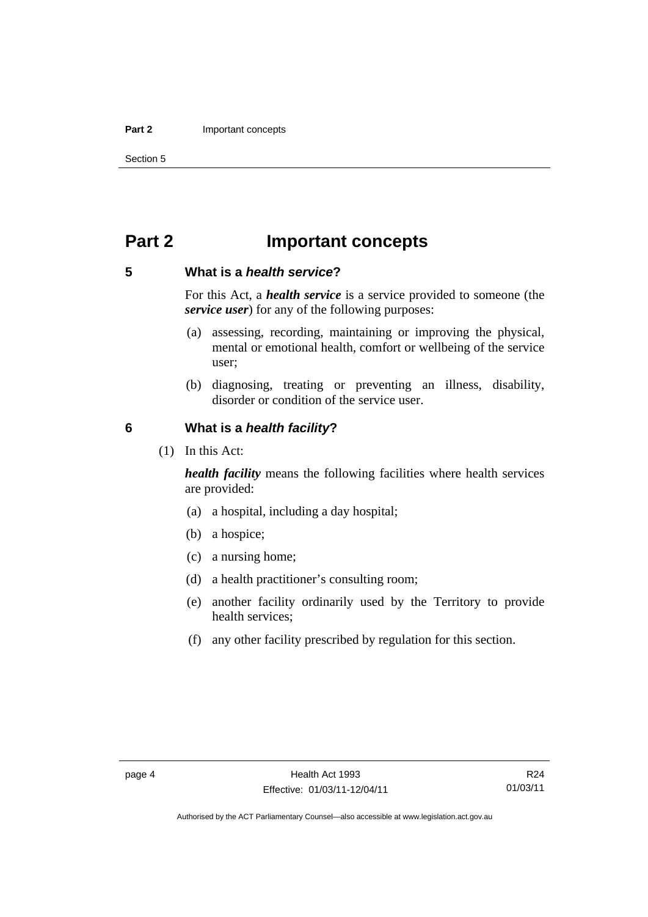# Part 2 Important concepts

### 5 What is a *health service*?

For this Act, a ***health service*** is a service provided to someone (the ***service user***) for any of the following purposes:

(a) assessing, recording, maintaining or improving the physical, mental or emotional health, comfort or wellbeing of the service user;

(b) diagnosing, treating or preventing an illness, disability, disorder or condition of the service user.

### 6 What is a *health facility*?

(1) In this Act:

***health facility*** means the following facilities where health services are provided:

(a) a hospital, including a day hospital;

(b) a hospice;

(c) a nursing home;

(d) a health practitioner's consulting room;

(e) another facility ordinarily used by the Territory to provide health services;

(f) any other facility prescribed by regulation for this section.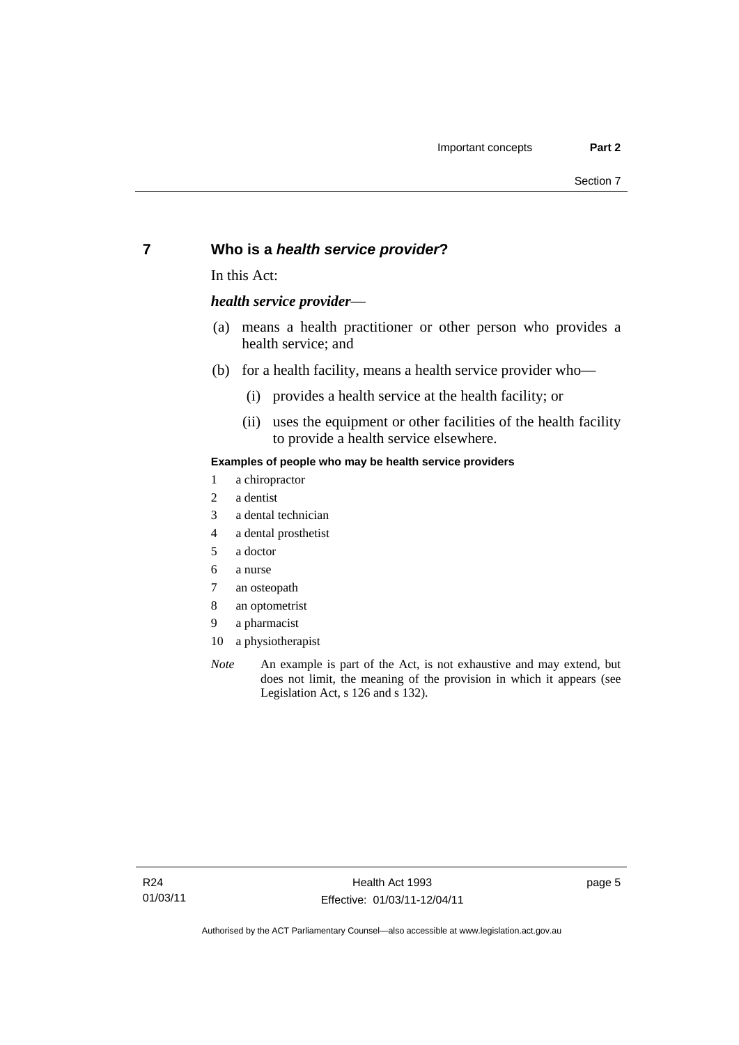## 7 Who is a *health service provider*?

In this Act:

***health service provider***—

(a) means a health practitioner or other person who provides a health service; and

(b) for a health facility, means a health service provider who—

  (i) provides a health service at the health facility; or

  (ii) uses the equipment or other facilities of the health facility to provide a health service elsewhere.

**Examples of people who may be health service providers**

1 a chiropractor
2 a dentist
3 a dental technician
4 a dental prosthetist
5 a doctor
6 a nurse
7 an osteopath
8 an optometrist
9 a pharmacist
10 a physiotherapist

*Note* An example is part of the Act, is not exhaustive and may extend, but does not limit, the meaning of the provision in which it appears (see Legislation Act, s 126 and s 132).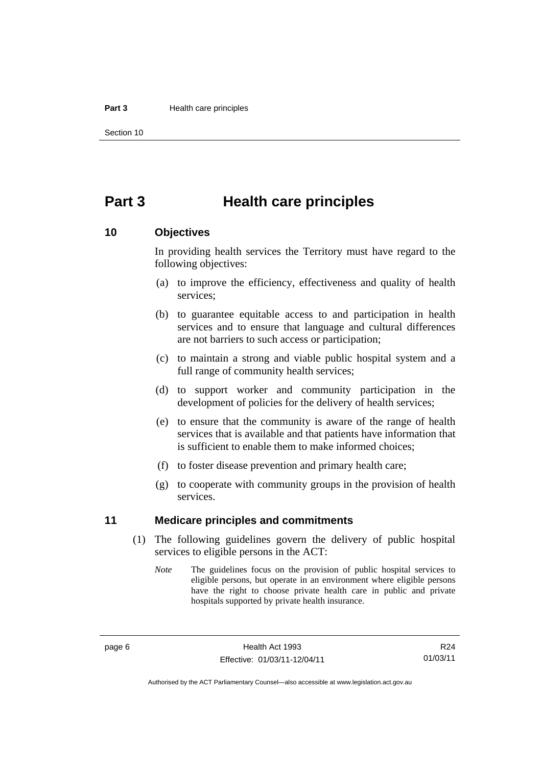# Part 3 Health care principles

## 10 Objectives

In providing health services the Territory must have regard to the following objectives:

(a) to improve the efficiency, effectiveness and quality of health services;

(b) to guarantee equitable access to and participation in health services and to ensure that language and cultural differences are not barriers to such access or participation;

(c) to maintain a strong and viable public hospital system and a full range of community health services;

(d) to support worker and community participation in the development of policies for the delivery of health services;

(e) to ensure that the community is aware of the range of health services that is available and that patients have information that is sufficient to enable them to make informed choices;

(f) to foster disease prevention and primary health care;

(g) to cooperate with community groups in the provision of health services.

## 11 Medicare principles and commitments

(1) The following guidelines govern the delivery of public hospital services to eligible persons in the ACT:

*Note* The guidelines focus on the provision of public hospital services to eligible persons, but operate in an environment where eligible persons have the right to choose private health care in public and private hospitals supported by private health insurance.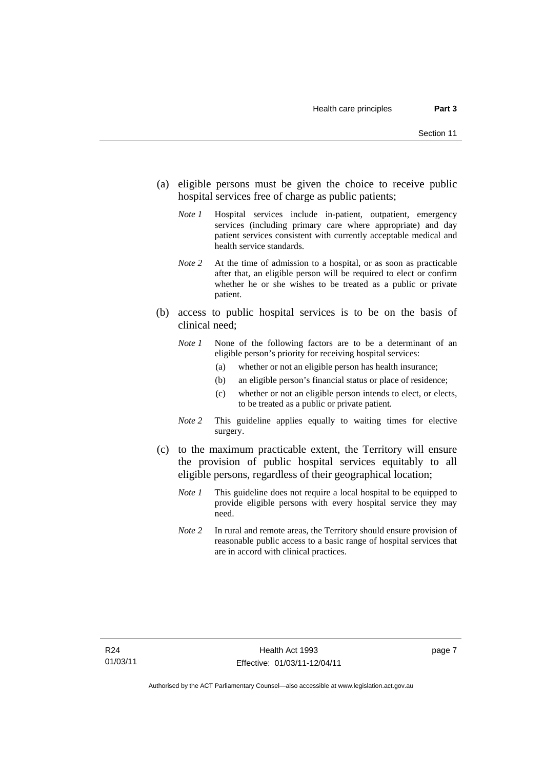(a) eligible persons must be given the choice to receive public hospital services free of charge as public patients;

*Note 1* Hospital services include in-patient, outpatient, emergency services (including primary care where appropriate) and day patient services consistent with currently acceptable medical and health service standards.

*Note 2* At the time of admission to a hospital, or as soon as practicable after that, an eligible person will be required to elect or confirm whether he or she wishes to be treated as a public or private patient.

(b) access to public hospital services is to be on the basis of clinical need;

*Note 1* None of the following factors are to be a determinant of an eligible person's priority for receiving hospital services:

- (a) whether or not an eligible person has health insurance;
- (b) an eligible person's financial status or place of residence;
- (c) whether or not an eligible person intends to elect, or elects, to be treated as a public or private patient.

*Note 2* This guideline applies equally to waiting times for elective surgery.

(c) to the maximum practicable extent, the Territory will ensure the provision of public hospital services equitably to all eligible persons, regardless of their geographical location;

*Note 1* This guideline does not require a local hospital to be equipped to provide eligible persons with every hospital service they may need.

*Note 2* In rural and remote areas, the Territory should ensure provision of reasonable public access to a basic range of hospital services that are in accord with clinical practices.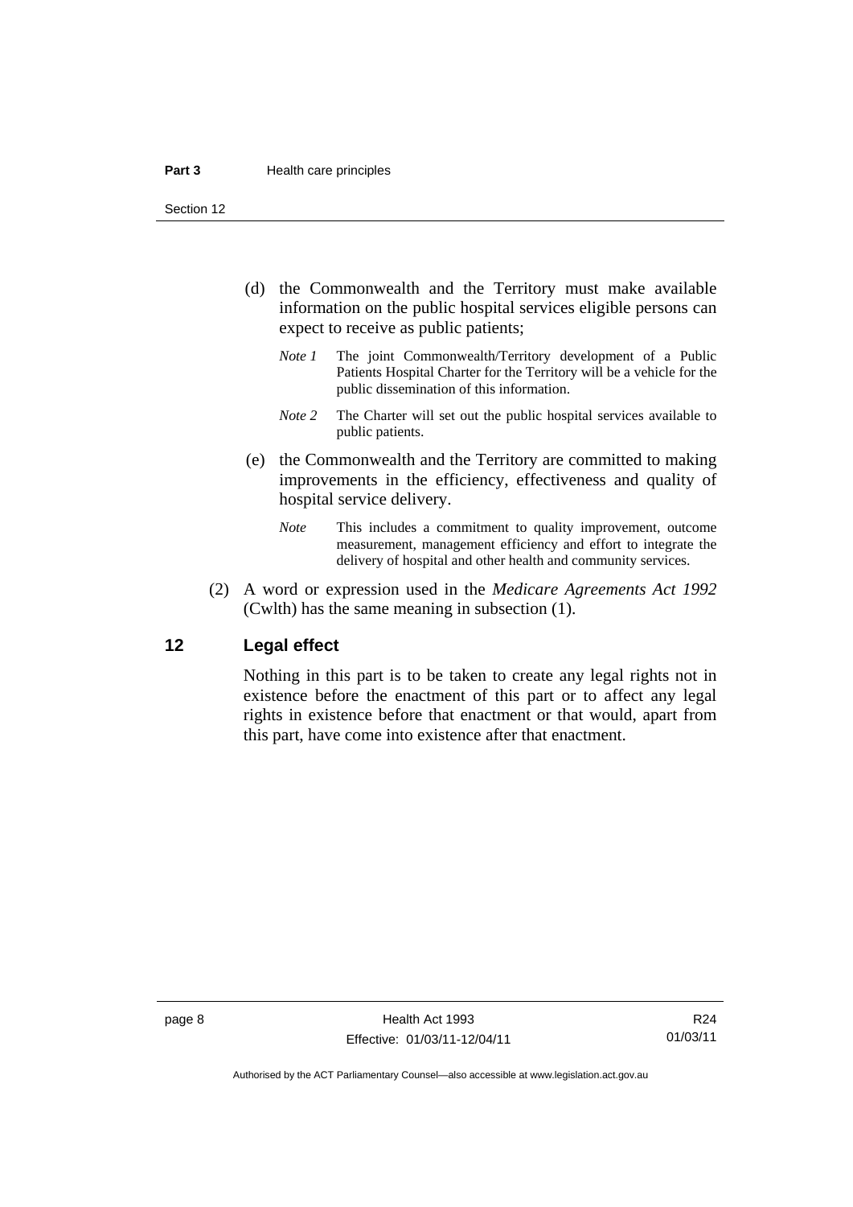(d) the Commonwealth and the Territory must make available information on the public hospital services eligible persons can expect to receive as public patients;

*Note 1* The joint Commonwealth/Territory development of a Public Patients Hospital Charter for the Territory will be a vehicle for the public dissemination of this information.

*Note 2* The Charter will set out the public hospital services available to public patients.

(e) the Commonwealth and the Territory are committed to making improvements in the efficiency, effectiveness and quality of hospital service delivery.

*Note* This includes a commitment to quality improvement, outcome measurement, management efficiency and effort to integrate the delivery of hospital and other health and community services.

(2) A word or expression used in the *Medicare Agreements Act 1992* (Cwlth) has the same meaning in subsection (1).

## 12 Legal effect

Nothing in this part is to be taken to create any legal rights not in existence before the enactment of this part or to affect any legal rights in existence before that enactment or that would, apart from this part, have come into existence after that enactment.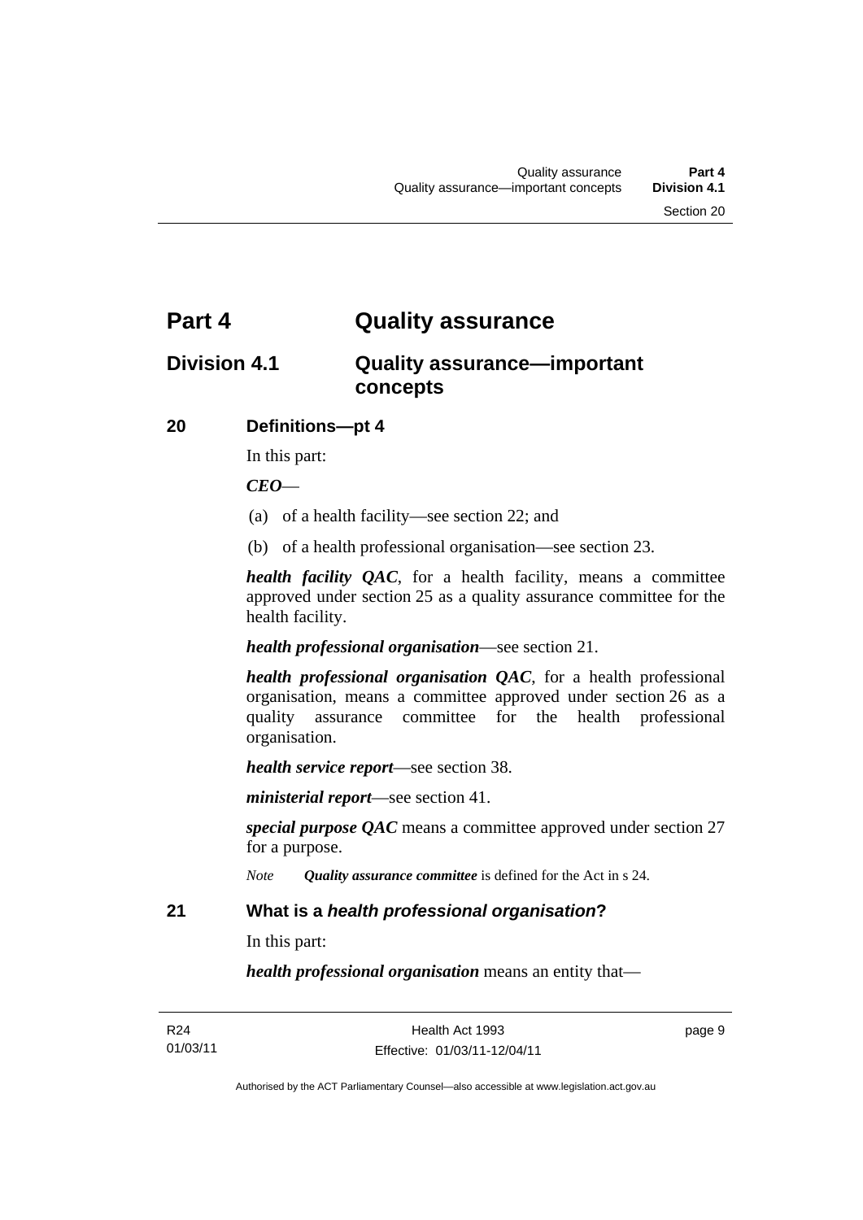# Part 4 Quality assurance

## Division 4.1 Quality assurance—important concepts

### 20 Definitions—pt 4

In this part:

***CEO***—

(a) of a health facility—see section 22; and

(b) of a health professional organisation—see section 23.

***health facility QAC***, for a health facility, means a committee approved under section 25 as a quality assurance committee for the health facility.

***health professional organisation***—see section 21.

***health professional organisation QAC***, for a health professional organisation, means a committee approved under section 26 as a quality assurance committee for the health professional organisation.

***health service report***—see section 38.

***ministerial report***—see section 41.

***special purpose QAC*** means a committee approved under section 27 for a purpose.

*Note* ***Quality assurance committee*** is defined for the Act in s 24.

### 21 What is a *health professional organisation*?

In this part:

***health professional organisation*** means an entity that—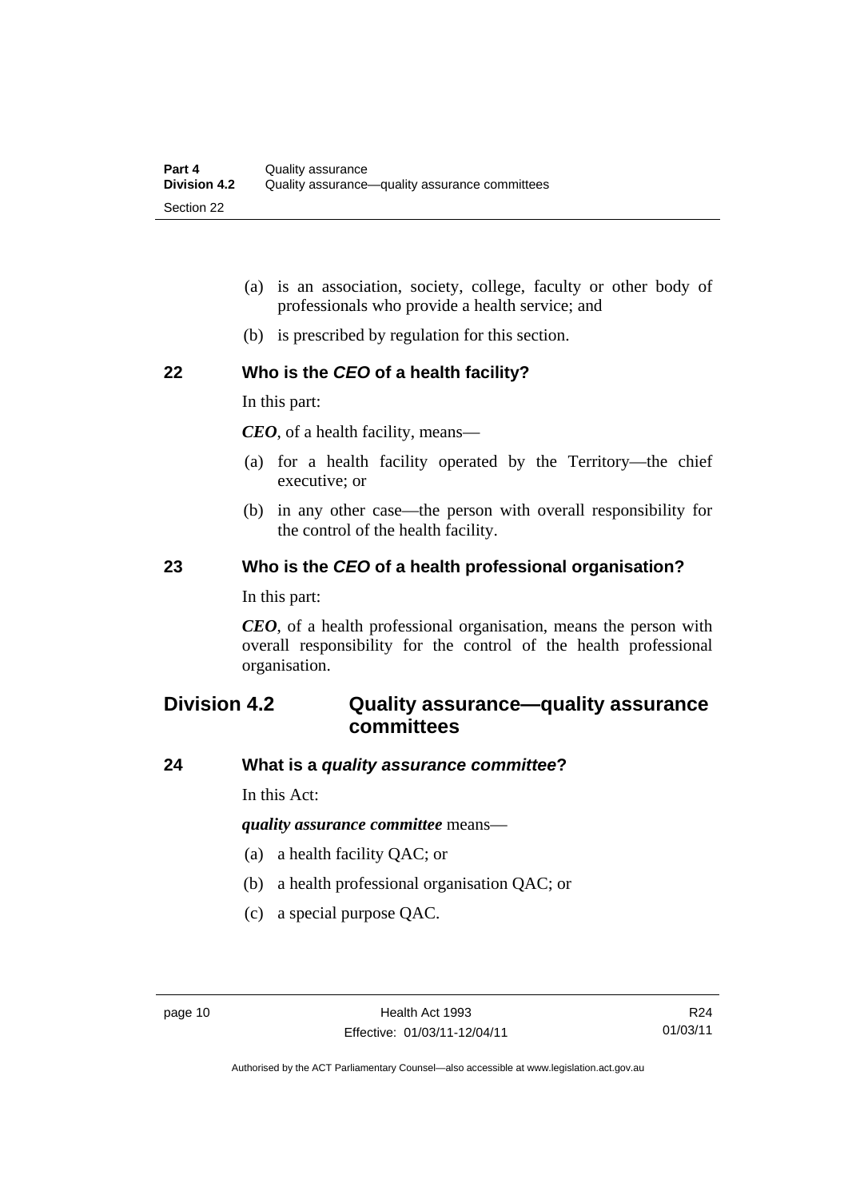(a) is an association, society, college, faculty or other body of professionals who provide a health service; and

(b) is prescribed by regulation for this section.

### 22 Who is the *CEO* of a health facility?

In this part:

***CEO***, of a health facility, means—

(a) for a health facility operated by the Territory—the chief executive; or

(b) in any other case—the person with overall responsibility for the control of the health facility.

### 23 Who is the *CEO* of a health professional organisation?

In this part:

***CEO***, of a health professional organisation, means the person with overall responsibility for the control of the health professional organisation.

## Division 4.2 Quality assurance—quality assurance committees

### 24 What is a *quality assurance committee*?

In this Act:

***quality assurance committee*** means—

(a) a health facility QAC; or

(b) a health professional organisation QAC; or

(c) a special purpose QAC.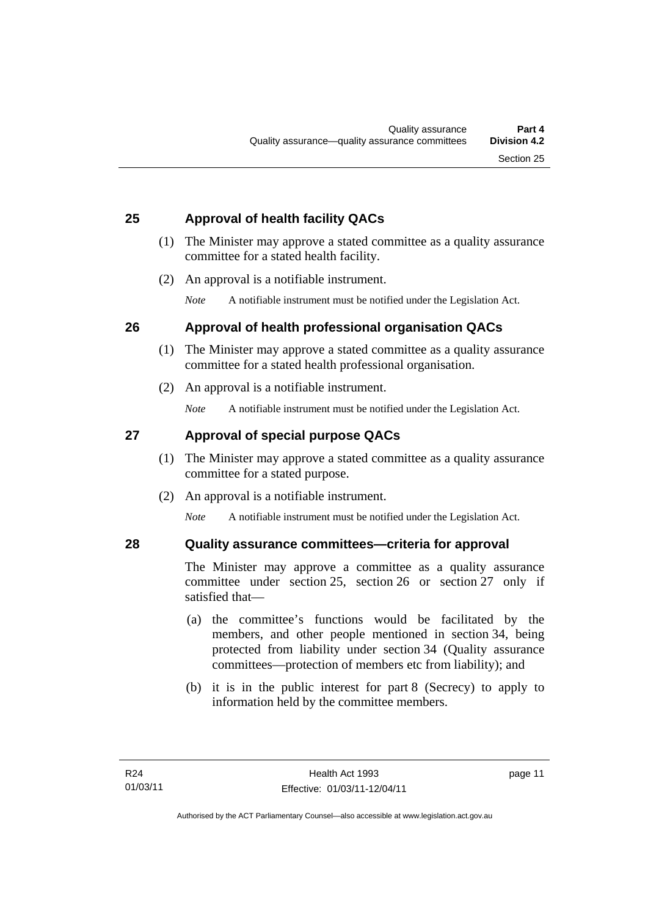## 25 Approval of health facility QACs

(1) The Minister may approve a stated committee as a quality assurance committee for a stated health facility.

(2) An approval is a notifiable instrument.

*Note* A notifiable instrument must be notified under the Legislation Act.

## 26 Approval of health professional organisation QACs

(1) The Minister may approve a stated committee as a quality assurance committee for a stated health professional organisation.

(2) An approval is a notifiable instrument.

*Note* A notifiable instrument must be notified under the Legislation Act.

## 27 Approval of special purpose QACs

(1) The Minister may approve a stated committee as a quality assurance committee for a stated purpose.

(2) An approval is a notifiable instrument.

*Note* A notifiable instrument must be notified under the Legislation Act.

## 28 Quality assurance committees—criteria for approval

The Minister may approve a committee as a quality assurance committee under section 25, section 26 or section 27 only if satisfied that—

(a) the committee's functions would be facilitated by the members, and other people mentioned in section 34, being protected from liability under section 34 (Quality assurance committees—protection of members etc from liability); and

(b) it is in the public interest for part 8 (Secrecy) to apply to information held by the committee members.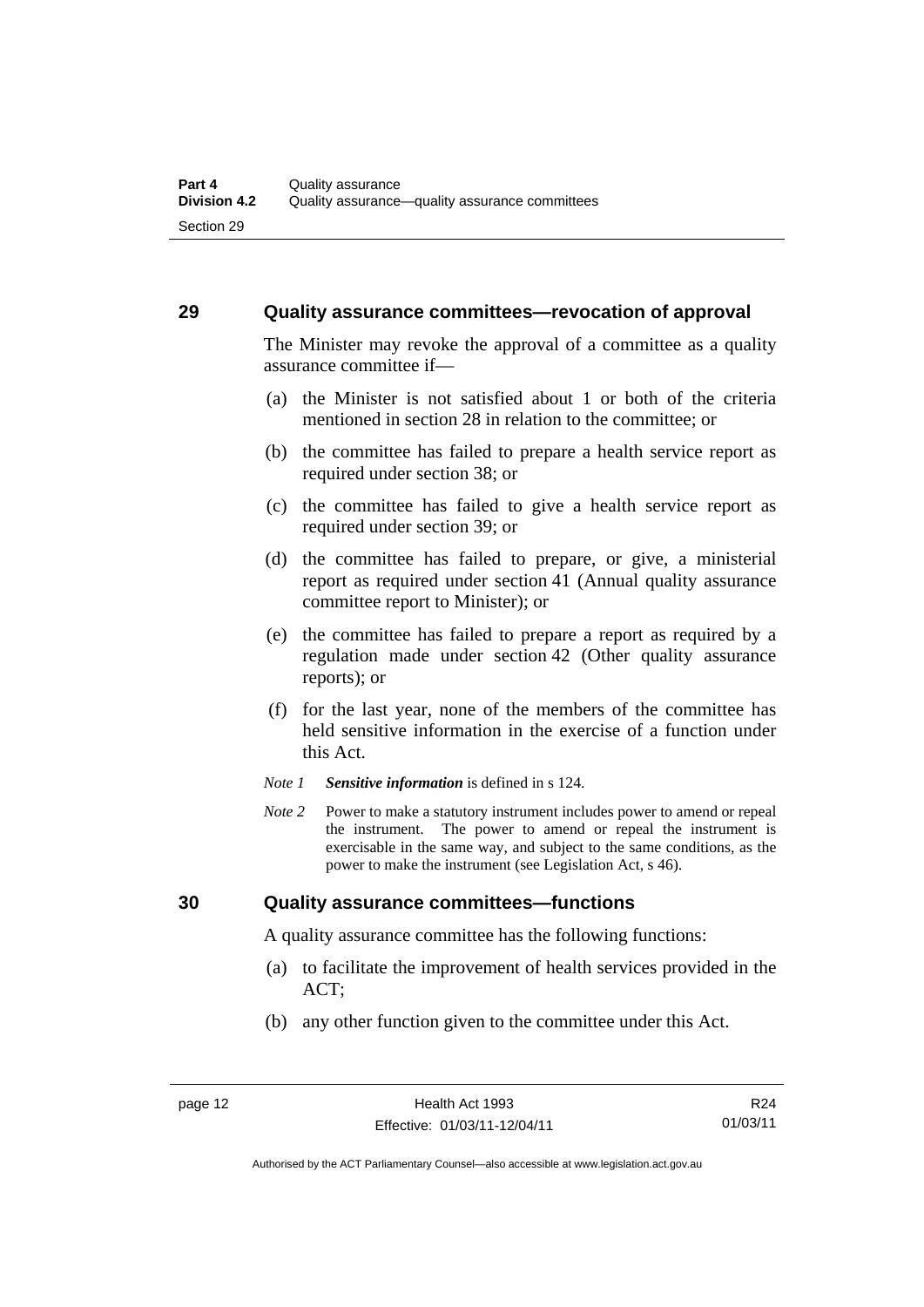## 29 Quality assurance committees—revocation of approval

The Minister may revoke the approval of a committee as a quality assurance committee if—

(a) the Minister is not satisfied about 1 or both of the criteria mentioned in section 28 in relation to the committee; or

(b) the committee has failed to prepare a health service report as required under section 38; or

(c) the committee has failed to give a health service report as required under section 39; or

(d) the committee has failed to prepare, or give, a ministerial report as required under section 41 (Annual quality assurance committee report to Minister); or

(e) the committee has failed to prepare a report as required by a regulation made under section 42 (Other quality assurance reports); or

(f) for the last year, none of the members of the committee has held sensitive information in the exercise of a function under this Act.

*Note 1* ***Sensitive information*** is defined in s 124.

*Note 2* Power to make a statutory instrument includes power to amend or repeal the instrument. The power to amend or repeal the instrument is exercisable in the same way, and subject to the same conditions, as the power to make the instrument (see Legislation Act, s 46).

## 30 Quality assurance committees—functions

A quality assurance committee has the following functions:

(a) to facilitate the improvement of health services provided in the ACT;

(b) any other function given to the committee under this Act.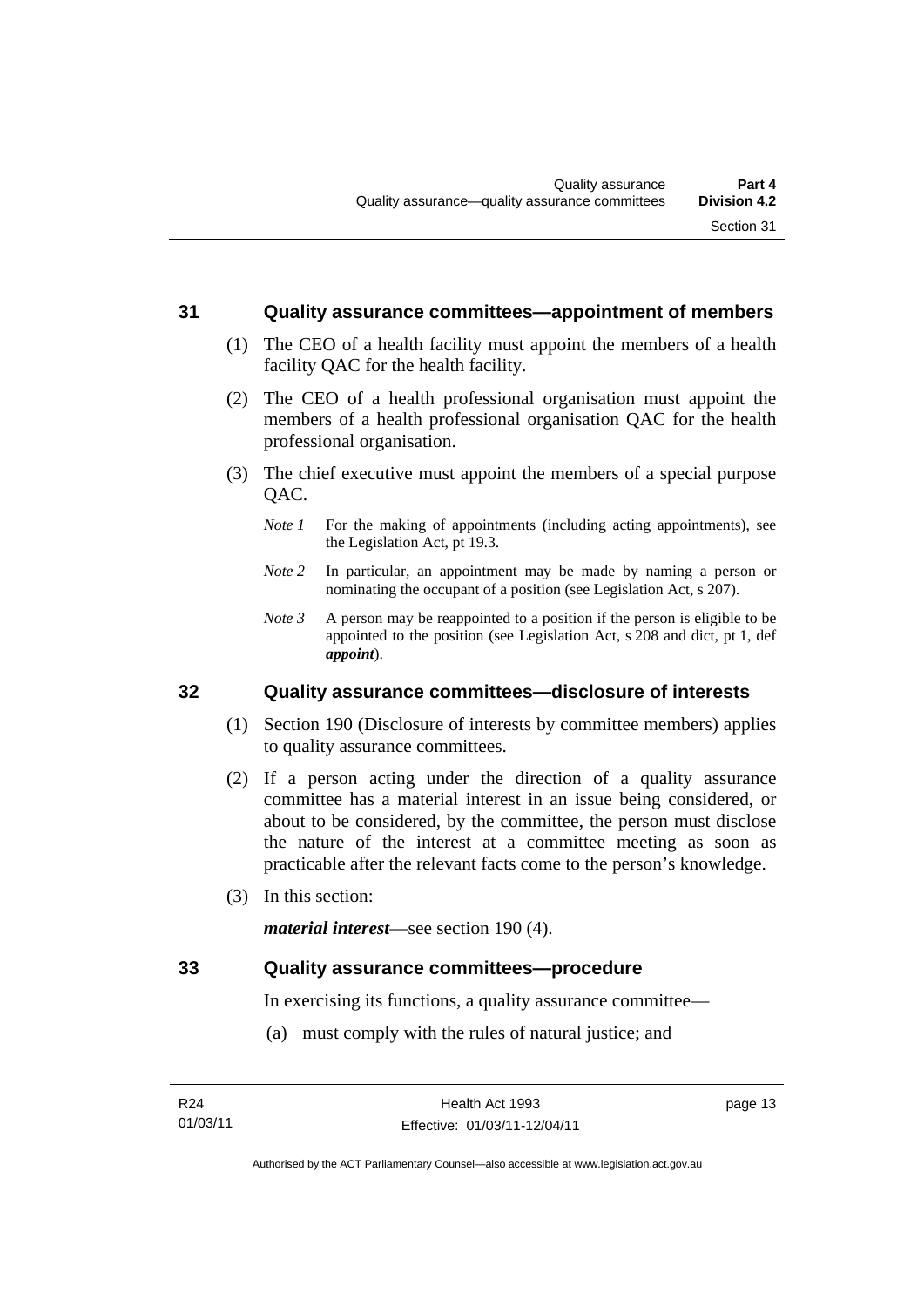## 31 Quality assurance committees—appointment of members

(1) The CEO of a health facility must appoint the members of a health facility QAC for the health facility.

(2) The CEO of a health professional organisation must appoint the members of a health professional organisation QAC for the health professional organisation.

(3) The chief executive must appoint the members of a special purpose QAC.

*Note 1* For the making of appointments (including acting appointments), see the Legislation Act, pt 19.3.

*Note 2* In particular, an appointment may be made by naming a person or nominating the occupant of a position (see Legislation Act, s 207).

*Note 3* A person may be reappointed to a position if the person is eligible to be appointed to the position (see Legislation Act, s 208 and dict, pt 1, def ***appoint***).

## 32 Quality assurance committees—disclosure of interests

(1) Section 190 (Disclosure of interests by committee members) applies to quality assurance committees.

(2) If a person acting under the direction of a quality assurance committee has a material interest in an issue being considered, or about to be considered, by the committee, the person must disclose the nature of the interest at a committee meeting as soon as practicable after the relevant facts come to the person's knowledge.

(3) In this section:

***material interest***—see section 190 (4).

## 33 Quality assurance committees—procedure

In exercising its functions, a quality assurance committee—

(a) must comply with the rules of natural justice; and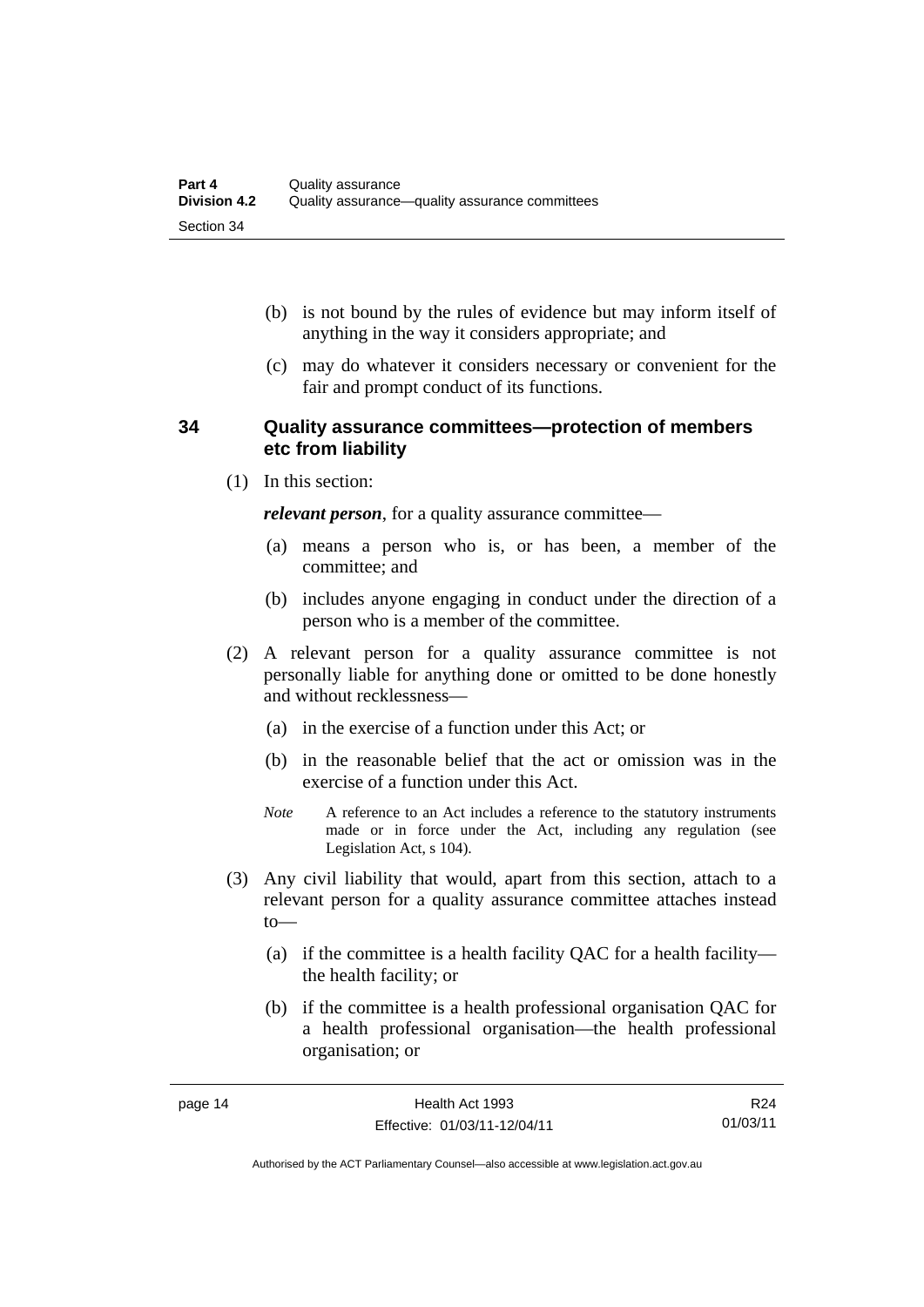(b) is not bound by the rules of evidence but may inform itself of anything in the way it considers appropriate; and

(c) may do whatever it considers necessary or convenient for the fair and prompt conduct of its functions.

### 34 Quality assurance committees—protection of members etc from liability

(1) In this section:

***relevant person***, for a quality assurance committee—

(a) means a person who is, or has been, a member of the committee; and

(b) includes anyone engaging in conduct under the direction of a person who is a member of the committee.

(2) A relevant person for a quality assurance committee is not personally liable for anything done or omitted to be done honestly and without recklessness—

(a) in the exercise of a function under this Act; or

(b) in the reasonable belief that the act or omission was in the exercise of a function under this Act.

*Note* A reference to an Act includes a reference to the statutory instruments made or in force under the Act, including any regulation (see Legislation Act, s 104).

(3) Any civil liability that would, apart from this section, attach to a relevant person for a quality assurance committee attaches instead to—

(a) if the committee is a health facility QAC for a health facility—the health facility; or

(b) if the committee is a health professional organisation QAC for a health professional organisation—the health professional organisation; or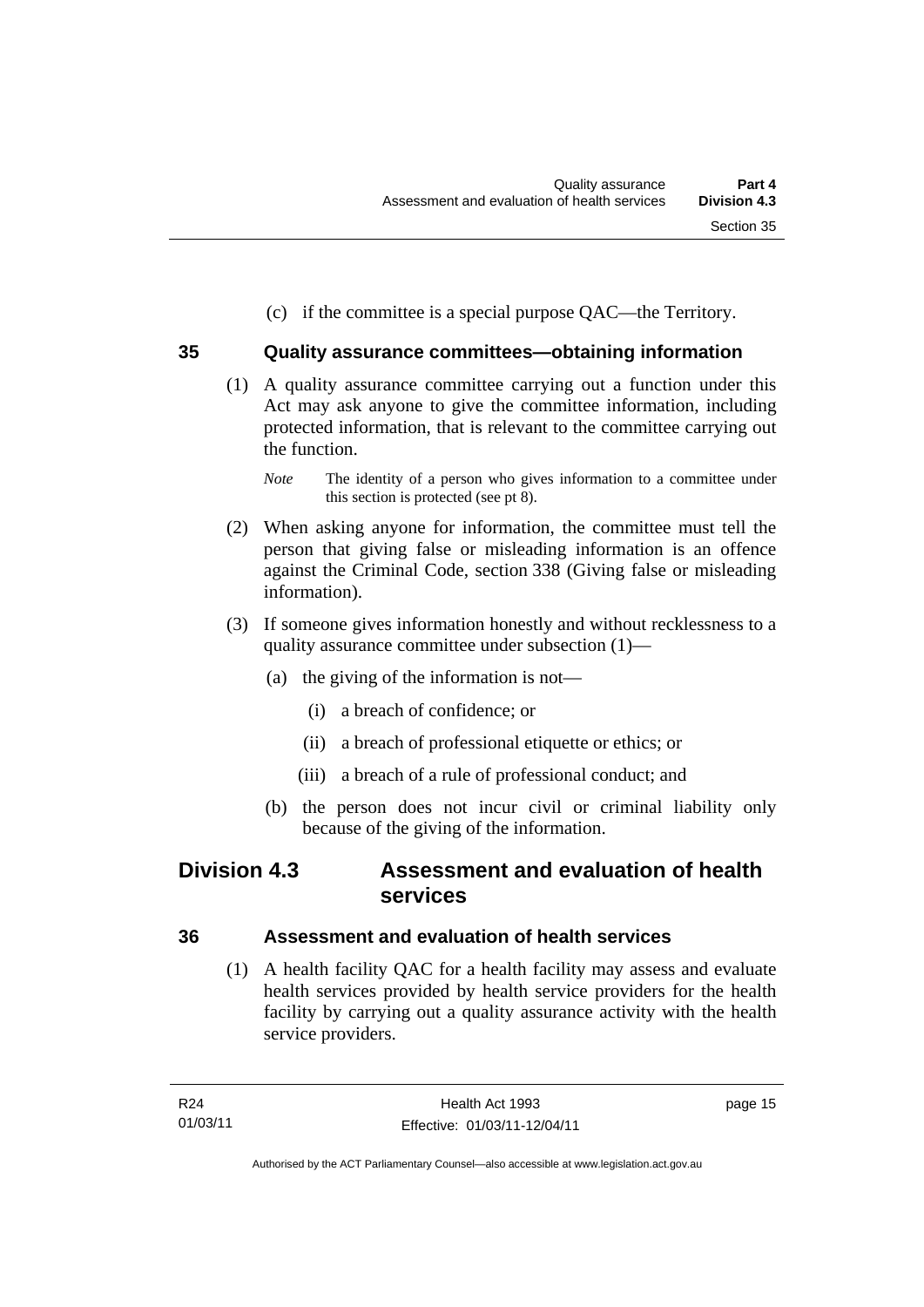(c) if the committee is a special purpose QAC—the Territory.

### 35 Quality assurance committees—obtaining information

(1) A quality assurance committee carrying out a function under this Act may ask anyone to give the committee information, including protected information, that is relevant to the committee carrying out the function.

*Note* The identity of a person who gives information to a committee under this section is protected (see pt 8).

(2) When asking anyone for information, the committee must tell the person that giving false or misleading information is an offence against the Criminal Code, section 338 (Giving false or misleading information).

(3) If someone gives information honestly and without recklessness to a quality assurance committee under subsection (1)—

(a) the giving of the information is not—

(i) a breach of confidence; or

(ii) a breach of professional etiquette or ethics; or

(iii) a breach of a rule of professional conduct; and

(b) the person does not incur civil or criminal liability only because of the giving of the information.

## Division 4.3 Assessment and evaluation of health services

### 36 Assessment and evaluation of health services

(1) A health facility QAC for a health facility may assess and evaluate health services provided by health service providers for the health facility by carrying out a quality assurance activity with the health service providers.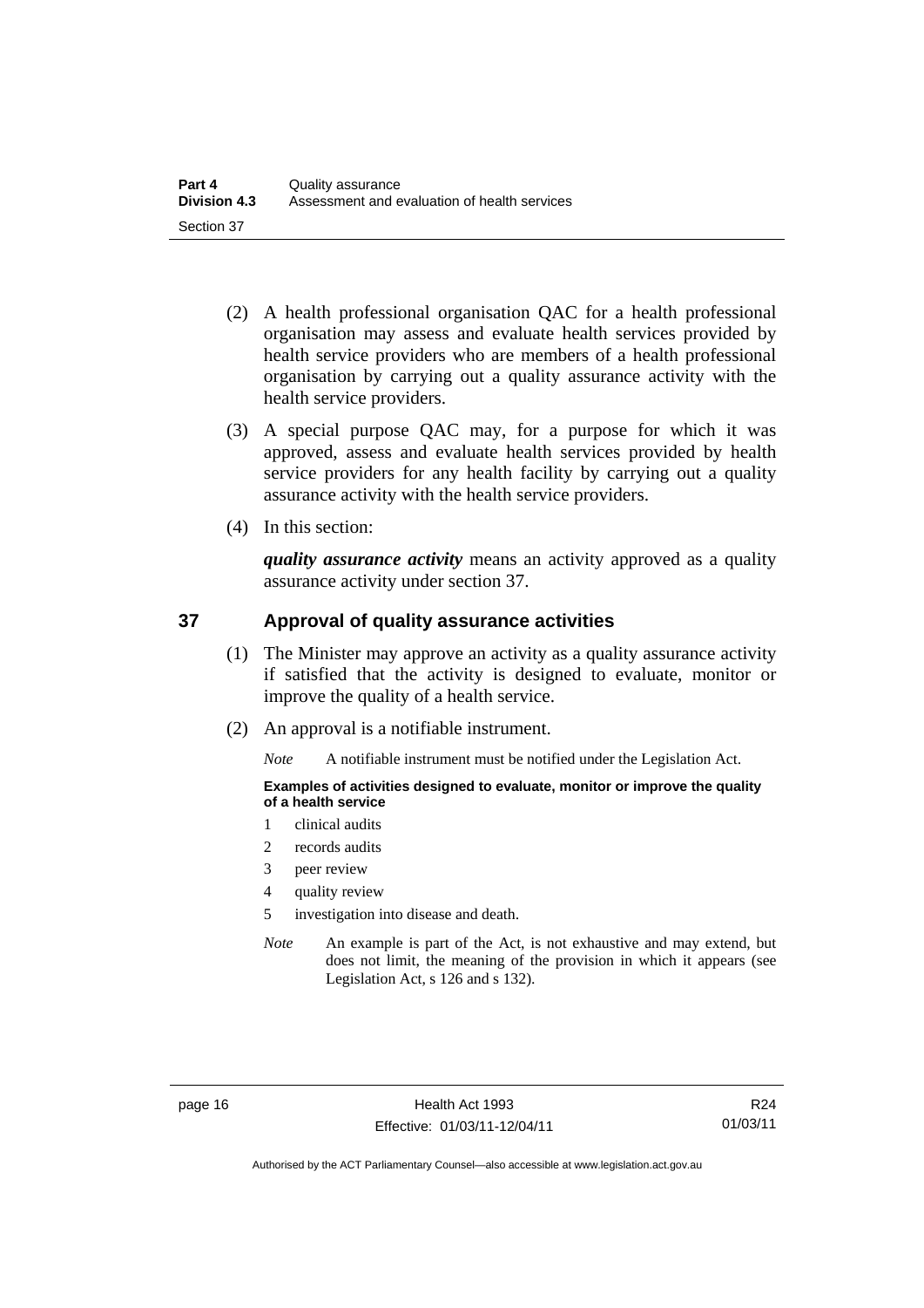(2) A health professional organisation QAC for a health professional organisation may assess and evaluate health services provided by health service providers who are members of a health professional organisation by carrying out a quality assurance activity with the health service providers.

(3) A special purpose QAC may, for a purpose for which it was approved, assess and evaluate health services provided by health service providers for any health facility by carrying out a quality assurance activity with the health service providers.

(4) In this section:

***quality assurance activity*** means an activity approved as a quality assurance activity under section 37.

## 37 Approval of quality assurance activities

(1) The Minister may approve an activity as a quality assurance activity if satisfied that the activity is designed to evaluate, monitor or improve the quality of a health service.

(2) An approval is a notifiable instrument.

*Note* A notifiable instrument must be notified under the Legislation Act.

**Examples of activities designed to evaluate, monitor or improve the quality of a health service**

1 clinical audits
2 records audits
3 peer review
4 quality review
5 investigation into disease and death.

*Note* An example is part of the Act, is not exhaustive and may extend, but does not limit, the meaning of the provision in which it appears (see Legislation Act, s 126 and s 132).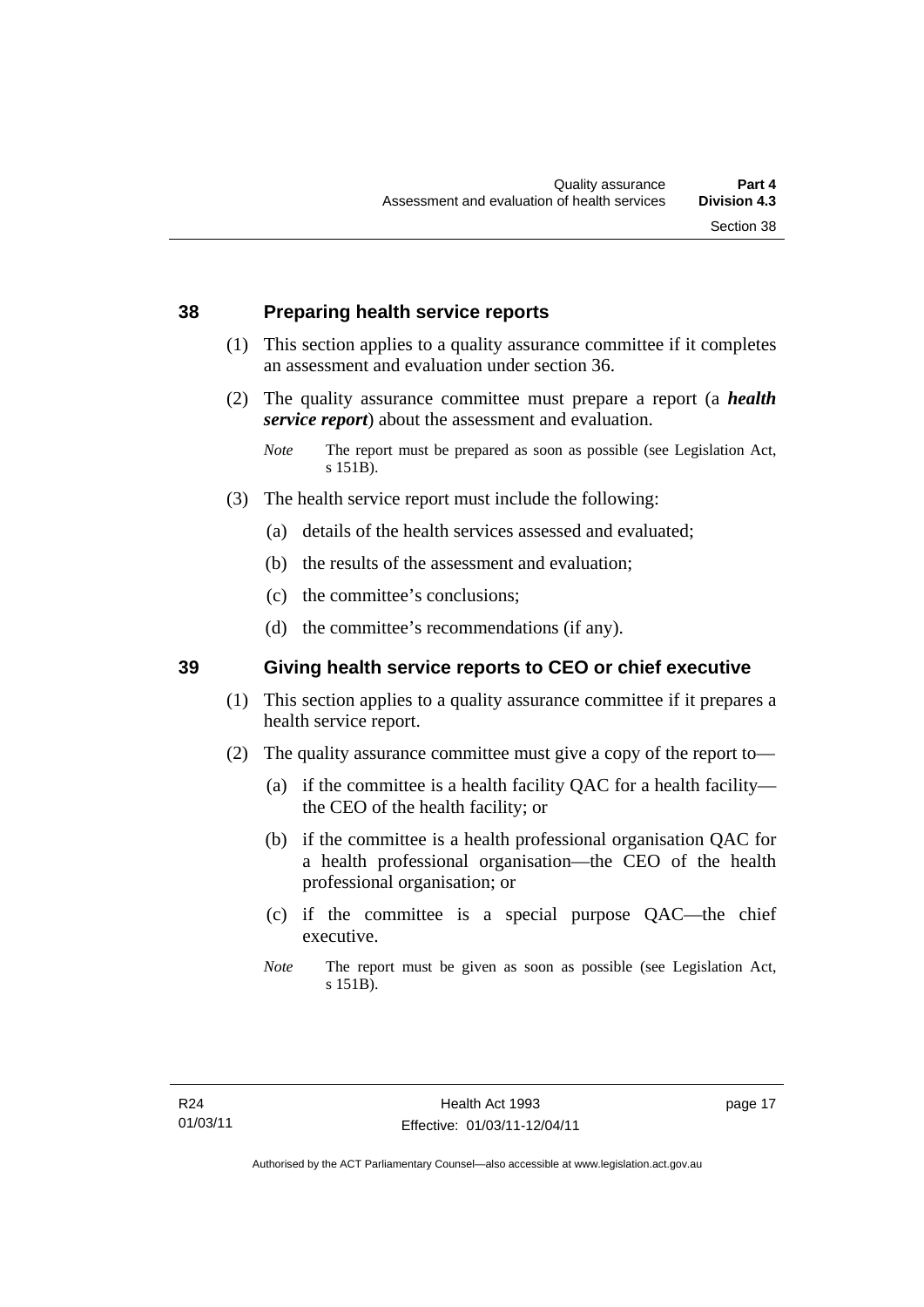## 38 Preparing health service reports

(1) This section applies to a quality assurance committee if it completes an assessment and evaluation under section 36.

(2) The quality assurance committee must prepare a report (a ***health service report***) about the assessment and evaluation.

*Note* The report must be prepared as soon as possible (see Legislation Act, s 151B).

(3) The health service report must include the following:

(a) details of the health services assessed and evaluated;

(b) the results of the assessment and evaluation;

(c) the committee's conclusions;

(d) the committee's recommendations (if any).

## 39 Giving health service reports to CEO or chief executive

(1) This section applies to a quality assurance committee if it prepares a health service report.

(2) The quality assurance committee must give a copy of the report to—

(a) if the committee is a health facility QAC for a health facility—the CEO of the health facility; or

(b) if the committee is a health professional organisation QAC for a health professional organisation—the CEO of the health professional organisation; or

(c) if the committee is a special purpose QAC—the chief executive.

*Note* The report must be given as soon as possible (see Legislation Act, s 151B).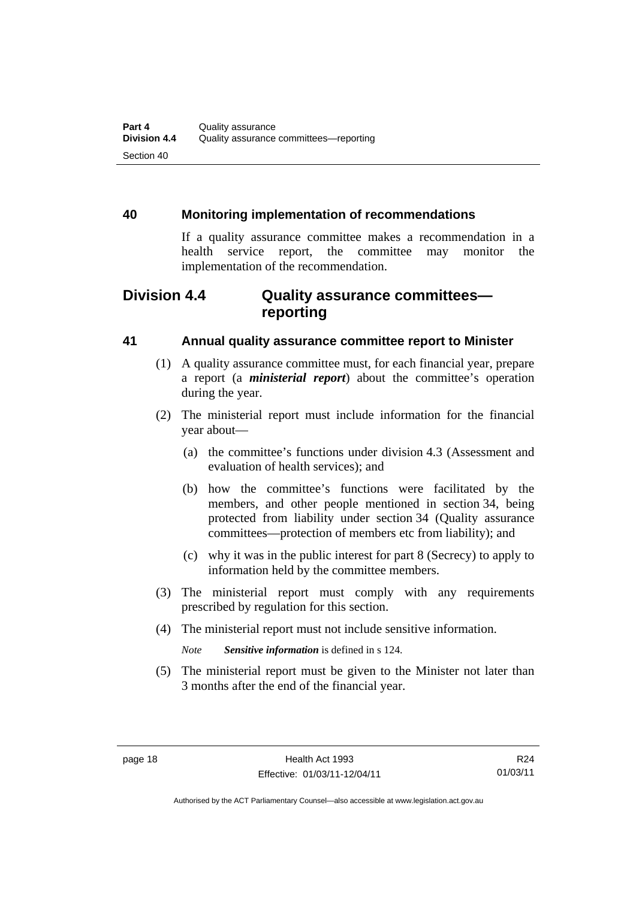### 40 Monitoring implementation of recommendations

If a quality assurance committee makes a recommendation in a health service report, the committee may monitor the implementation of the recommendation.

## Division 4.4 Quality assurance committees—reporting

### 41 Annual quality assurance committee report to Minister

(1) A quality assurance committee must, for each financial year, prepare a report (a ***ministerial report***) about the committee's operation during the year.

(2) The ministerial report must include information for the financial year about—

(a) the committee's functions under division 4.3 (Assessment and evaluation of health services); and

(b) how the committee's functions were facilitated by the members, and other people mentioned in section 34, being protected from liability under section 34 (Quality assurance committees—protection of members etc from liability); and

(c) why it was in the public interest for part 8 (Secrecy) to apply to information held by the committee members.

(3) The ministerial report must comply with any requirements prescribed by regulation for this section.

(4) The ministerial report must not include sensitive information.

*Note* ***Sensitive information*** is defined in s 124.

(5) The ministerial report must be given to the Minister not later than 3 months after the end of the financial year.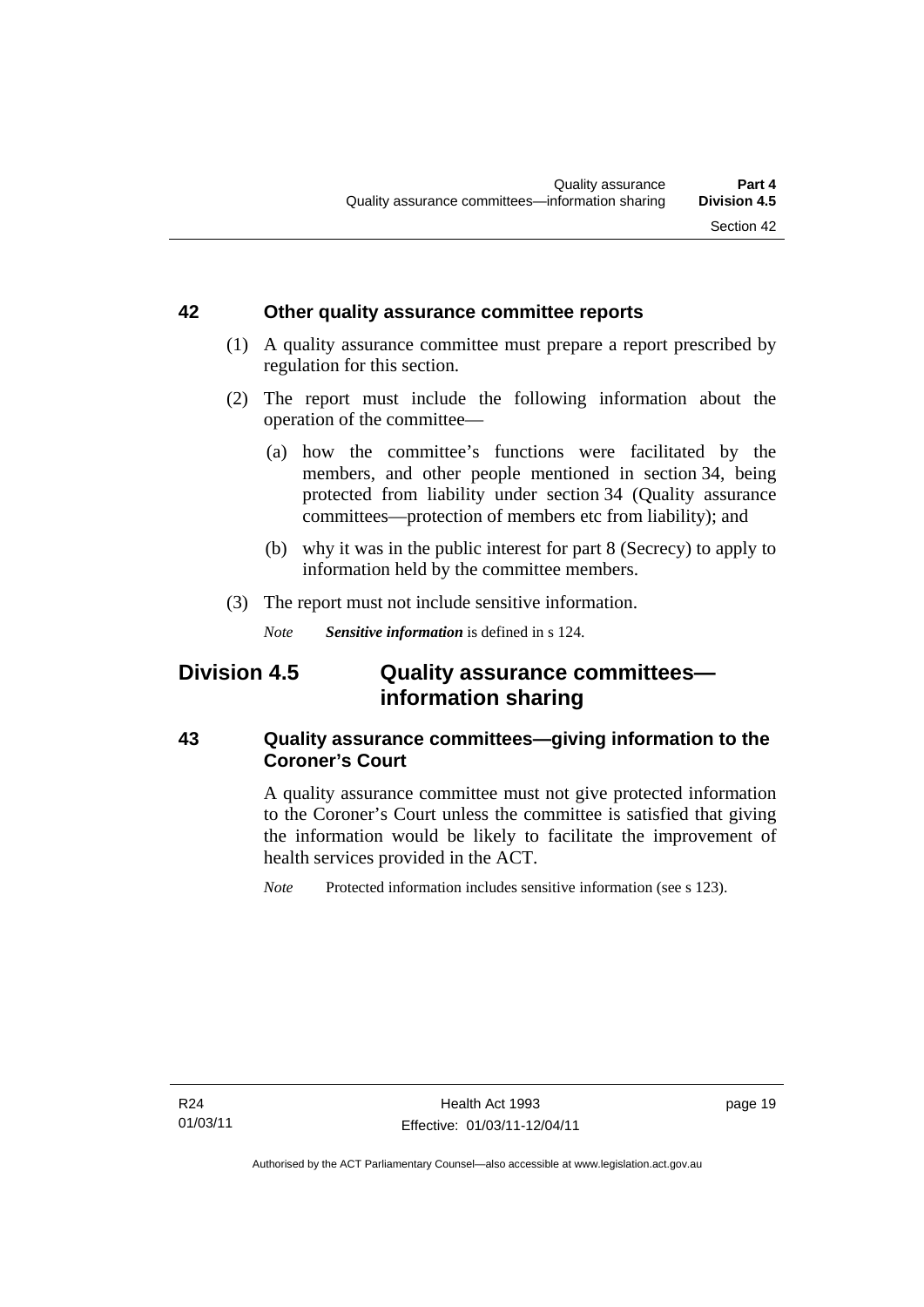### 42 Other quality assurance committee reports

(1) A quality assurance committee must prepare a report prescribed by regulation for this section.

(2) The report must include the following information about the operation of the committee—

(a) how the committee's functions were facilitated by the members, and other people mentioned in section 34, being protected from liability under section 34 (Quality assurance committees—protection of members etc from liability); and

(b) why it was in the public interest for part 8 (Secrecy) to apply to information held by the committee members.

(3) The report must not include sensitive information.

*Note* ***Sensitive information*** is defined in s 124.

## Division 4.5 Quality assurance committees—information sharing

### 43 Quality assurance committees—giving information to the Coroner's Court

A quality assurance committee must not give protected information to the Coroner's Court unless the committee is satisfied that giving the information would be likely to facilitate the improvement of health services provided in the ACT.

*Note* Protected information includes sensitive information (see s 123).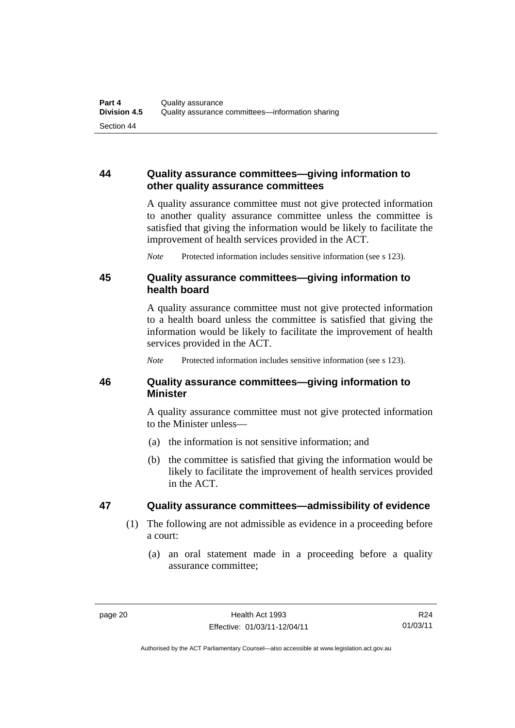## 44 Quality assurance committees—giving information to other quality assurance committees

A quality assurance committee must not give protected information to another quality assurance committee unless the committee is satisfied that giving the information would be likely to facilitate the improvement of health services provided in the ACT.

*Note* Protected information includes sensitive information (see s 123).

## 45 Quality assurance committees—giving information to health board

A quality assurance committee must not give protected information to a health board unless the committee is satisfied that giving the information would be likely to facilitate the improvement of health services provided in the ACT.

*Note* Protected information includes sensitive information (see s 123).

## 46 Quality assurance committees—giving information to Minister

A quality assurance committee must not give protected information to the Minister unless—

(a) the information is not sensitive information; and

(b) the committee is satisfied that giving the information would be likely to facilitate the improvement of health services provided in the ACT.

## 47 Quality assurance committees—admissibility of evidence

(1) The following are not admissible as evidence in a proceeding before a court:

(a) an oral statement made in a proceeding before a quality assurance committee;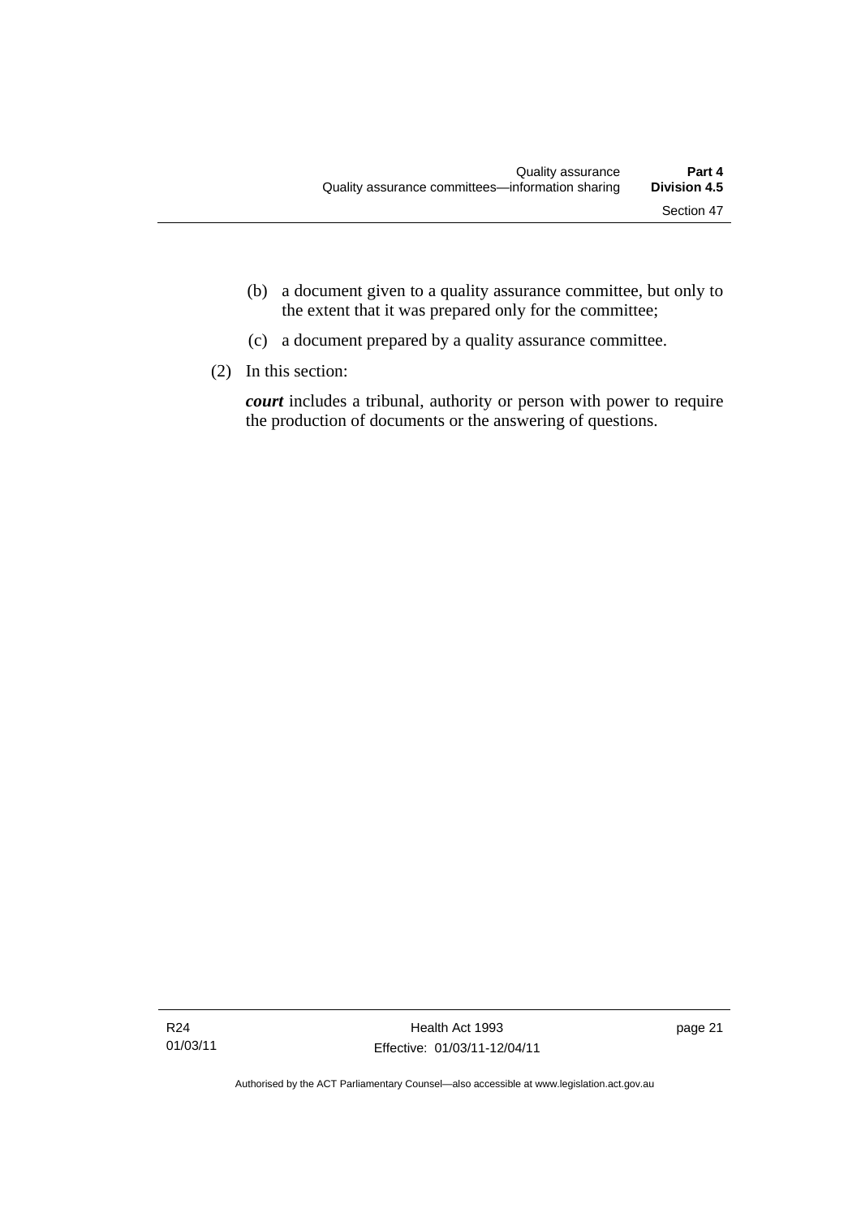(b) a document given to a quality assurance committee, but only to the extent that it was prepared only for the committee;

(c) a document prepared by a quality assurance committee.

(2) In this section:

***court*** includes a tribunal, authority or person with power to require the production of documents or the answering of questions.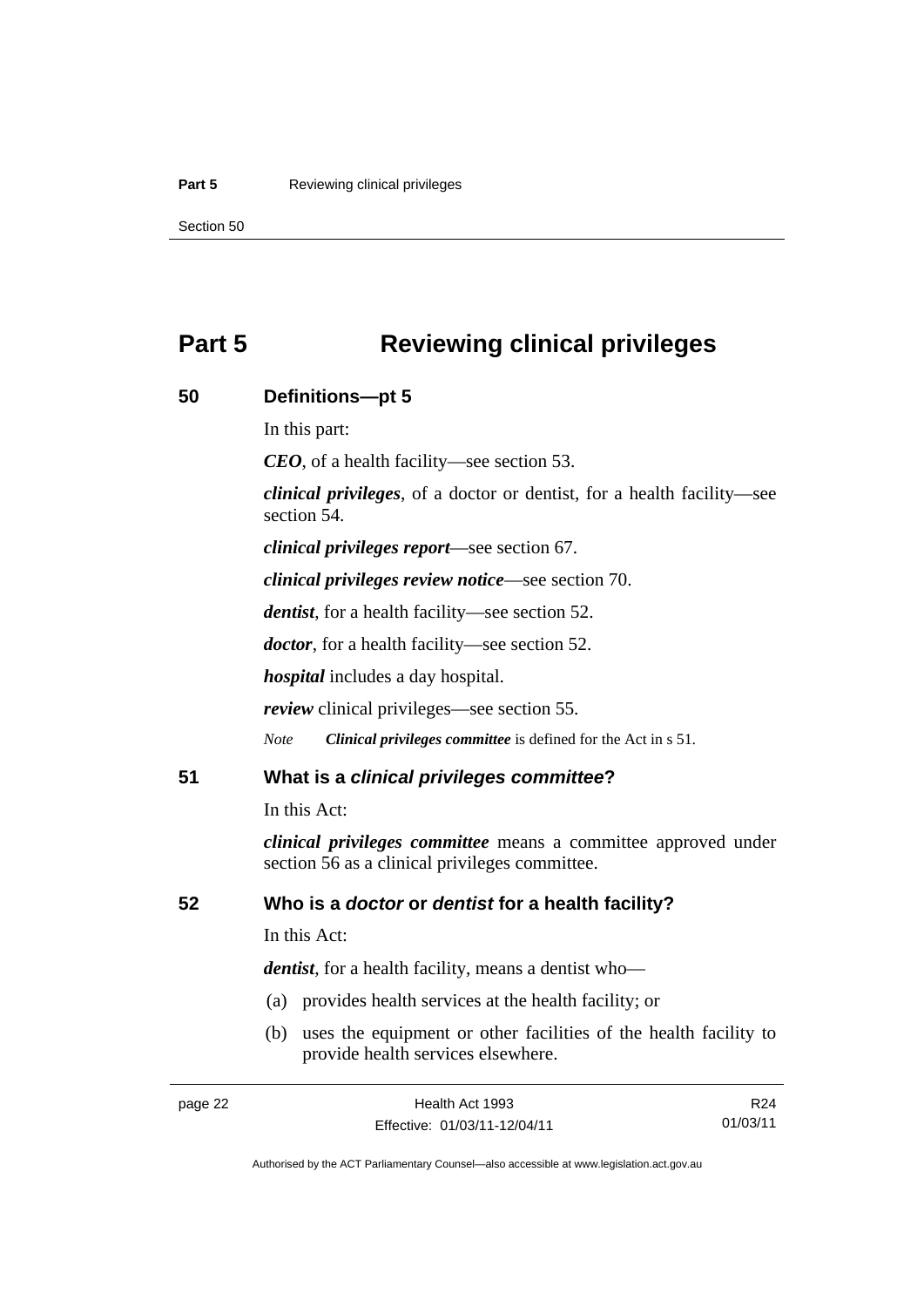# Part 5 Reviewing clinical privileges

## 50 Definitions—pt 5

In this part:

***CEO***, of a health facility—see section 53.

***clinical privileges***, of a doctor or dentist, for a health facility—see section 54.

***clinical privileges report***—see section 67.

***clinical privileges review notice***—see section 70.

***dentist***, for a health facility—see section 52.

***doctor***, for a health facility—see section 52.

***hospital*** includes a day hospital.

***review*** clinical privileges—see section 55.

*Note* ***Clinical privileges committee*** is defined for the Act in s 51.

## 51 What is a *clinical privileges committee*?

In this Act:

***clinical privileges committee*** means a committee approved under section 56 as a clinical privileges committee.

## 52 Who is a *doctor* or *dentist* for a health facility?

In this Act:

***dentist***, for a health facility, means a dentist who—

(a) provides health services at the health facility; or

(b) uses the equipment or other facilities of the health facility to provide health services elsewhere.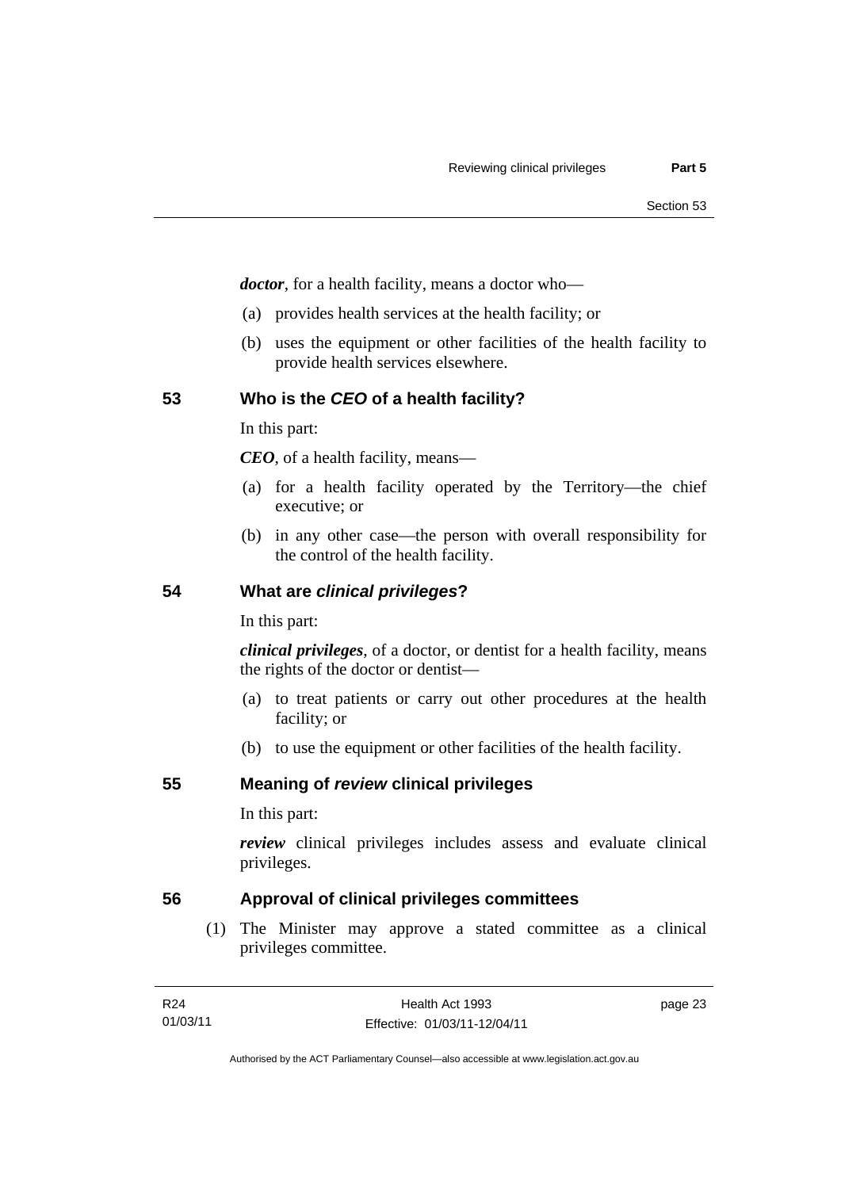***doctor***, for a health facility, means a doctor who—

(a) provides health services at the health facility; or

(b) uses the equipment or other facilities of the health facility to provide health services elsewhere.

## 53 Who is the *CEO* of a health facility?

In this part:

***CEO***, of a health facility, means—

(a) for a health facility operated by the Territory—the chief executive; or

(b) in any other case—the person with overall responsibility for the control of the health facility.

## 54 What are *clinical privileges*?

In this part:

***clinical privileges***, of a doctor, or dentist for a health facility, means the rights of the doctor or dentist—

(a) to treat patients or carry out other procedures at the health facility; or

(b) to use the equipment or other facilities of the health facility.

## 55 Meaning of *review* clinical privileges

In this part:

***review*** clinical privileges includes assess and evaluate clinical privileges.

## 56 Approval of clinical privileges committees

(1) The Minister may approve a stated committee as a clinical privileges committee.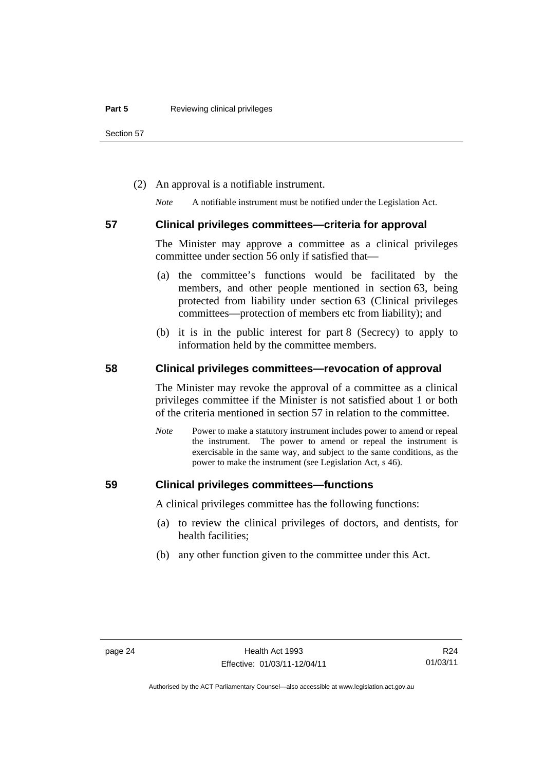(2) An approval is a notifiable instrument.

*Note* A notifiable instrument must be notified under the Legislation Act.

### 57 Clinical privileges committees—criteria for approval

The Minister may approve a committee as a clinical privileges committee under section 56 only if satisfied that—

(a) the committee's functions would be facilitated by the members, and other people mentioned in section 63, being protected from liability under section 63 (Clinical privileges committees—protection of members etc from liability); and

(b) it is in the public interest for part 8 (Secrecy) to apply to information held by the committee members.

### 58 Clinical privileges committees—revocation of approval

The Minister may revoke the approval of a committee as a clinical privileges committee if the Minister is not satisfied about 1 or both of the criteria mentioned in section 57 in relation to the committee.

*Note* Power to make a statutory instrument includes power to amend or repeal the instrument. The power to amend or repeal the instrument is exercisable in the same way, and subject to the same conditions, as the power to make the instrument (see Legislation Act, s 46).

### 59 Clinical privileges committees—functions

A clinical privileges committee has the following functions:

(a) to review the clinical privileges of doctors, and dentists, for health facilities;

(b) any other function given to the committee under this Act.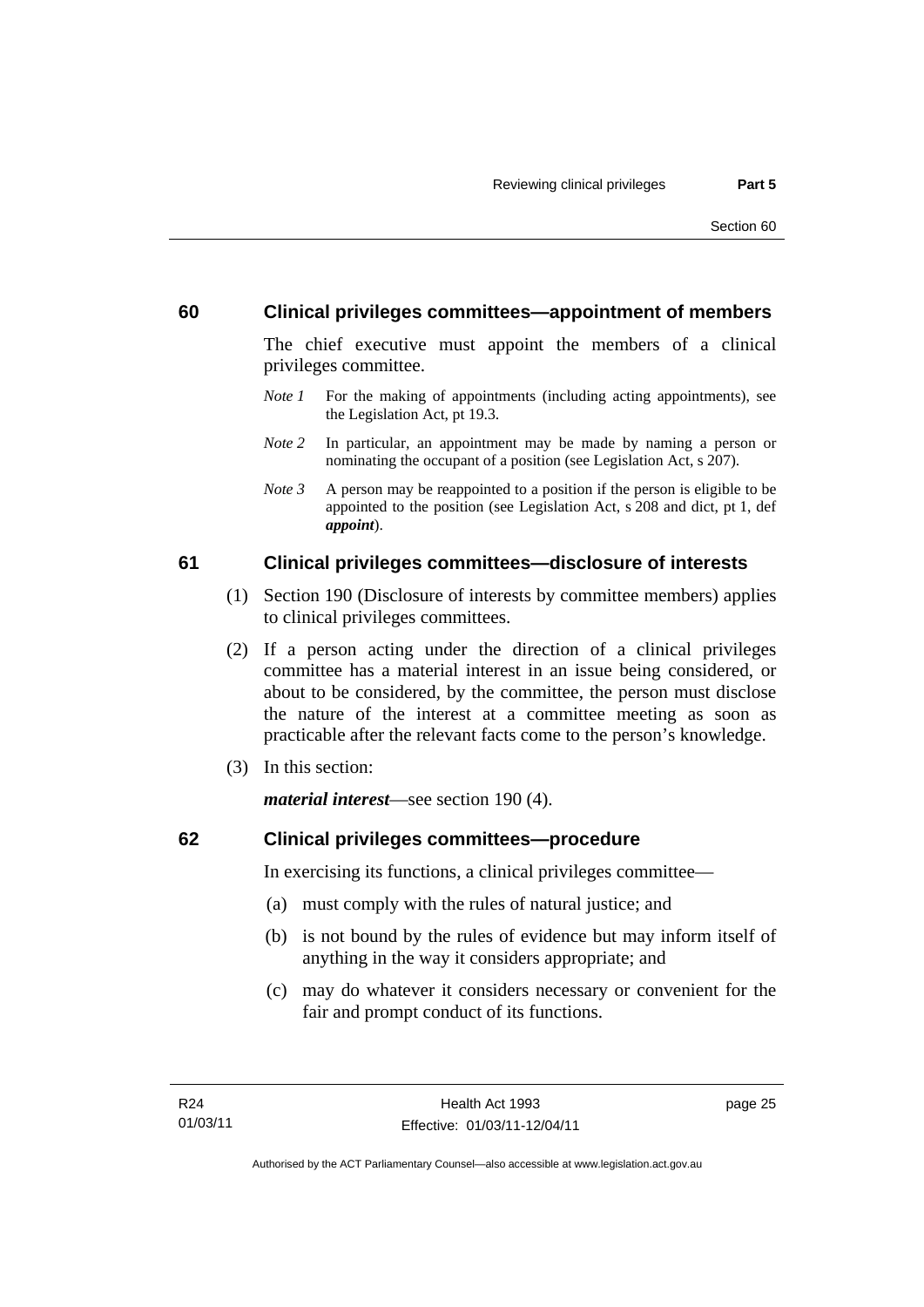## 60 Clinical privileges committees—appointment of members

The chief executive must appoint the members of a clinical privileges committee.

*Note 1* For the making of appointments (including acting appointments), see the Legislation Act, pt 19.3.

*Note 2* In particular, an appointment may be made by naming a person or nominating the occupant of a position (see Legislation Act, s 207).

*Note 3* A person may be reappointed to a position if the person is eligible to be appointed to the position (see Legislation Act, s 208 and dict, pt 1, def ***appoint***).

## 61 Clinical privileges committees—disclosure of interests

(1) Section 190 (Disclosure of interests by committee members) applies to clinical privileges committees.

(2) If a person acting under the direction of a clinical privileges committee has a material interest in an issue being considered, or about to be considered, by the committee, the person must disclose the nature of the interest at a committee meeting as soon as practicable after the relevant facts come to the person's knowledge.

(3) In this section:

***material interest***—see section 190 (4).

## 62 Clinical privileges committees—procedure

In exercising its functions, a clinical privileges committee—

(a) must comply with the rules of natural justice; and

(b) is not bound by the rules of evidence but may inform itself of anything in the way it considers appropriate; and

(c) may do whatever it considers necessary or convenient for the fair and prompt conduct of its functions.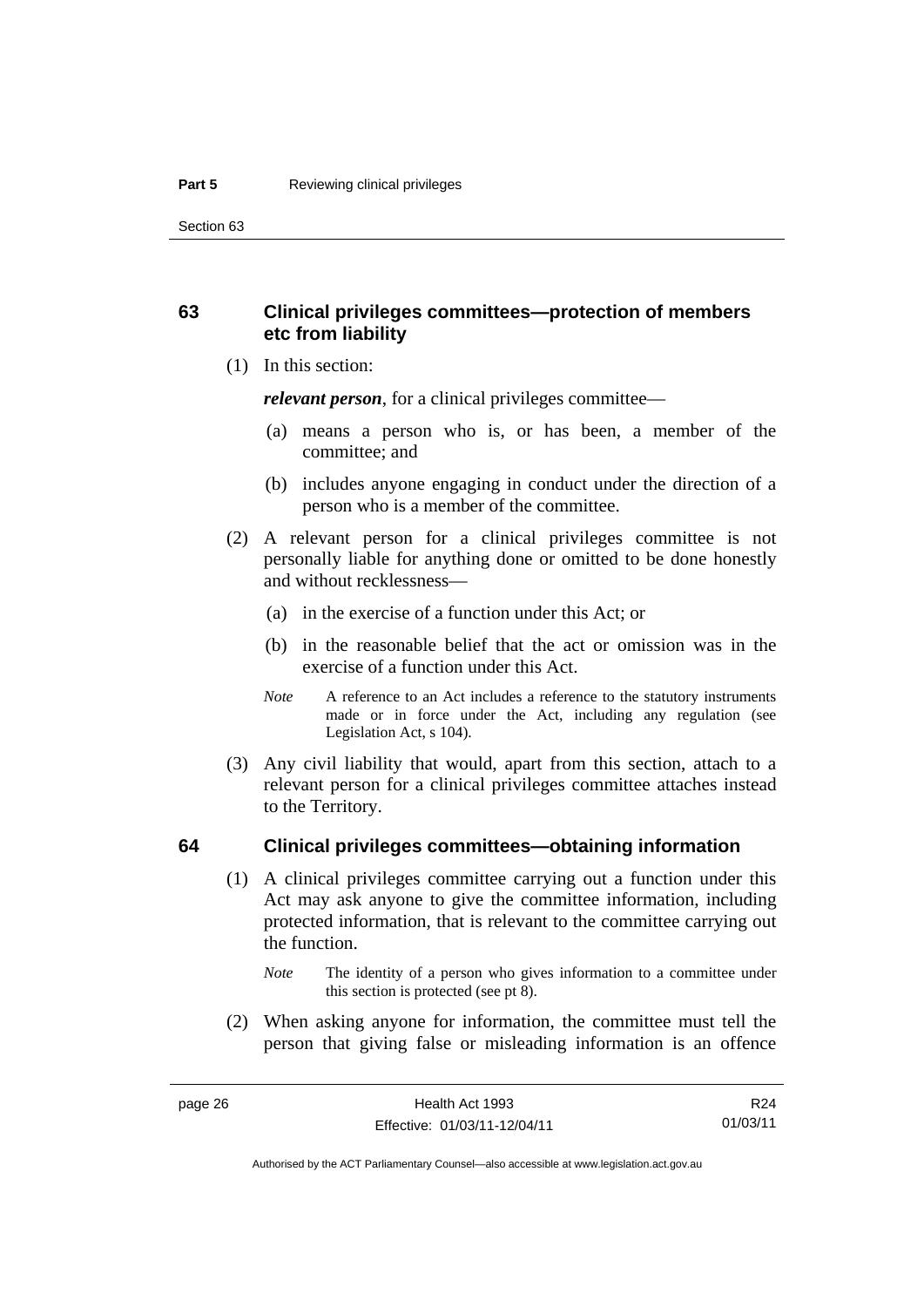## 63 Clinical privileges committees—protection of members etc from liability

(1) In this section:

***relevant person***, for a clinical privileges committee—

(a) means a person who is, or has been, a member of the committee; and

(b) includes anyone engaging in conduct under the direction of a person who is a member of the committee.

(2) A relevant person for a clinical privileges committee is not personally liable for anything done or omitted to be done honestly and without recklessness—

(a) in the exercise of a function under this Act; or

(b) in the reasonable belief that the act or omission was in the exercise of a function under this Act.

*Note* A reference to an Act includes a reference to the statutory instruments made or in force under the Act, including any regulation (see Legislation Act, s 104).

(3) Any civil liability that would, apart from this section, attach to a relevant person for a clinical privileges committee attaches instead to the Territory.

## 64 Clinical privileges committees—obtaining information

(1) A clinical privileges committee carrying out a function under this Act may ask anyone to give the committee information, including protected information, that is relevant to the committee carrying out the function.

*Note* The identity of a person who gives information to a committee under this section is protected (see pt 8).

(2) When asking anyone for information, the committee must tell the person that giving false or misleading information is an offence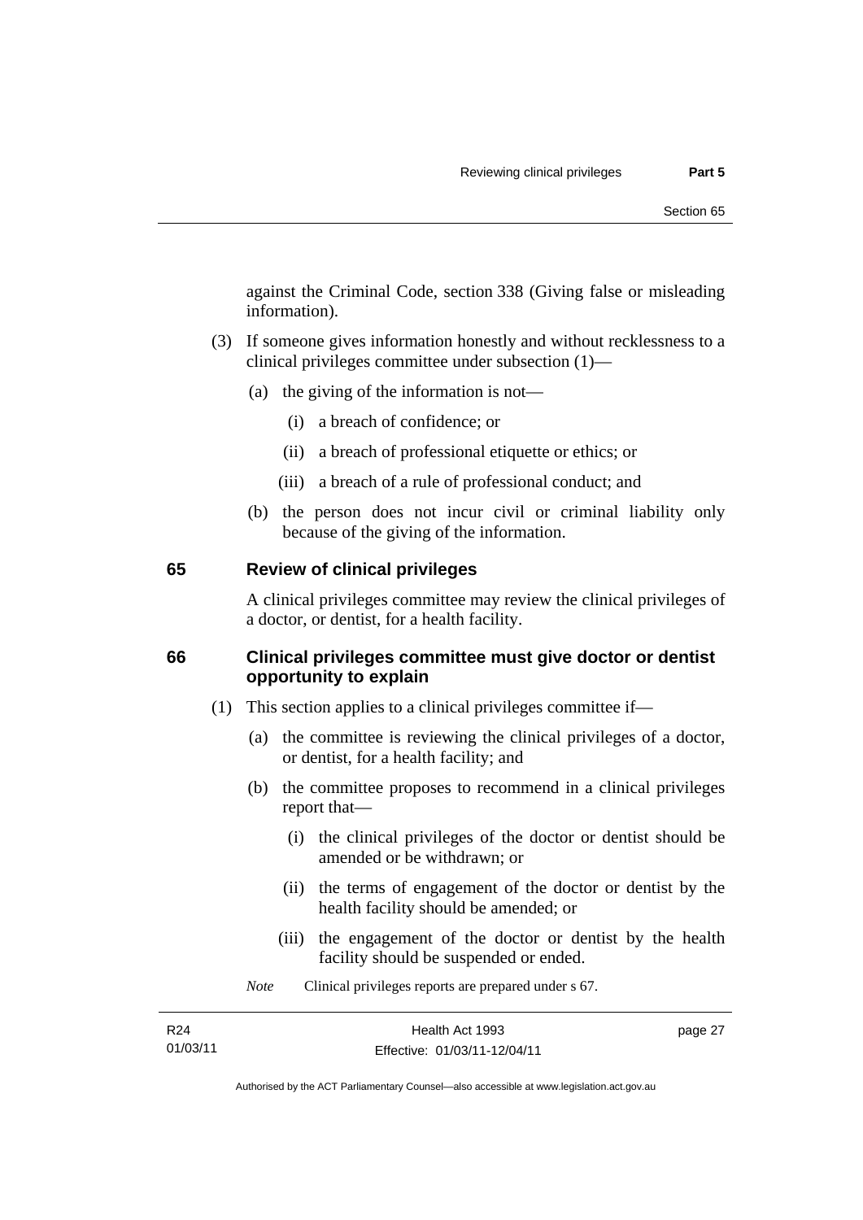against the Criminal Code, section 338 (Giving false or misleading information).

(3) If someone gives information honestly and without recklessness to a clinical privileges committee under subsection (1)—

(a) the giving of the information is not—

(i) a breach of confidence; or

(ii) a breach of professional etiquette or ethics; or

(iii) a breach of a rule of professional conduct; and

(b) the person does not incur civil or criminal liability only because of the giving of the information.

## 65 Review of clinical privileges

A clinical privileges committee may review the clinical privileges of a doctor, or dentist, for a health facility.

## 66 Clinical privileges committee must give doctor or dentist opportunity to explain

(1) This section applies to a clinical privileges committee if—

(a) the committee is reviewing the clinical privileges of a doctor, or dentist, for a health facility; and

(b) the committee proposes to recommend in a clinical privileges report that—

(i) the clinical privileges of the doctor or dentist should be amended or be withdrawn; or

(ii) the terms of engagement of the doctor or dentist by the health facility should be amended; or

(iii) the engagement of the doctor or dentist by the health facility should be suspended or ended.

*Note* Clinical privileges reports are prepared under s 67.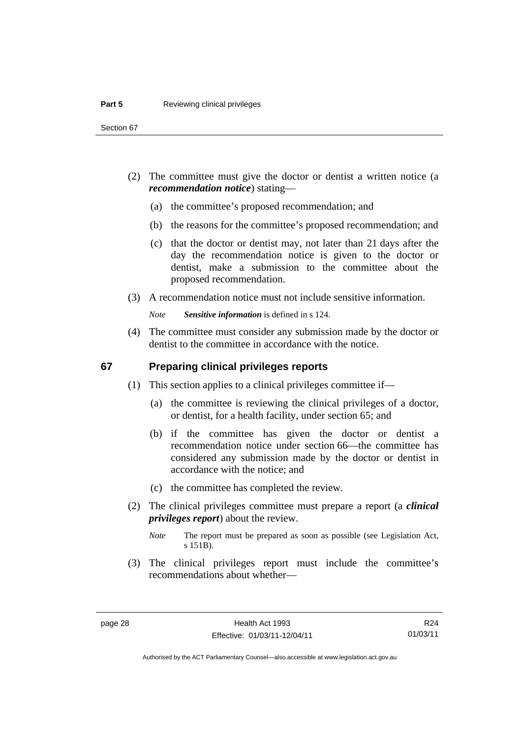(2) The committee must give the doctor or dentist a written notice (a ***recommendation notice***) stating—

(a) the committee's proposed recommendation; and

(b) the reasons for the committee's proposed recommendation; and

(c) that the doctor or dentist may, not later than 21 days after the day the recommendation notice is given to the doctor or dentist, make a submission to the committee about the proposed recommendation.

(3) A recommendation notice must not include sensitive information.

*Note* ***Sensitive information*** is defined in s 124.

(4) The committee must consider any submission made by the doctor or dentist to the committee in accordance with the notice.

## 67 Preparing clinical privileges reports

(1) This section applies to a clinical privileges committee if—

(a) the committee is reviewing the clinical privileges of a doctor, or dentist, for a health facility, under section 65; and

(b) if the committee has given the doctor or dentist a recommendation notice under section 66—the committee has considered any submission made by the doctor or dentist in accordance with the notice; and

(c) the committee has completed the review.

(2) The clinical privileges committee must prepare a report (a ***clinical privileges report***) about the review.

*Note* The report must be prepared as soon as possible (see Legislation Act, s 151B).

(3) The clinical privileges report must include the committee's recommendations about whether—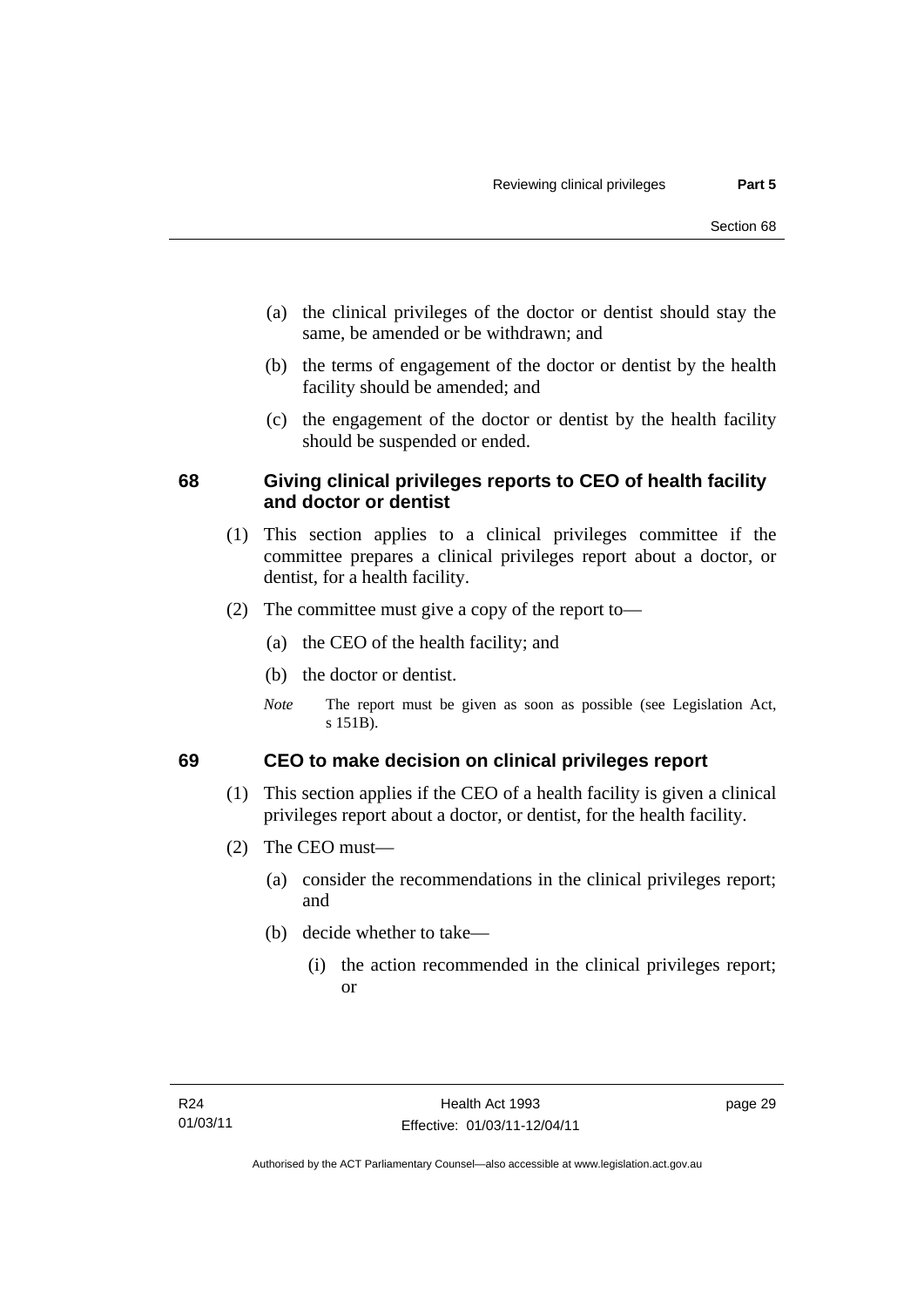(a) the clinical privileges of the doctor or dentist should stay the same, be amended or be withdrawn; and

(b) the terms of engagement of the doctor or dentist by the health facility should be amended; and

(c) the engagement of the doctor or dentist by the health facility should be suspended or ended.

### 68 Giving clinical privileges reports to CEO of health facility and doctor or dentist

(1) This section applies to a clinical privileges committee if the committee prepares a clinical privileges report about a doctor, or dentist, for a health facility.

(2) The committee must give a copy of the report to—

(a) the CEO of the health facility; and

(b) the doctor or dentist.

*Note* The report must be given as soon as possible (see Legislation Act, s 151B).

### 69 CEO to make decision on clinical privileges report

(1) This section applies if the CEO of a health facility is given a clinical privileges report about a doctor, or dentist, for the health facility.

(2) The CEO must—

(a) consider the recommendations in the clinical privileges report; and

(b) decide whether to take—

(i) the action recommended in the clinical privileges report; or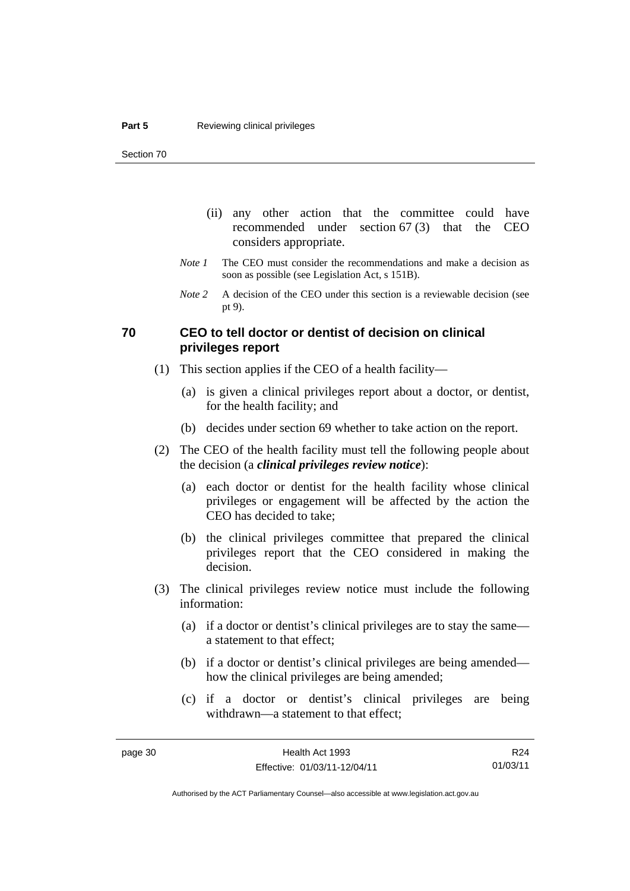(ii) any other action that the committee could have recommended under section 67 (3) that the CEO considers appropriate.

*Note 1* The CEO must consider the recommendations and make a decision as soon as possible (see Legislation Act, s 151B).

*Note 2* A decision of the CEO under this section is a reviewable decision (see pt 9).

## 70 CEO to tell doctor or dentist of decision on clinical privileges report

(1) This section applies if the CEO of a health facility—

(a) is given a clinical privileges report about a doctor, or dentist, for the health facility; and

(b) decides under section 69 whether to take action on the report.

(2) The CEO of the health facility must tell the following people about the decision (a ***clinical privileges review notice***):

(a) each doctor or dentist for the health facility whose clinical privileges or engagement will be affected by the action the CEO has decided to take;

(b) the clinical privileges committee that prepared the clinical privileges report that the CEO considered in making the decision.

(3) The clinical privileges review notice must include the following information:

(a) if a doctor or dentist's clinical privileges are to stay the same—a statement to that effect;

(b) if a doctor or dentist's clinical privileges are being amended—how the clinical privileges are being amended;

(c) if a doctor or dentist's clinical privileges are being withdrawn—a statement to that effect;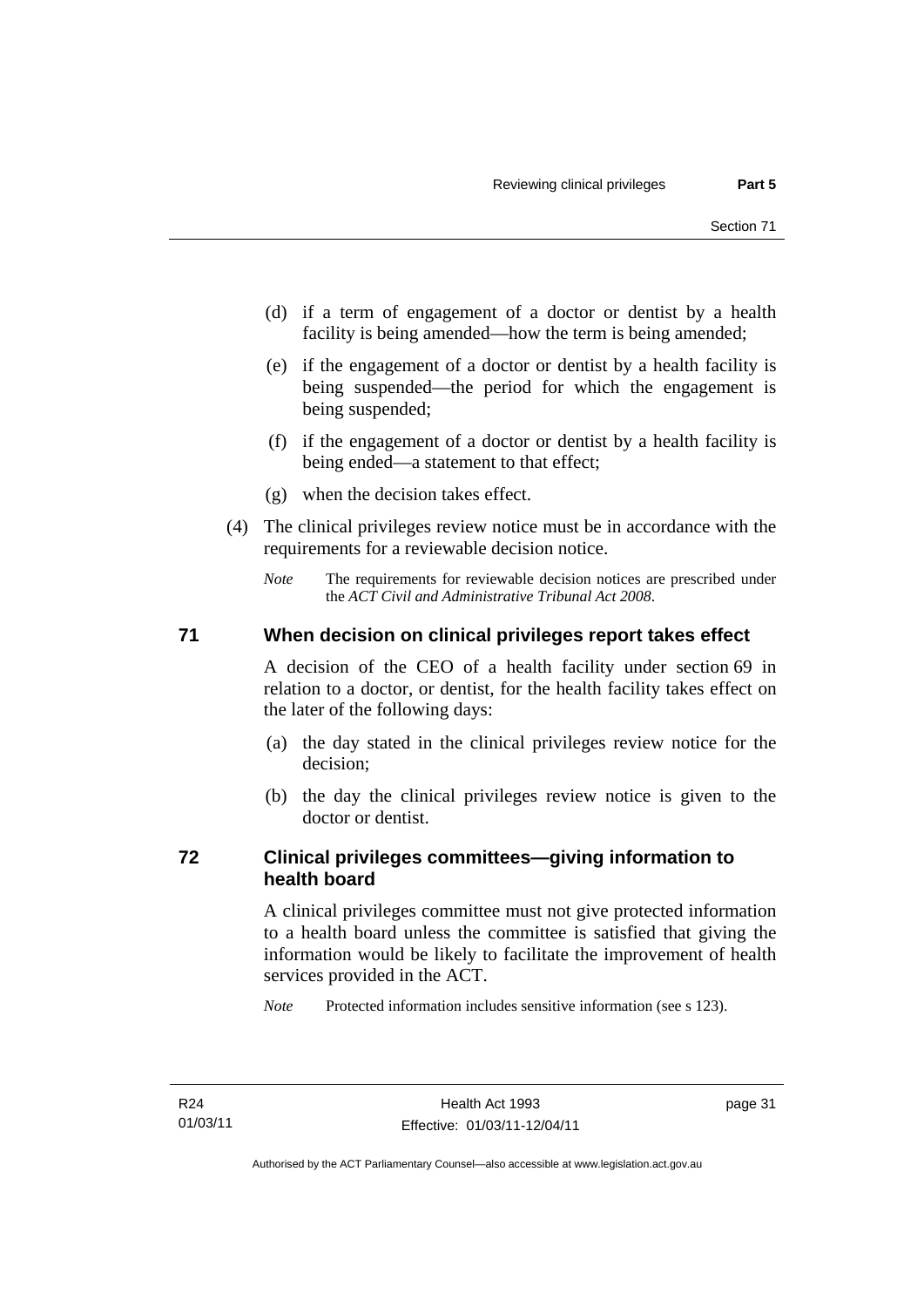(d) if a term of engagement of a doctor or dentist by a health facility is being amended—how the term is being amended;

(e) if the engagement of a doctor or dentist by a health facility is being suspended—the period for which the engagement is being suspended;

(f) if the engagement of a doctor or dentist by a health facility is being ended—a statement to that effect;

(g) when the decision takes effect.

(4) The clinical privileges review notice must be in accordance with the requirements for a reviewable decision notice.

*Note* The requirements for reviewable decision notices are prescribed under the *ACT Civil and Administrative Tribunal Act 2008*.

## 71 When decision on clinical privileges report takes effect

A decision of the CEO of a health facility under section 69 in relation to a doctor, or dentist, for the health facility takes effect on the later of the following days:

(a) the day stated in the clinical privileges review notice for the decision;

(b) the day the clinical privileges review notice is given to the doctor or dentist.

## 72 Clinical privileges committees—giving information to health board

A clinical privileges committee must not give protected information to a health board unless the committee is satisfied that giving the information would be likely to facilitate the improvement of health services provided in the ACT.

*Note* Protected information includes sensitive information (see s 123).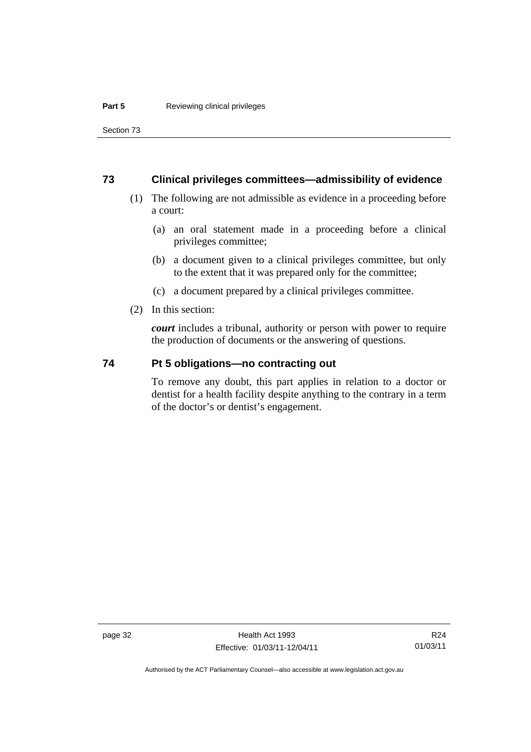### 73 Clinical privileges committees—admissibility of evidence

(1) The following are not admissible as evidence in a proceeding before a court:

(a) an oral statement made in a proceeding before a clinical privileges committee;

(b) a document given to a clinical privileges committee, but only to the extent that it was prepared only for the committee;

(c) a document prepared by a clinical privileges committee.

(2) In this section:

***court*** includes a tribunal, authority or person with power to require the production of documents or the answering of questions.

### 74 Pt 5 obligations—no contracting out

To remove any doubt, this part applies in relation to a doctor or dentist for a health facility despite anything to the contrary in a term of the doctor's or dentist's engagement.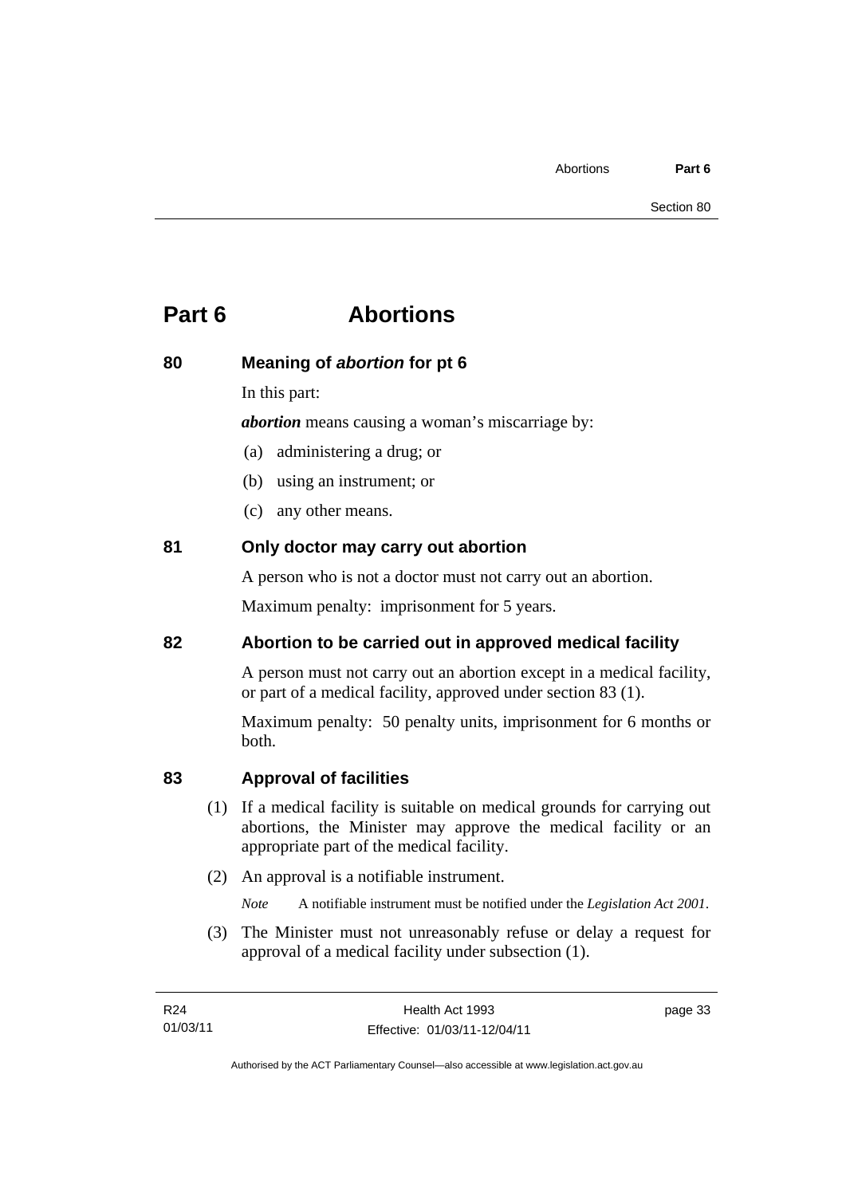# Part 6 Abortions

## 80 Meaning of *abortion* for pt 6

In this part:

***abortion*** means causing a woman's miscarriage by:

(a) administering a drug; or

(b) using an instrument; or

(c) any other means.

## 81 Only doctor may carry out abortion

A person who is not a doctor must not carry out an abortion.

Maximum penalty: imprisonment for 5 years.

## 82 Abortion to be carried out in approved medical facility

A person must not carry out an abortion except in a medical facility, or part of a medical facility, approved under section 83 (1).

Maximum penalty: 50 penalty units, imprisonment for 6 months or both.

## 83 Approval of facilities

(1) If a medical facility is suitable on medical grounds for carrying out abortions, the Minister may approve the medical facility or an appropriate part of the medical facility.

(2) An approval is a notifiable instrument.

*Note* A notifiable instrument must be notified under the *Legislation Act 2001*.

(3) The Minister must not unreasonably refuse or delay a request for approval of a medical facility under subsection (1).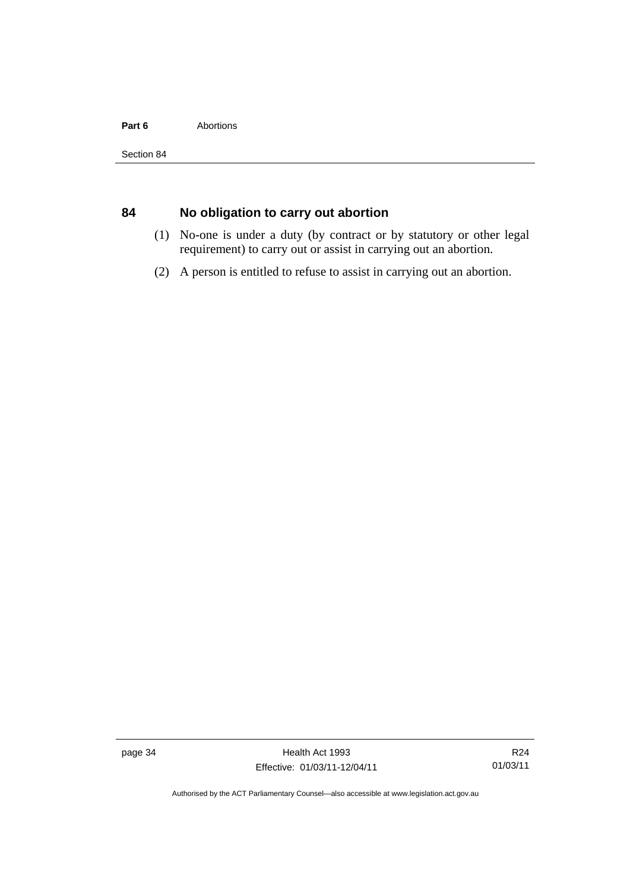## 84 No obligation to carry out abortion

(1) No-one is under a duty (by contract or by statutory or other legal requirement) to carry out or assist in carrying out an abortion.

(2) A person is entitled to refuse to assist in carrying out an abortion.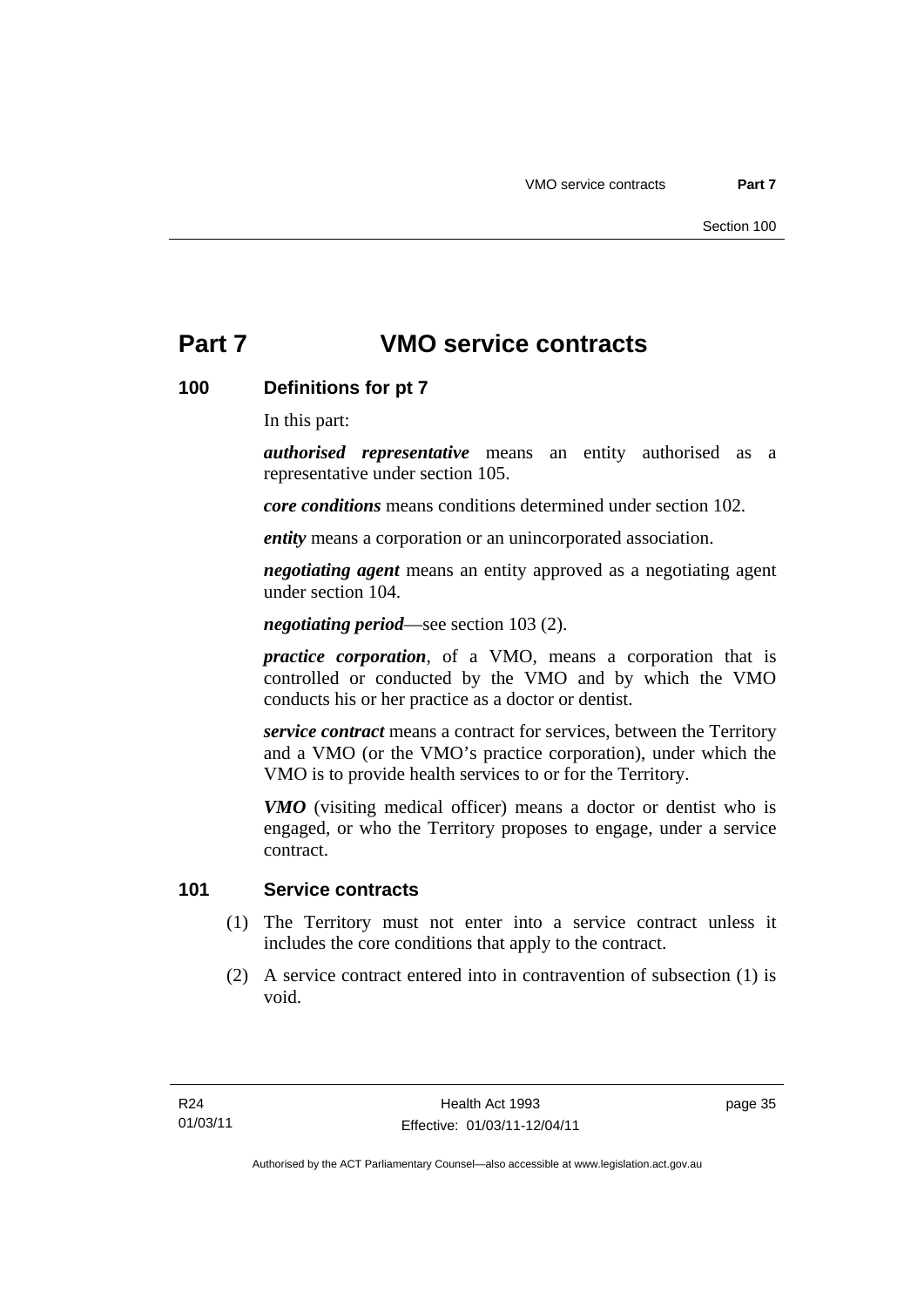# Part 7 VMO service contracts

## 100 Definitions for pt 7

In this part:

***authorised representative*** means an entity authorised as a representative under section 105.

***core conditions*** means conditions determined under section 102.

***entity*** means a corporation or an unincorporated association.

***negotiating agent*** means an entity approved as a negotiating agent under section 104.

***negotiating period***—see section 103 (2).

***practice corporation***, of a VMO, means a corporation that is controlled or conducted by the VMO and by which the VMO conducts his or her practice as a doctor or dentist.

***service contract*** means a contract for services, between the Territory and a VMO (or the VMO's practice corporation), under which the VMO is to provide health services to or for the Territory.

***VMO*** (visiting medical officer) means a doctor or dentist who is engaged, or who the Territory proposes to engage, under a service contract.

## 101 Service contracts

(1) The Territory must not enter into a service contract unless it includes the core conditions that apply to the contract.

(2) A service contract entered into in contravention of subsection (1) is void.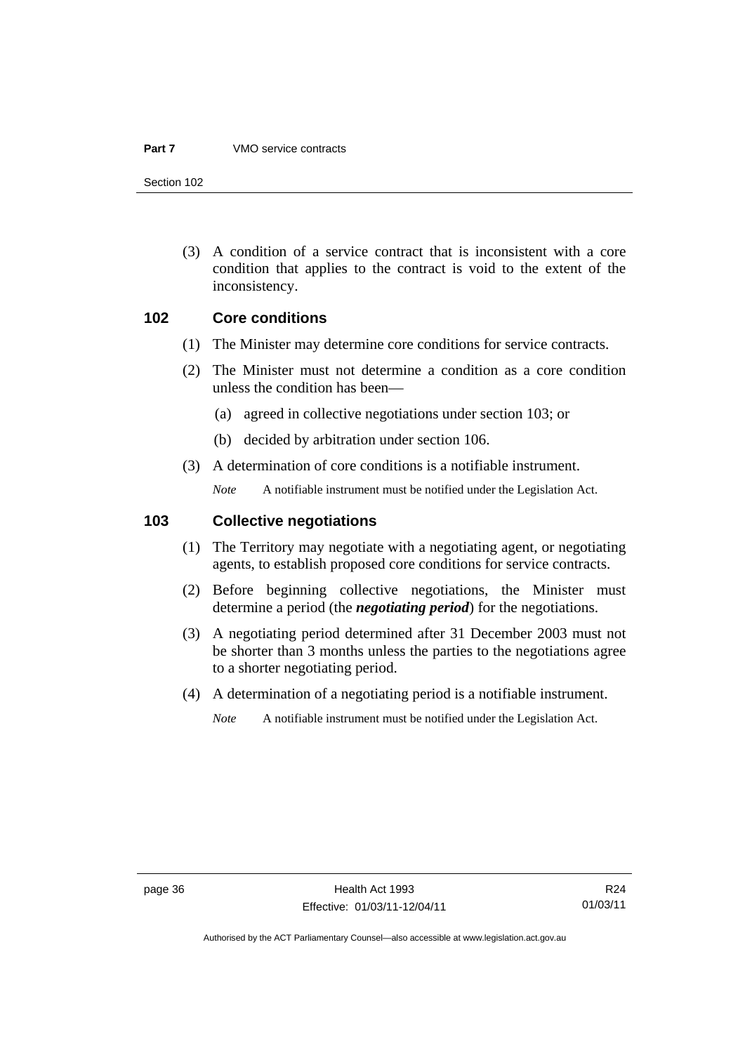(3) A condition of a service contract that is inconsistent with a core condition that applies to the contract is void to the extent of the inconsistency.

## 102 Core conditions

(1) The Minister may determine core conditions for service contracts.

(2) The Minister must not determine a condition as a core condition unless the condition has been—

(a) agreed in collective negotiations under section 103; or

(b) decided by arbitration under section 106.

(3) A determination of core conditions is a notifiable instrument.

*Note* A notifiable instrument must be notified under the Legislation Act.

## 103 Collective negotiations

(1) The Territory may negotiate with a negotiating agent, or negotiating agents, to establish proposed core conditions for service contracts.

(2) Before beginning collective negotiations, the Minister must determine a period (the ***negotiating period***) for the negotiations.

(3) A negotiating period determined after 31 December 2003 must not be shorter than 3 months unless the parties to the negotiations agree to a shorter negotiating period.

(4) A determination of a negotiating period is a notifiable instrument.

*Note* A notifiable instrument must be notified under the Legislation Act.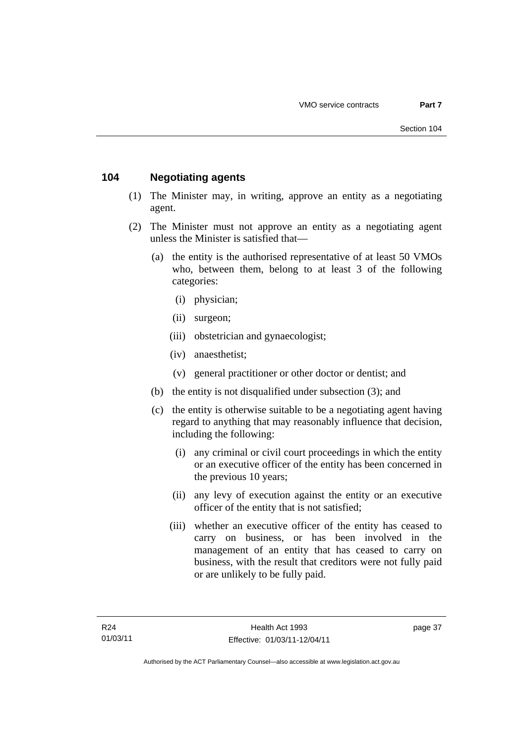## 104 Negotiating agents

(1) The Minister may, in writing, approve an entity as a negotiating agent.

(2) The Minister must not approve an entity as a negotiating agent unless the Minister is satisfied that—

(a) the entity is the authorised representative of at least 50 VMOs who, between them, belong to at least 3 of the following categories:

(i) physician;

(ii) surgeon;

(iii) obstetrician and gynaecologist;

(iv) anaesthetist;

(v) general practitioner or other doctor or dentist; and

(b) the entity is not disqualified under subsection (3); and

(c) the entity is otherwise suitable to be a negotiating agent having regard to anything that may reasonably influence that decision, including the following:

(i) any criminal or civil court proceedings in which the entity or an executive officer of the entity has been concerned in the previous 10 years;

(ii) any levy of execution against the entity or an executive officer of the entity that is not satisfied;

(iii) whether an executive officer of the entity has ceased to carry on business, or has been involved in the management of an entity that has ceased to carry on business, with the result that creditors were not fully paid or are unlikely to be fully paid.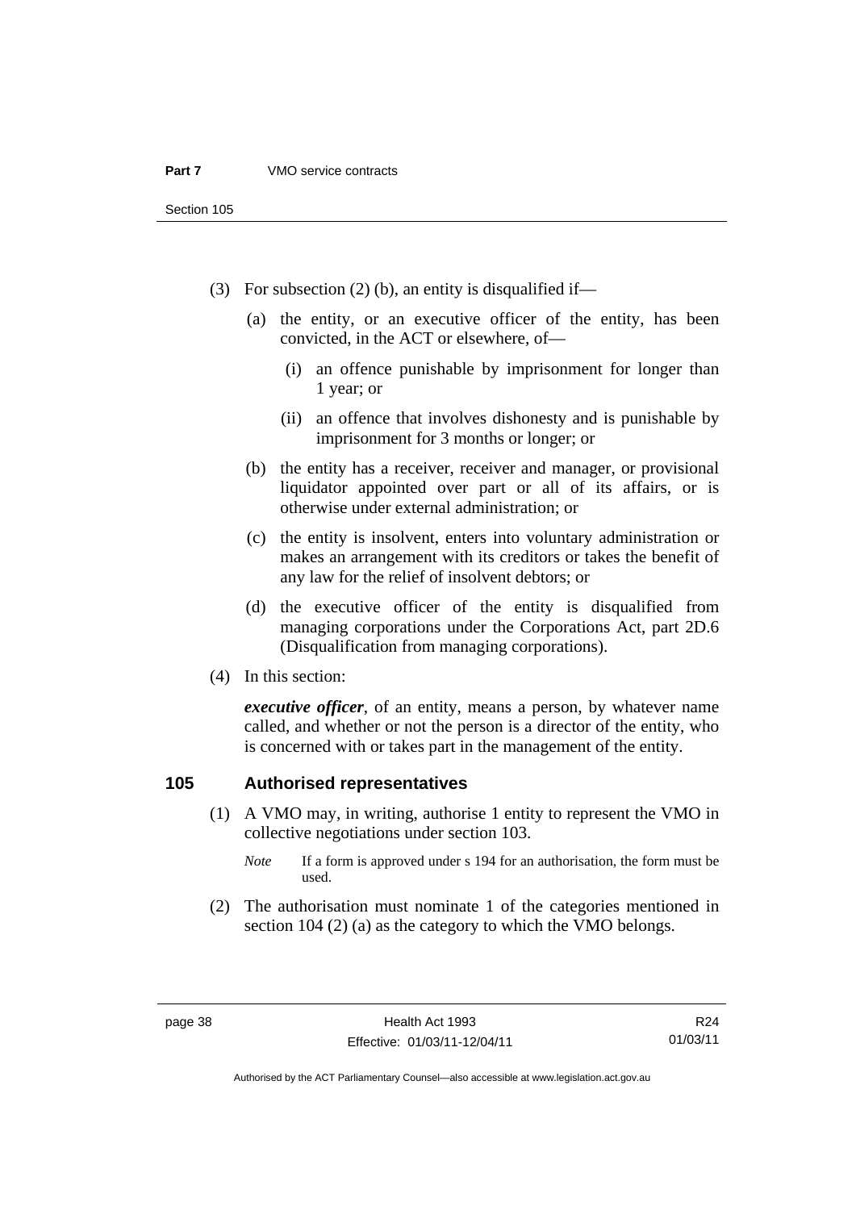(3) For subsection (2) (b), an entity is disqualified if—

(a) the entity, or an executive officer of the entity, has been convicted, in the ACT or elsewhere, of—

(i) an offence punishable by imprisonment for longer than 1 year; or

(ii) an offence that involves dishonesty and is punishable by imprisonment for 3 months or longer; or

(b) the entity has a receiver, receiver and manager, or provisional liquidator appointed over part or all of its affairs, or is otherwise under external administration; or

(c) the entity is insolvent, enters into voluntary administration or makes an arrangement with its creditors or takes the benefit of any law for the relief of insolvent debtors; or

(d) the executive officer of the entity is disqualified from managing corporations under the Corporations Act, part 2D.6 (Disqualification from managing corporations).

(4) In this section:

***executive officer***, of an entity, means a person, by whatever name called, and whether or not the person is a director of the entity, who is concerned with or takes part in the management of the entity.

## 105 Authorised representatives

(1) A VMO may, in writing, authorise 1 entity to represent the VMO in collective negotiations under section 103.

*Note* If a form is approved under s 194 for an authorisation, the form must be used.

(2) The authorisation must nominate 1 of the categories mentioned in section 104 (2) (a) as the category to which the VMO belongs.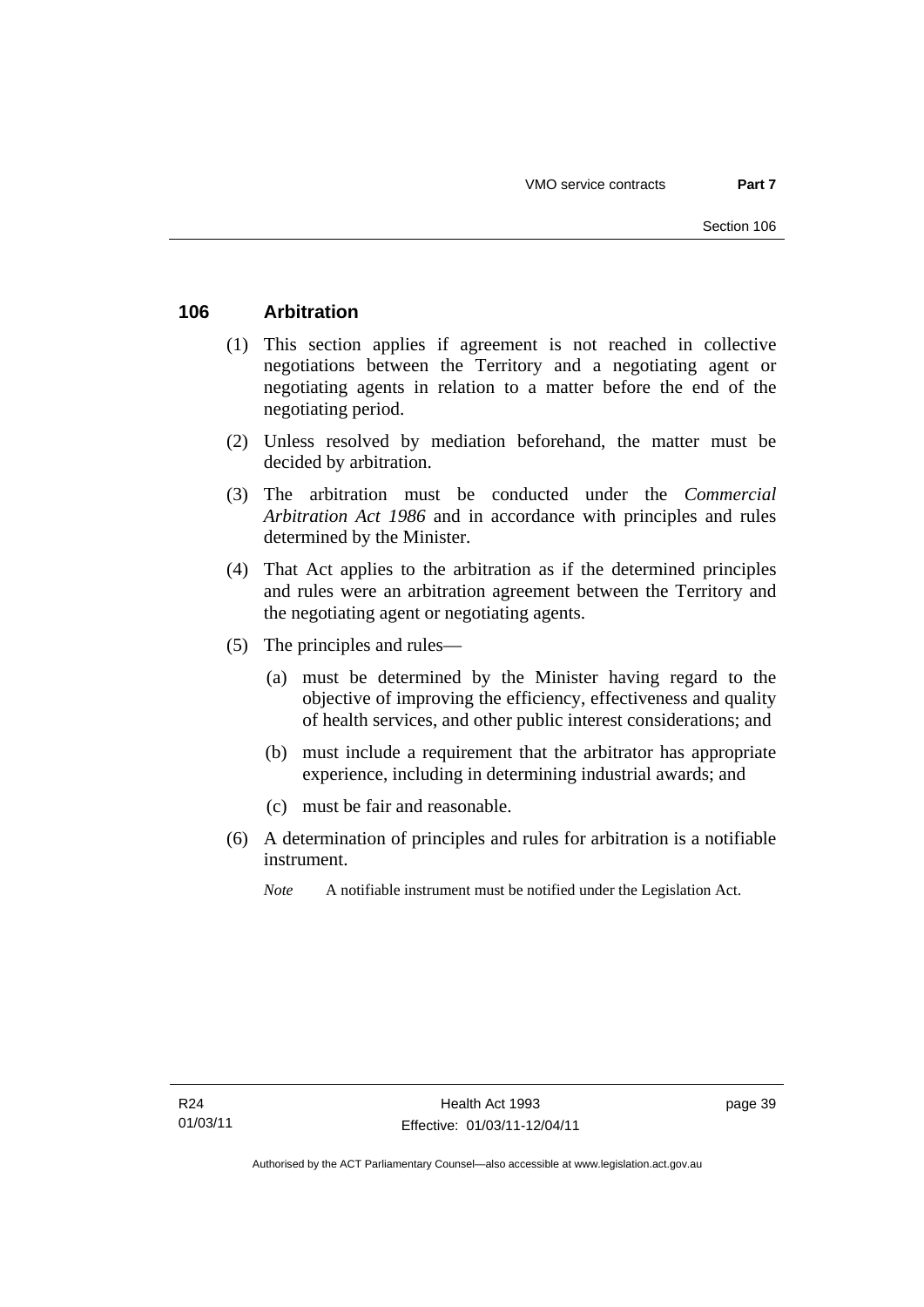## 106 Arbitration

(1) This section applies if agreement is not reached in collective negotiations between the Territory and a negotiating agent or negotiating agents in relation to a matter before the end of the negotiating period.

(2) Unless resolved by mediation beforehand, the matter must be decided by arbitration.

(3) The arbitration must be conducted under the *Commercial Arbitration Act 1986* and in accordance with principles and rules determined by the Minister.

(4) That Act applies to the arbitration as if the determined principles and rules were an arbitration agreement between the Territory and the negotiating agent or negotiating agents.

(5) The principles and rules—

(a) must be determined by the Minister having regard to the objective of improving the efficiency, effectiveness and quality of health services, and other public interest considerations; and

(b) must include a requirement that the arbitrator has appropriate experience, including in determining industrial awards; and

(c) must be fair and reasonable.

(6) A determination of principles and rules for arbitration is a notifiable instrument.

*Note* A notifiable instrument must be notified under the Legislation Act.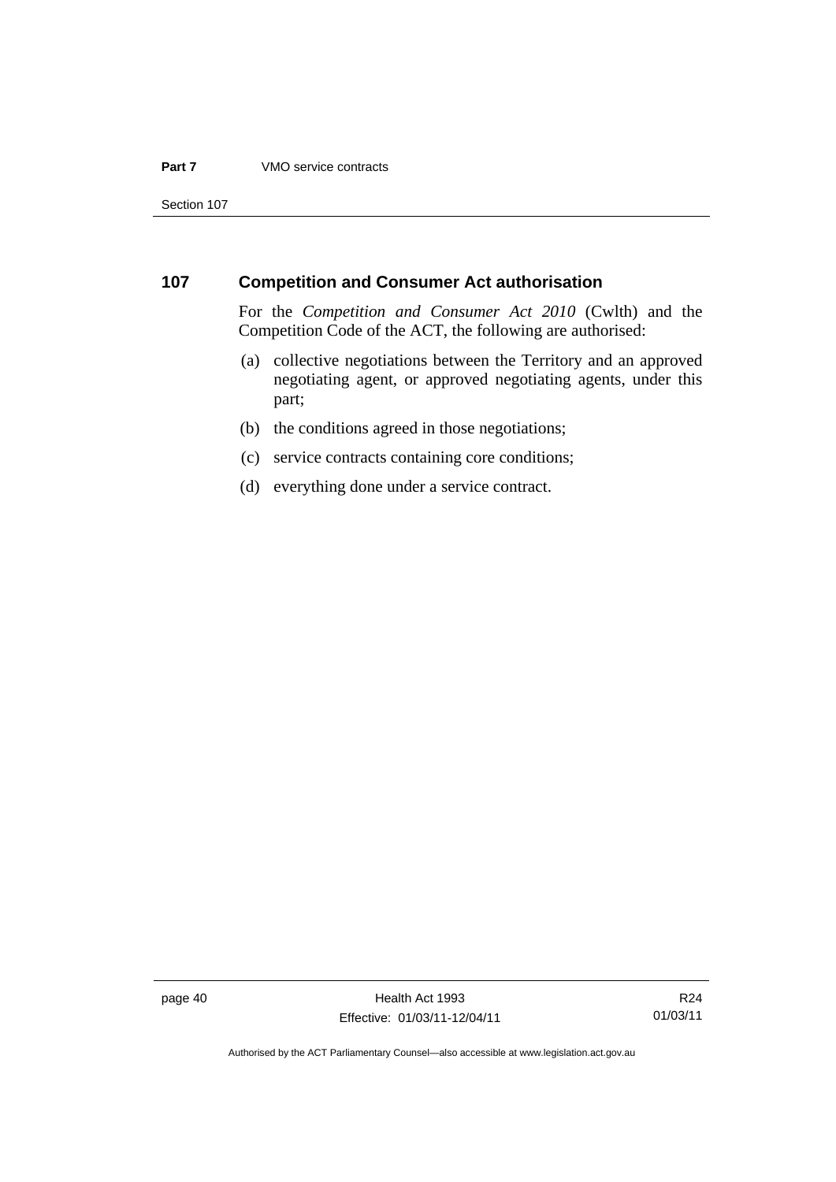## 107 Competition and Consumer Act authorisation

For the *Competition and Consumer Act 2010* (Cwlth) and the Competition Code of the ACT, the following are authorised:

(a) collective negotiations between the Territory and an approved negotiating agent, or approved negotiating agents, under this part;

(b) the conditions agreed in those negotiations;

(c) service contracts containing core conditions;

(d) everything done under a service contract.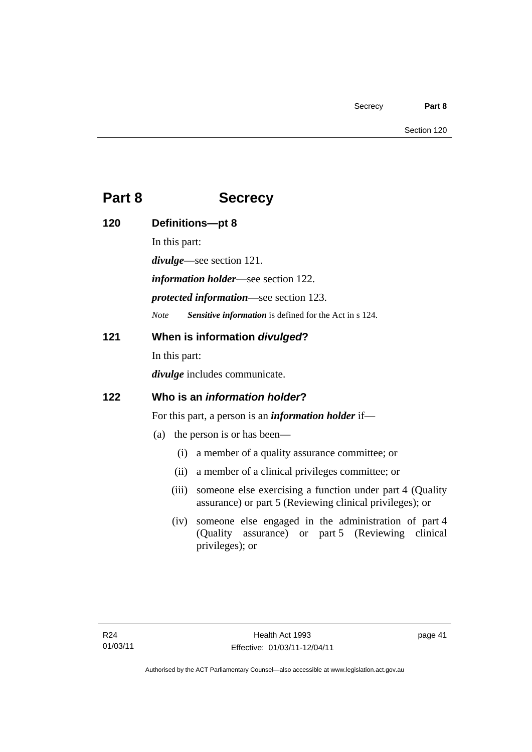# Part 8 Secrecy

## 120 Definitions—pt 8

In this part:

***divulge***—see section 121.

***information holder***—see section 122.

***protected information***—see section 123.

*Note* ***Sensitive information*** is defined for the Act in s 124.

## 121 When is information *divulged*?

In this part:

***divulge*** includes communicate.

## 122 Who is an *information holder*?

For this part, a person is an ***information holder*** if—

(a) the person is or has been—

(i) a member of a quality assurance committee; or

(ii) a member of a clinical privileges committee; or

(iii) someone else exercising a function under part 4 (Quality assurance) or part 5 (Reviewing clinical privileges); or

(iv) someone else engaged in the administration of part 4 (Quality assurance) or part 5 (Reviewing clinical privileges); or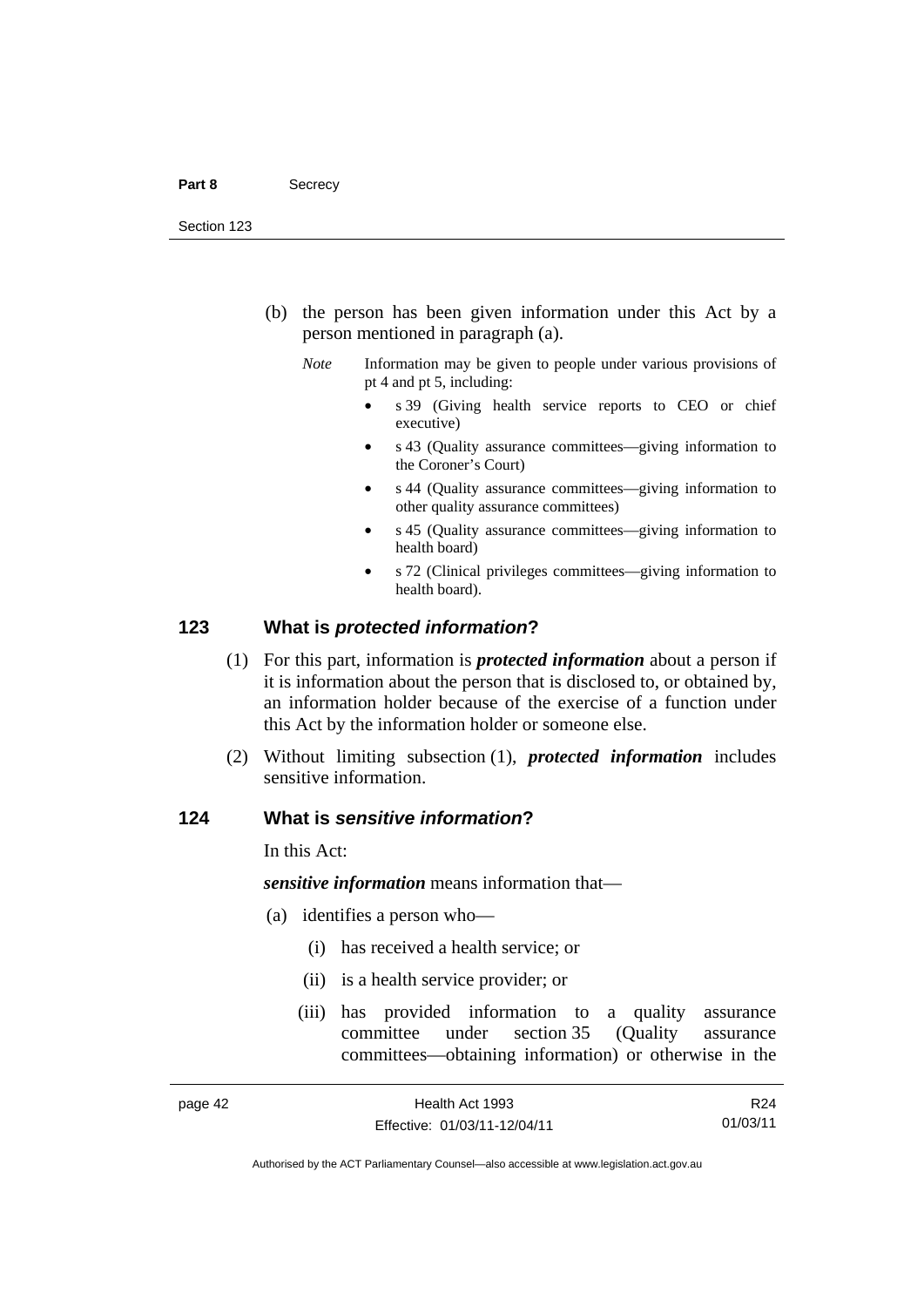(b) the person has been given information under this Act by a person mentioned in paragraph (a).

*Note* Information may be given to people under various provisions of pt 4 and pt 5, including:

- s 39 (Giving health service reports to CEO or chief executive)
- s 43 (Quality assurance committees—giving information to the Coroner's Court)
- s 44 (Quality assurance committees—giving information to other quality assurance committees)
- s 45 (Quality assurance committees—giving information to health board)
- s 72 (Clinical privileges committees—giving information to health board).

## 123 What is *protected information*?

(1) For this part, information is ***protected information*** about a person if it is information about the person that is disclosed to, or obtained by, an information holder because of the exercise of a function under this Act by the information holder or someone else.

(2) Without limiting subsection (1), ***protected information*** includes sensitive information.

## 124 What is *sensitive information*?

In this Act:

***sensitive information*** means information that—

(a) identifies a person who—

(i) has received a health service; or

(ii) is a health service provider; or

(iii) has provided information to a quality assurance committee under section 35 (Quality assurance committees—obtaining information) or otherwise in the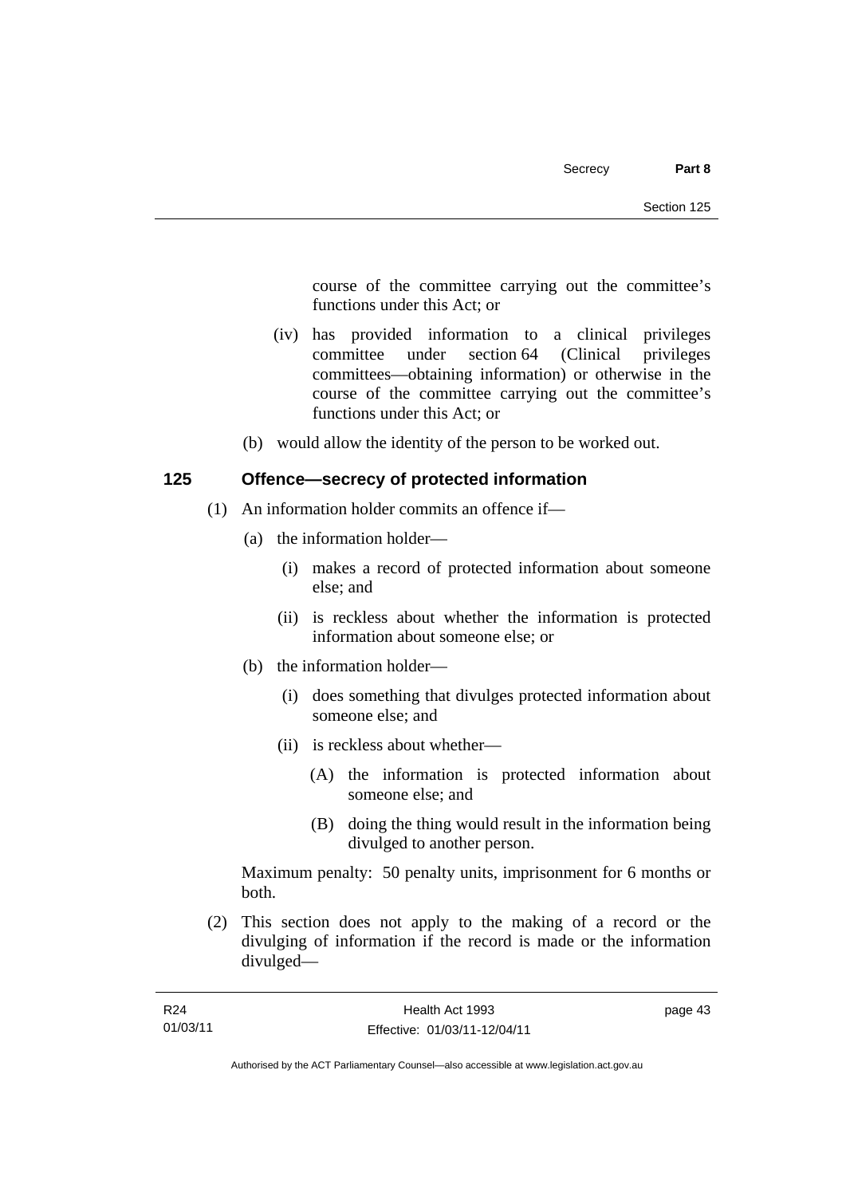course of the committee carrying out the committee's functions under this Act; or

(iv) has provided information to a clinical privileges committee under section 64 (Clinical privileges committees—obtaining information) or otherwise in the course of the committee carrying out the committee's functions under this Act; or

(b) would allow the identity of the person to be worked out.

### 125 Offence—secrecy of protected information

(1) An information holder commits an offence if—

(a) the information holder—

(i) makes a record of protected information about someone else; and

(ii) is reckless about whether the information is protected information about someone else; or

(b) the information holder—

(i) does something that divulges protected information about someone else; and

(ii) is reckless about whether—

(A) the information is protected information about someone else; and

(B) doing the thing would result in the information being divulged to another person.

Maximum penalty: 50 penalty units, imprisonment for 6 months or both.

(2) This section does not apply to the making of a record or the divulging of information if the record is made or the information divulged—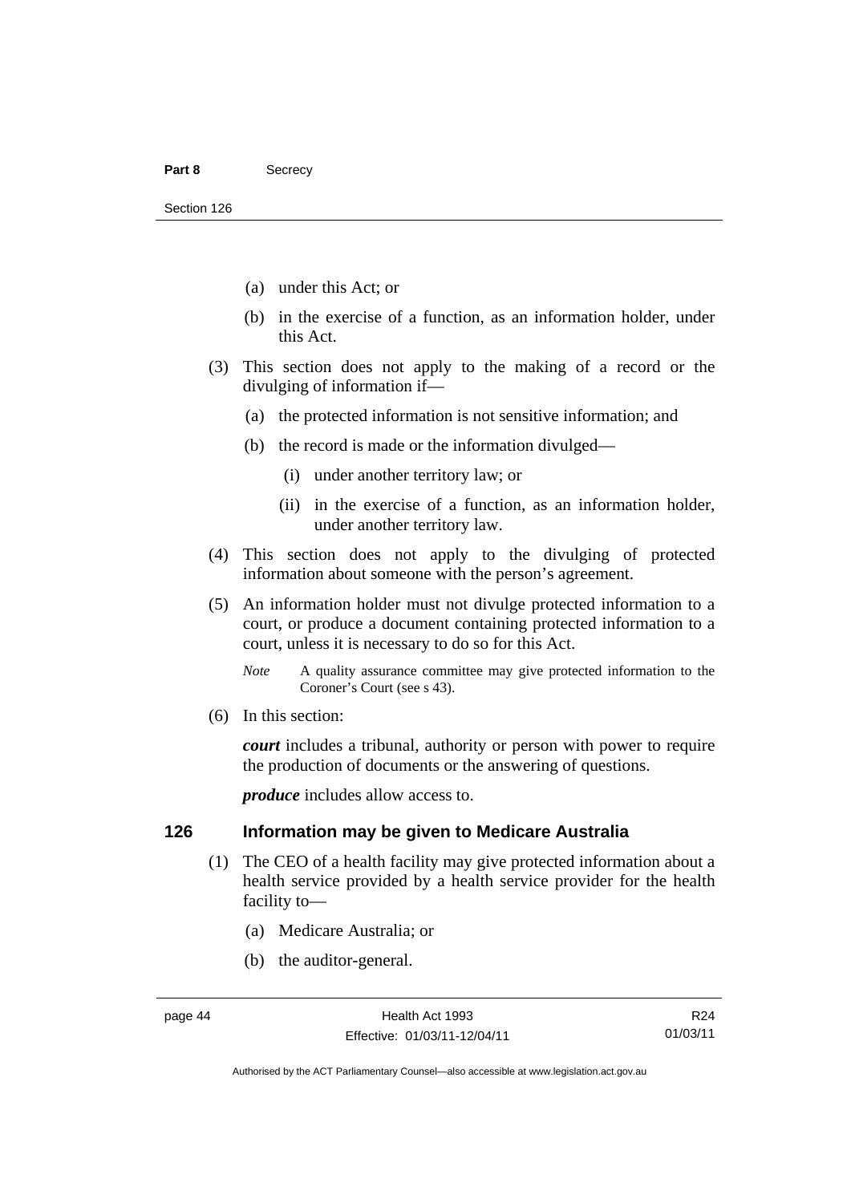(a) under this Act; or

(b) in the exercise of a function, as an information holder, under this Act.

(3) This section does not apply to the making of a record or the divulging of information if—

(a) the protected information is not sensitive information; and

(b) the record is made or the information divulged—

(i) under another territory law; or

(ii) in the exercise of a function, as an information holder, under another territory law.

(4) This section does not apply to the divulging of protected information about someone with the person's agreement.

(5) An information holder must not divulge protected information to a court, or produce a document containing protected information to a court, unless it is necessary to do so for this Act.

*Note* A quality assurance committee may give protected information to the Coroner's Court (see s 43).

(6) In this section:

***court*** includes a tribunal, authority or person with power to require the production of documents or the answering of questions.

***produce*** includes allow access to.

### 126 Information may be given to Medicare Australia

(1) The CEO of a health facility may give protected information about a health service provided by a health service provider for the health facility to—

(a) Medicare Australia; or

(b) the auditor-general.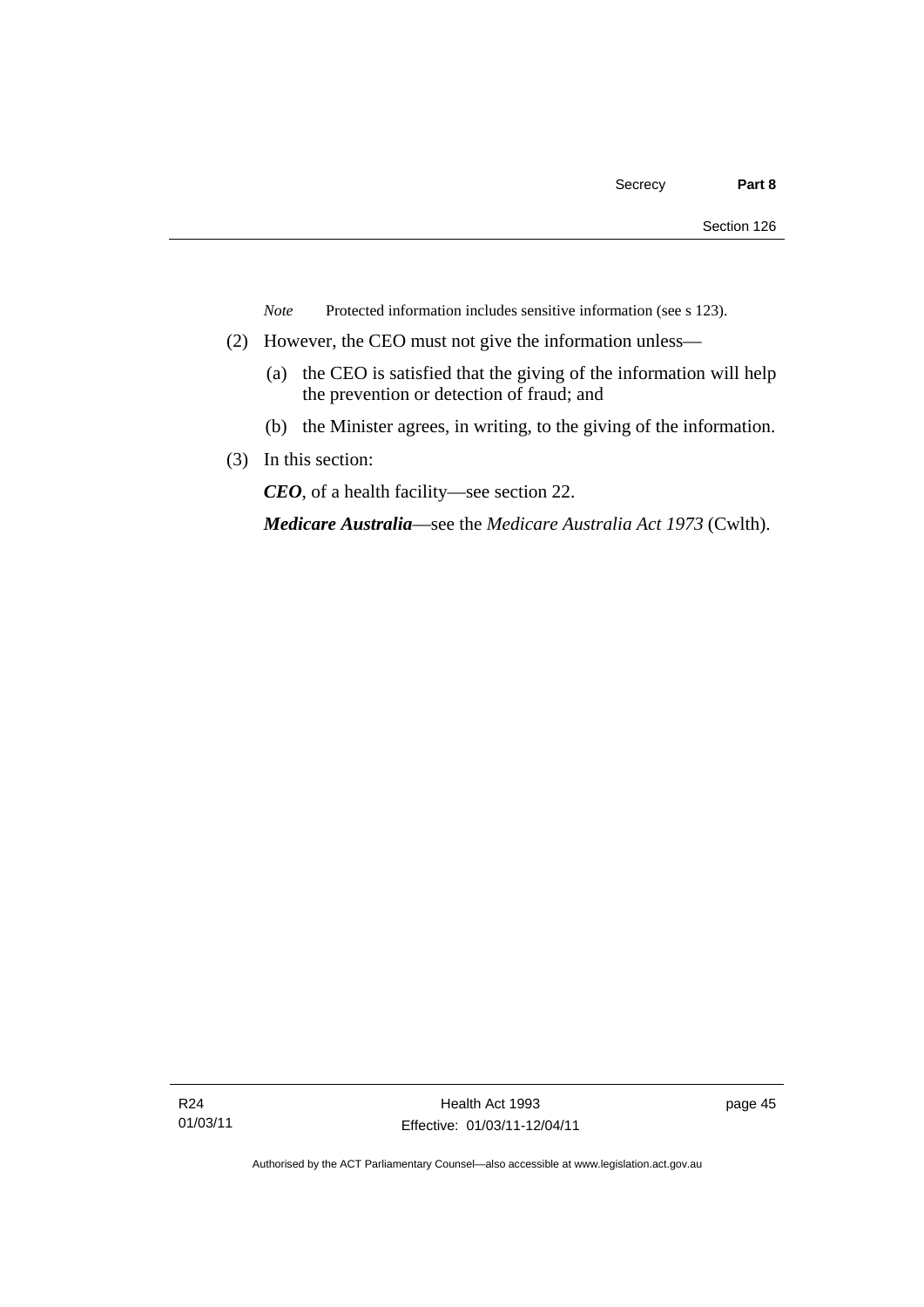*Note* Protected information includes sensitive information (see s 123).

(2) However, the CEO must not give the information unless—

(a) the CEO is satisfied that the giving of the information will help the prevention or detection of fraud; and

(b) the Minister agrees, in writing, to the giving of the information.

(3) In this section:

***CEO***, of a health facility—see section 22.

***Medicare Australia***—see the *Medicare Australia Act 1973* (Cwlth).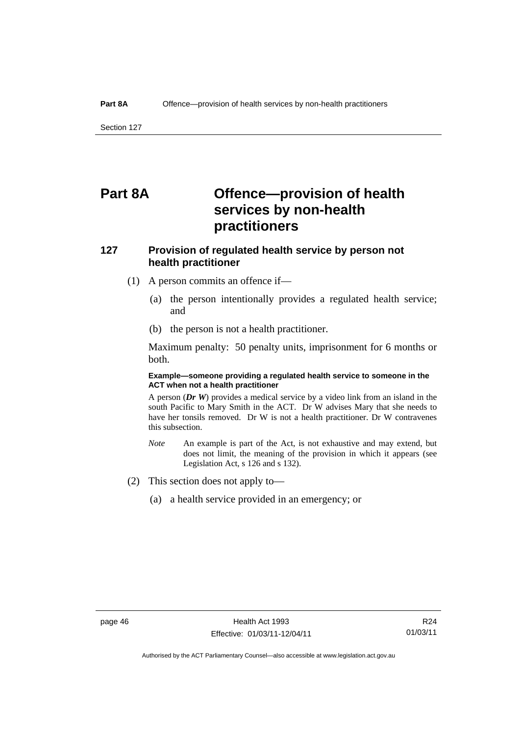# Part 8A Offence—provision of health services by non-health practitioners

## 127 Provision of regulated health service by person not health practitioner

(1) A person commits an offence if—

(a) the person intentionally provides a regulated health service; and

(b) the person is not a health practitioner.

Maximum penalty: 50 penalty units, imprisonment for 6 months or both.

**Example—someone providing a regulated health service to someone in the ACT when not a health practitioner**

A person (***Dr W***) provides a medical service by a video link from an island in the south Pacific to Mary Smith in the ACT. Dr W advises Mary that she needs to have her tonsils removed. Dr W is not a health practitioner. Dr W contravenes this subsection.

*Note* An example is part of the Act, is not exhaustive and may extend, but does not limit, the meaning of the provision in which it appears (see Legislation Act, s 126 and s 132).

(2) This section does not apply to—

(a) a health service provided in an emergency; or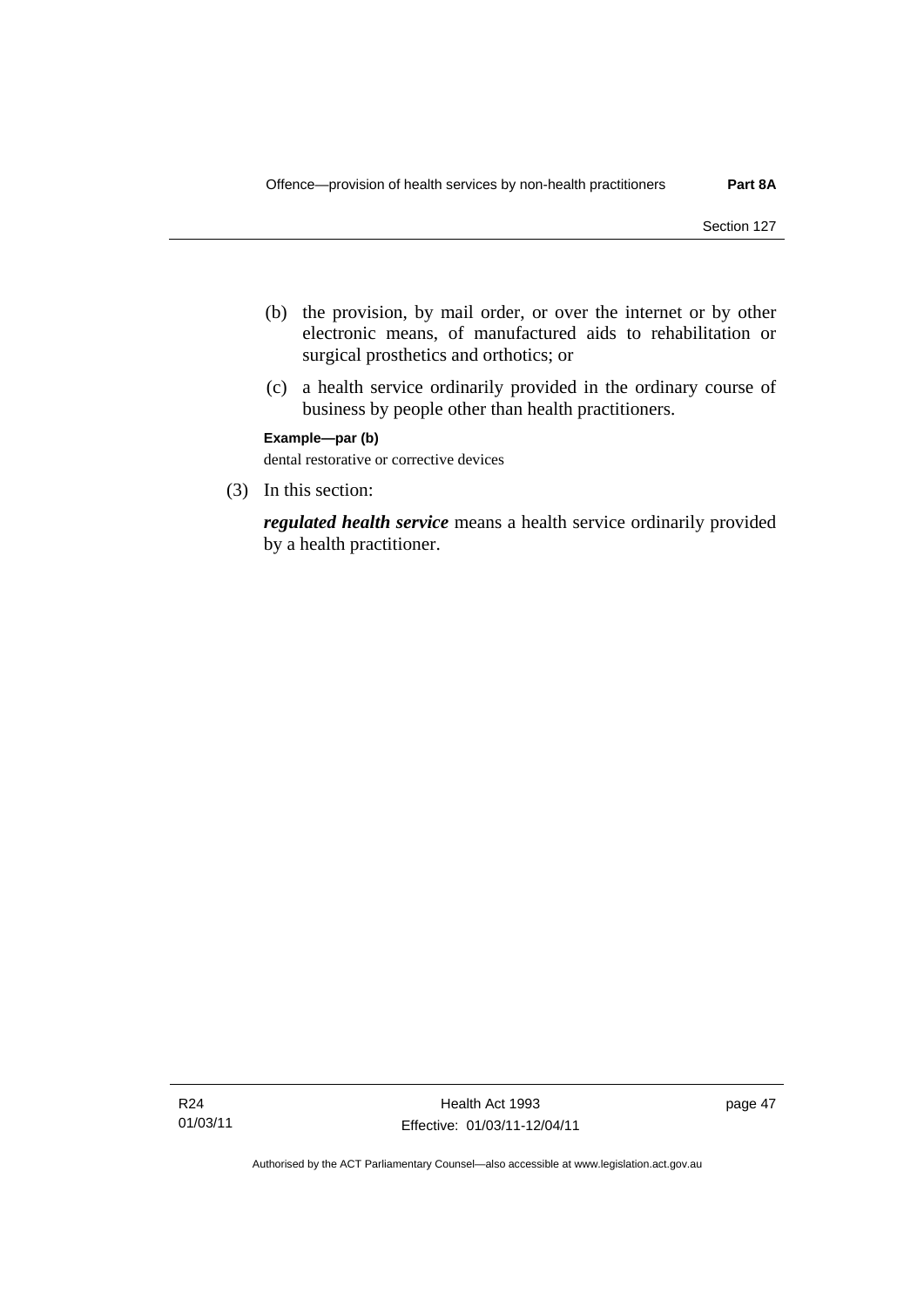(b) the provision, by mail order, or over the internet or by other electronic means, of manufactured aids to rehabilitation or surgical prosthetics and orthotics; or

(c) a health service ordinarily provided in the ordinary course of business by people other than health practitioners.

**Example—par (b)**

dental restorative or corrective devices

(3) In this section:

***regulated health service*** means a health service ordinarily provided by a health practitioner.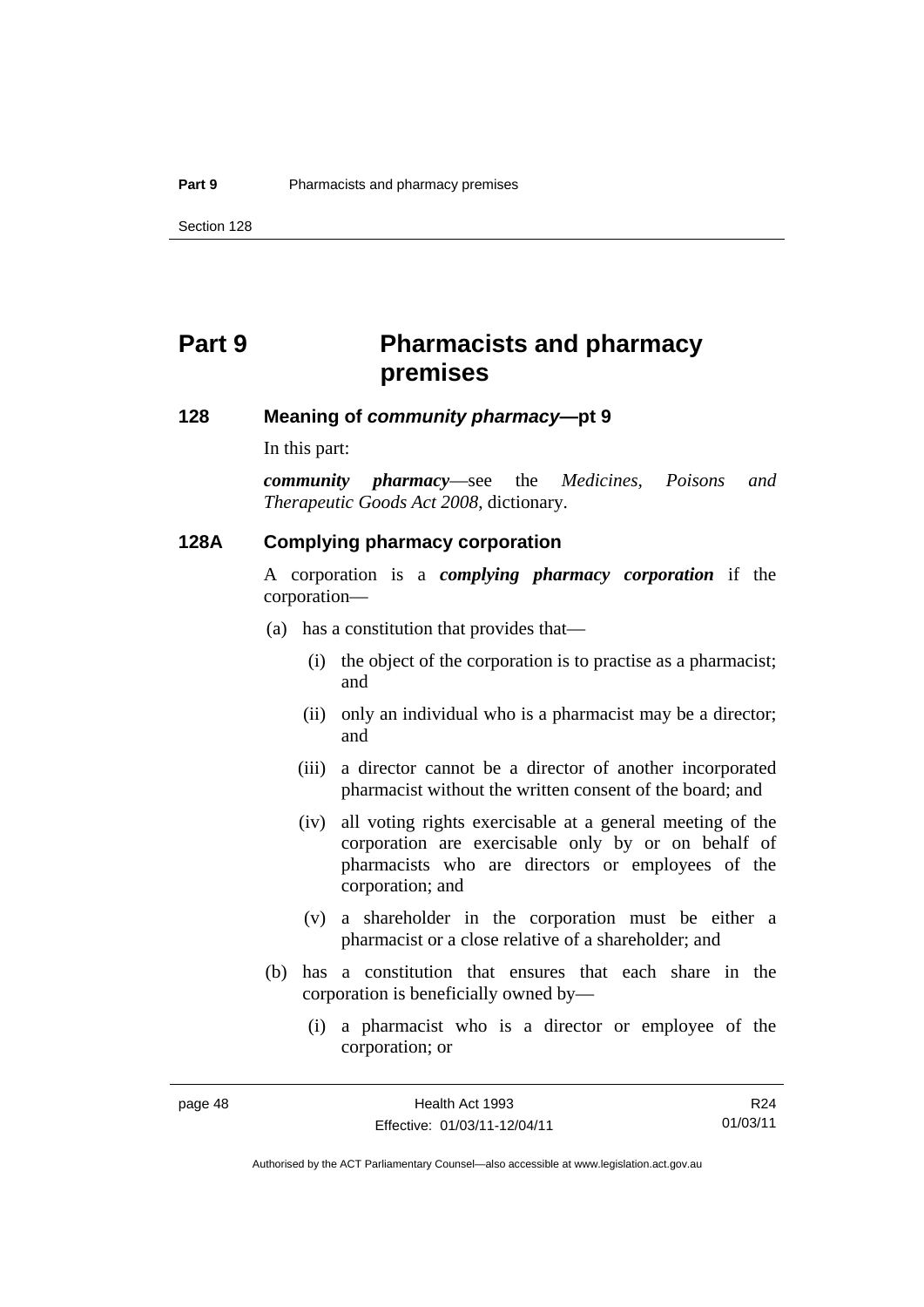# Part 9 Pharmacists and pharmacy premises

## 128 Meaning of *community pharmacy*—pt 9

In this part:

***community pharmacy***—see the *Medicines, Poisons and Therapeutic Goods Act 2008*, dictionary.

## 128A Complying pharmacy corporation

A corporation is a ***complying pharmacy corporation*** if the corporation—

(a) has a constitution that provides that—

 (i) the object of the corporation is to practise as a pharmacist; and

 (ii) only an individual who is a pharmacist may be a director; and

 (iii) a director cannot be a director of another incorporated pharmacist without the written consent of the board; and

 (iv) all voting rights exercisable at a general meeting of the corporation are exercisable only by or on behalf of pharmacists who are directors or employees of the corporation; and

 (v) a shareholder in the corporation must be either a pharmacist or a close relative of a shareholder; and

(b) has a constitution that ensures that each share in the corporation is beneficially owned by—

 (i) a pharmacist who is a director or employee of the corporation; or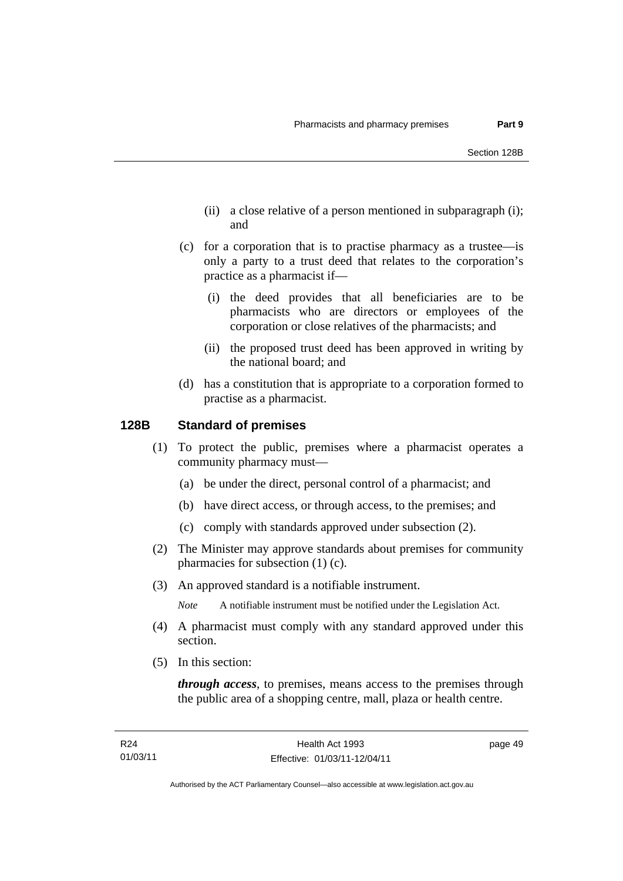(ii) a close relative of a person mentioned in subparagraph (i); and

(c) for a corporation that is to practise pharmacy as a trustee—is only a party to a trust deed that relates to the corporation's practice as a pharmacist if—

(i) the deed provides that all beneficiaries are to be pharmacists who are directors or employees of the corporation or close relatives of the pharmacists; and

(ii) the proposed trust deed has been approved in writing by the national board; and

(d) has a constitution that is appropriate to a corporation formed to practise as a pharmacist.

## 128B Standard of premises

(1) To protect the public, premises where a pharmacist operates a community pharmacy must—

(a) be under the direct, personal control of a pharmacist; and

(b) have direct access, or through access, to the premises; and

(c) comply with standards approved under subsection (2).

(2) The Minister may approve standards about premises for community pharmacies for subsection (1) (c).

(3) An approved standard is a notifiable instrument.

*Note* A notifiable instrument must be notified under the Legislation Act.

(4) A pharmacist must comply with any standard approved under this section.

(5) In this section:

***through access***, to premises, means access to the premises through the public area of a shopping centre, mall, plaza or health centre.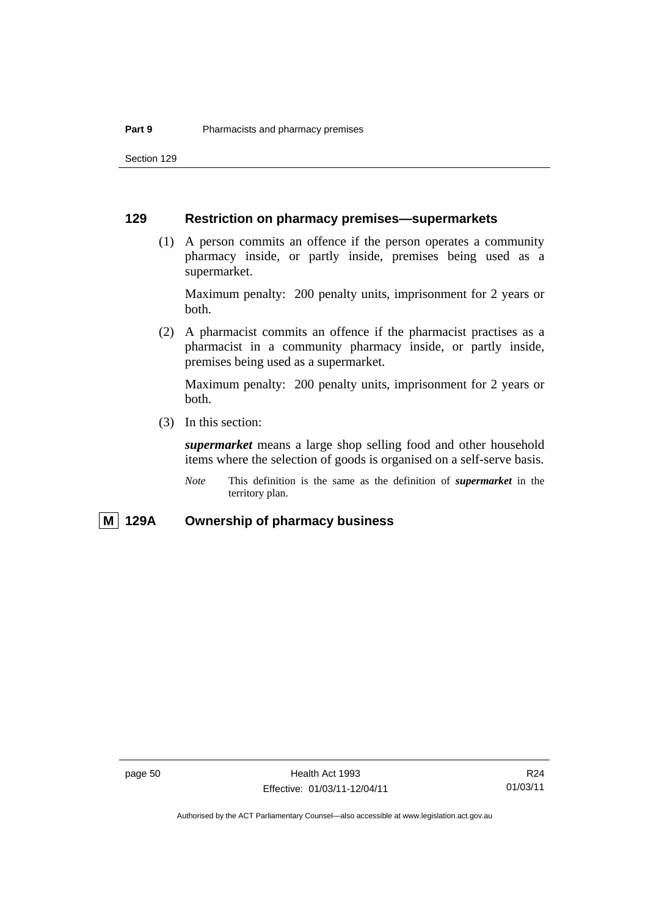### 129 Restriction on pharmacy premises—supermarkets

(1) A person commits an offence if the person operates a community pharmacy inside, or partly inside, premises being used as a supermarket.

Maximum penalty: 200 penalty units, imprisonment for 2 years or both.

(2) A pharmacist commits an offence if the pharmacist practises as a pharmacist in a community pharmacy inside, or partly inside, premises being used as a supermarket.

Maximum penalty: 200 penalty units, imprisonment for 2 years or both.

(3) In this section:

***supermarket*** means a large shop selling food and other household items where the selection of goods is organised on a self-serve basis.

*Note* This definition is the same as the definition of ***supermarket*** in the territory plan.

### M 129A Ownership of pharmacy business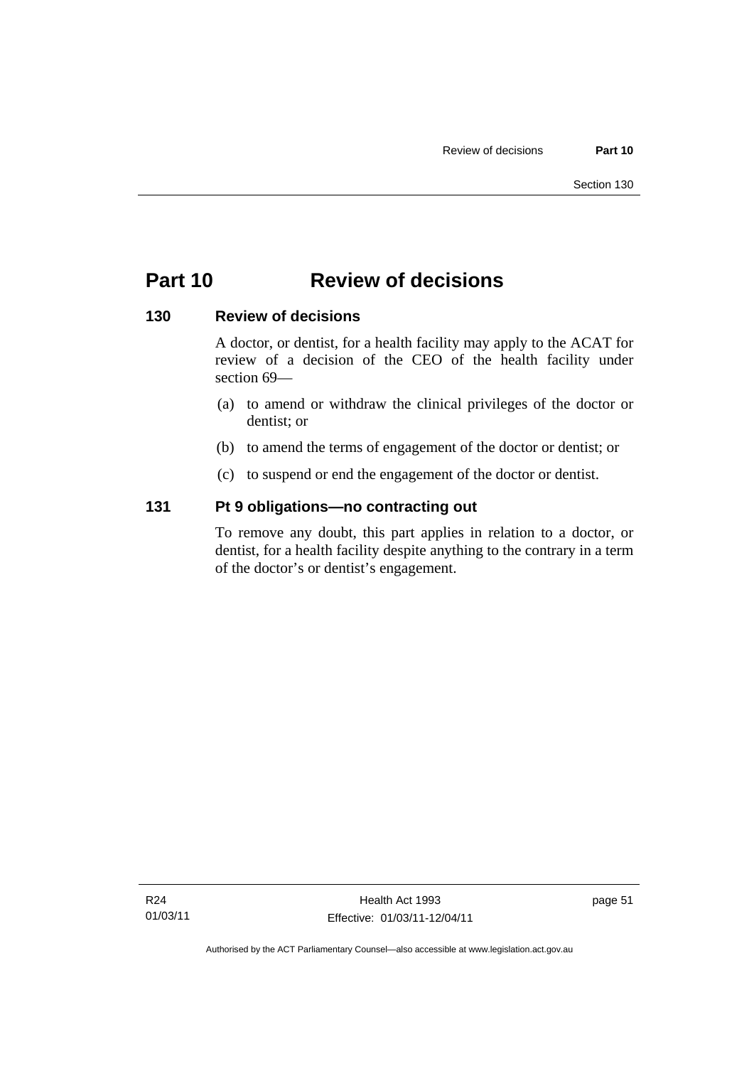# Part 10 Review of decisions

## 130 Review of decisions

A doctor, or dentist, for a health facility may apply to the ACAT for review of a decision of the CEO of the health facility under section 69—

(a) to amend or withdraw the clinical privileges of the doctor or dentist; or

(b) to amend the terms of engagement of the doctor or dentist; or

(c) to suspend or end the engagement of the doctor or dentist.

## 131 Pt 9 obligations—no contracting out

To remove any doubt, this part applies in relation to a doctor, or dentist, for a health facility despite anything to the contrary in a term of the doctor's or dentist's engagement.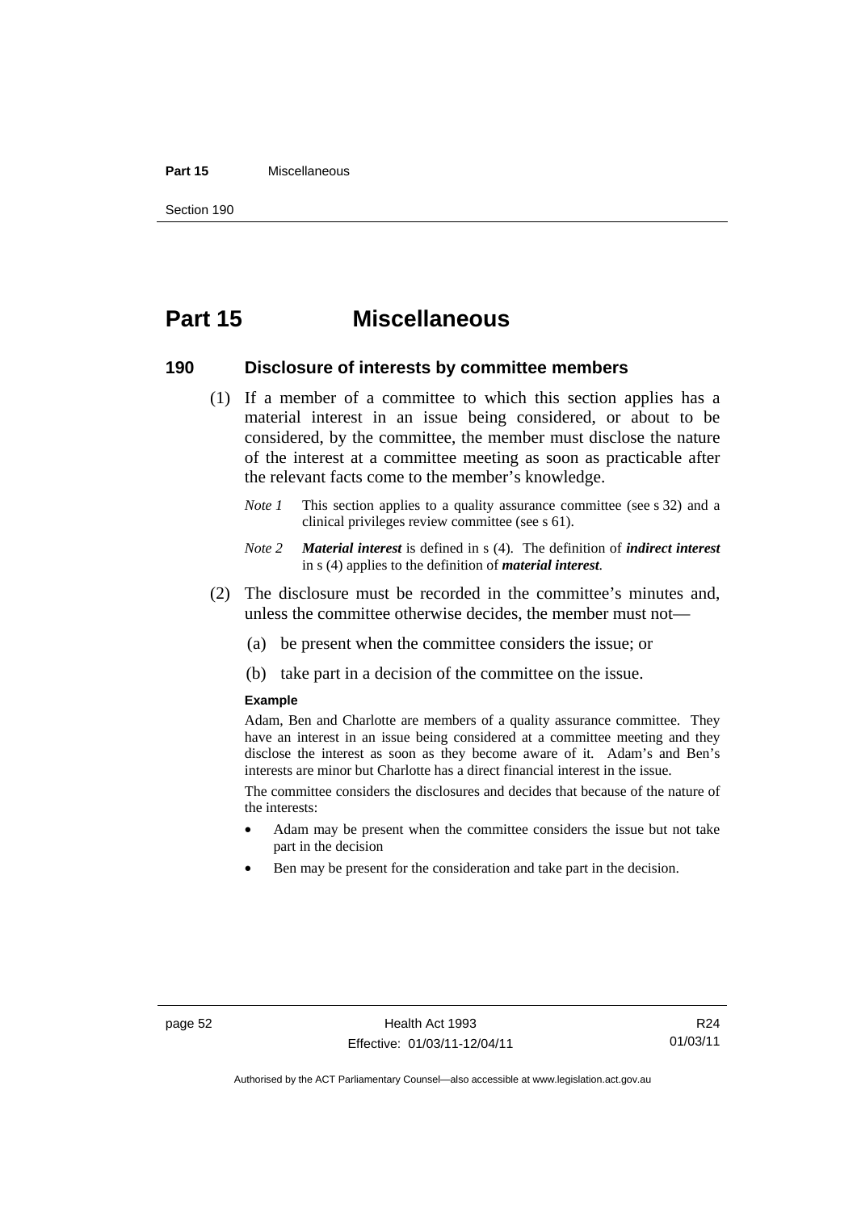# Part 15 Miscellaneous

## 190 Disclosure of interests by committee members

(1) If a member of a committee to which this section applies has a material interest in an issue being considered, or about to be considered, by the committee, the member must disclose the nature of the interest at a committee meeting as soon as practicable after the relevant facts come to the member's knowledge.

*Note 1* This section applies to a quality assurance committee (see s 32) and a clinical privileges review committee (see s 61).

*Note 2* ***Material interest*** is defined in s (4). The definition of ***indirect interest*** in s (4) applies to the definition of ***material interest***.

(2) The disclosure must be recorded in the committee's minutes and, unless the committee otherwise decides, the member must not—

(a) be present when the committee considers the issue; or

(b) take part in a decision of the committee on the issue.

**Example**

Adam, Ben and Charlotte are members of a quality assurance committee. They have an interest in an issue being considered at a committee meeting and they disclose the interest as soon as they become aware of it. Adam's and Ben's interests are minor but Charlotte has a direct financial interest in the issue.

The committee considers the disclosures and decides that because of the nature of the interests:

- Adam may be present when the committee considers the issue but not take part in the decision
- Ben may be present for the consideration and take part in the decision.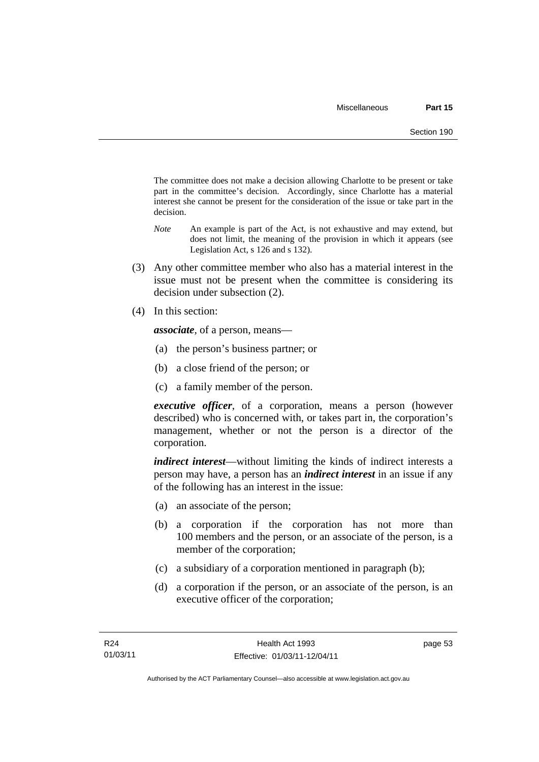The committee does not make a decision allowing Charlotte to be present or take part in the committee's decision. Accordingly, since Charlotte has a material interest she cannot be present for the consideration of the issue or take part in the decision.

*Note* An example is part of the Act, is not exhaustive and may extend, but does not limit, the meaning of the provision in which it appears (see Legislation Act, s 126 and s 132).

(3) Any other committee member who also has a material interest in the issue must not be present when the committee is considering its decision under subsection (2).

(4) In this section:

***associate***, of a person, means—

(a) the person's business partner; or

(b) a close friend of the person; or

(c) a family member of the person.

***executive officer***, of a corporation, means a person (however described) who is concerned with, or takes part in, the corporation's management, whether or not the person is a director of the corporation.

***indirect interest***—without limiting the kinds of indirect interests a person may have, a person has an ***indirect interest*** in an issue if any of the following has an interest in the issue:

(a) an associate of the person;

(b) a corporation if the corporation has not more than 100 members and the person, or an associate of the person, is a member of the corporation;

(c) a subsidiary of a corporation mentioned in paragraph (b);

(d) a corporation if the person, or an associate of the person, is an executive officer of the corporation;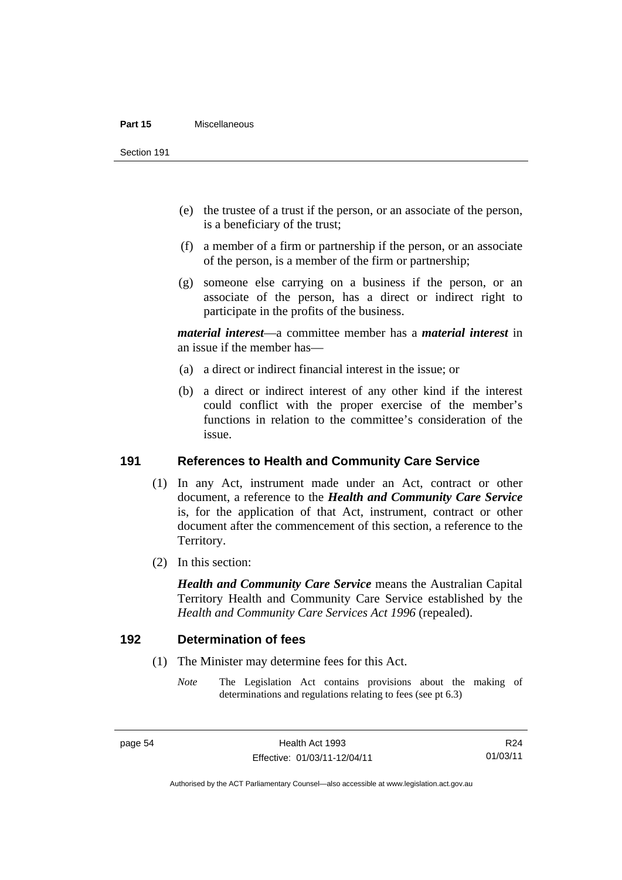(e) the trustee of a trust if the person, or an associate of the person, is a beneficiary of the trust;

(f) a member of a firm or partnership if the person, or an associate of the person, is a member of the firm or partnership;

(g) someone else carrying on a business if the person, or an associate of the person, has a direct or indirect right to participate in the profits of the business.

***material interest***—a committee member has a ***material interest*** in an issue if the member has—

(a) a direct or indirect financial interest in the issue; or

(b) a direct or indirect interest of any other kind if the interest could conflict with the proper exercise of the member's functions in relation to the committee's consideration of the issue.

## 191 References to Health and Community Care Service

(1) In any Act, instrument made under an Act, contract or other document, a reference to the ***Health and Community Care Service*** is, for the application of that Act, instrument, contract or other document after the commencement of this section, a reference to the Territory.

(2) In this section:

***Health and Community Care Service*** means the Australian Capital Territory Health and Community Care Service established by the *Health and Community Care Services Act 1996* (repealed).

## 192 Determination of fees

(1) The Minister may determine fees for this Act.

*Note* The Legislation Act contains provisions about the making of determinations and regulations relating to fees (see pt 6.3)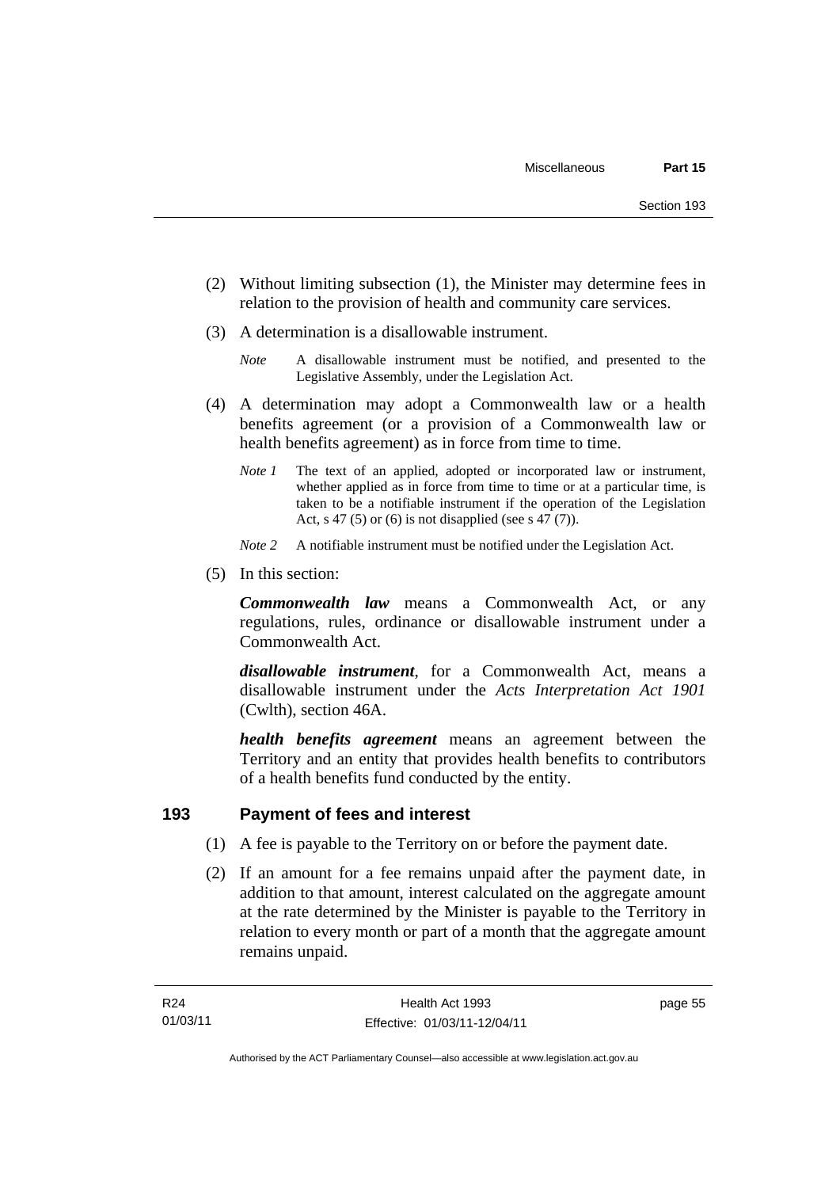(2) Without limiting subsection (1), the Minister may determine fees in relation to the provision of health and community care services.

(3) A determination is a disallowable instrument.

*Note* A disallowable instrument must be notified, and presented to the Legislative Assembly, under the Legislation Act.

(4) A determination may adopt a Commonwealth law or a health benefits agreement (or a provision of a Commonwealth law or health benefits agreement) as in force from time to time.

*Note 1* The text of an applied, adopted or incorporated law or instrument, whether applied as in force from time to time or at a particular time, is taken to be a notifiable instrument if the operation of the Legislation Act, s 47 (5) or (6) is not disapplied (see s 47 (7)).

*Note 2* A notifiable instrument must be notified under the Legislation Act.

(5) In this section:

***Commonwealth law*** means a Commonwealth Act, or any regulations, rules, ordinance or disallowable instrument under a Commonwealth Act.

***disallowable instrument***, for a Commonwealth Act, means a disallowable instrument under the *Acts Interpretation Act 1901* (Cwlth), section 46A.

***health benefits agreement*** means an agreement between the Territory and an entity that provides health benefits to contributors of a health benefits fund conducted by the entity.

## 193 Payment of fees and interest

(1) A fee is payable to the Territory on or before the payment date.

(2) If an amount for a fee remains unpaid after the payment date, in addition to that amount, interest calculated on the aggregate amount at the rate determined by the Minister is payable to the Territory in relation to every month or part of a month that the aggregate amount remains unpaid.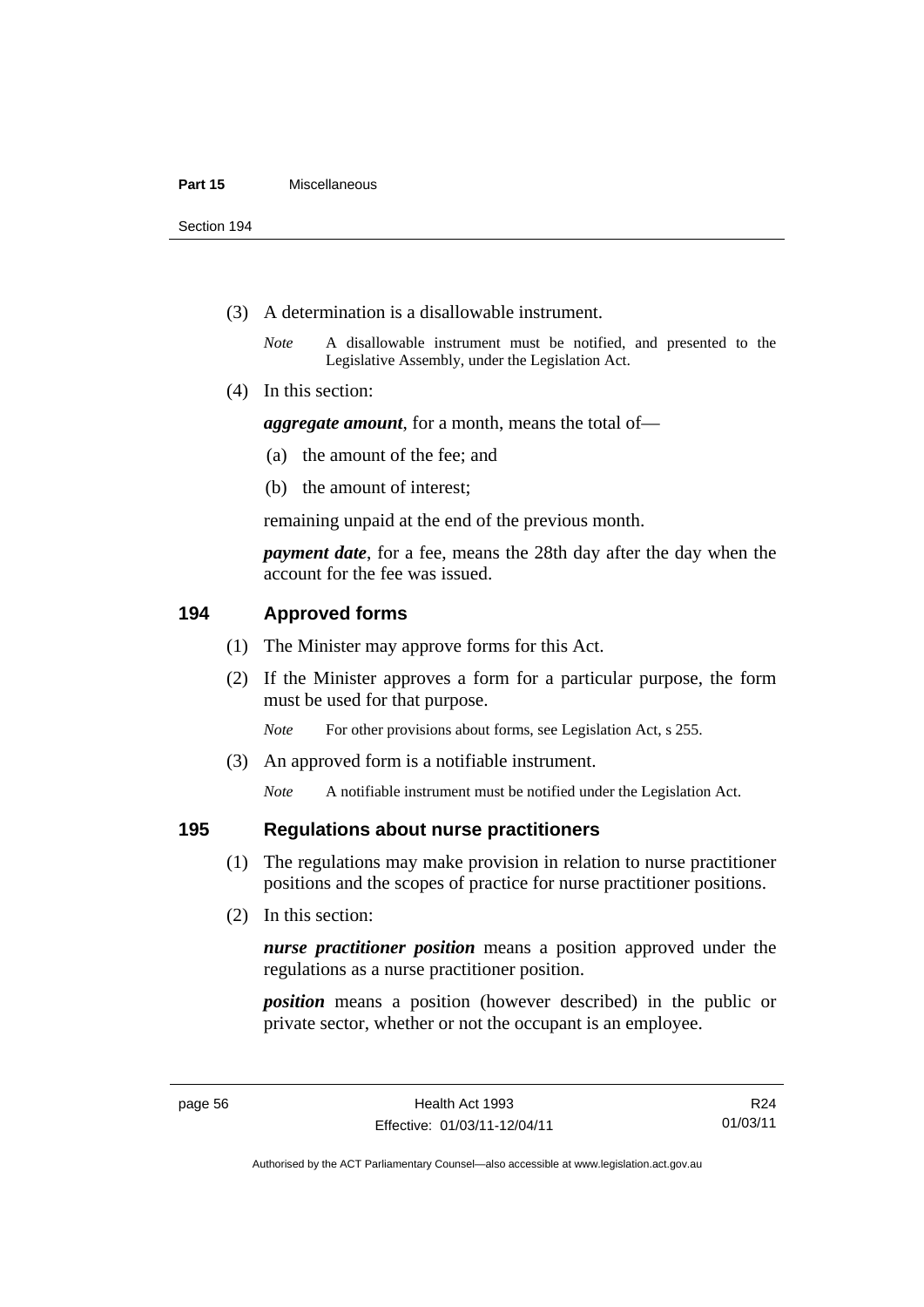(3) A determination is a disallowable instrument.

*Note* A disallowable instrument must be notified, and presented to the Legislative Assembly, under the Legislation Act.

(4) In this section:

***aggregate amount***, for a month, means the total of—

(a) the amount of the fee; and

(b) the amount of interest;

remaining unpaid at the end of the previous month.

***payment date***, for a fee, means the 28th day after the day when the account for the fee was issued.

## 194 Approved forms

(1) The Minister may approve forms for this Act.

(2) If the Minister approves a form for a particular purpose, the form must be used for that purpose.

*Note* For other provisions about forms, see Legislation Act, s 255.

(3) An approved form is a notifiable instrument.

*Note* A notifiable instrument must be notified under the Legislation Act.

## 195 Regulations about nurse practitioners

(1) The regulations may make provision in relation to nurse practitioner positions and the scopes of practice for nurse practitioner positions.

(2) In this section:

***nurse practitioner position*** means a position approved under the regulations as a nurse practitioner position.

***position*** means a position (however described) in the public or private sector, whether or not the occupant is an employee.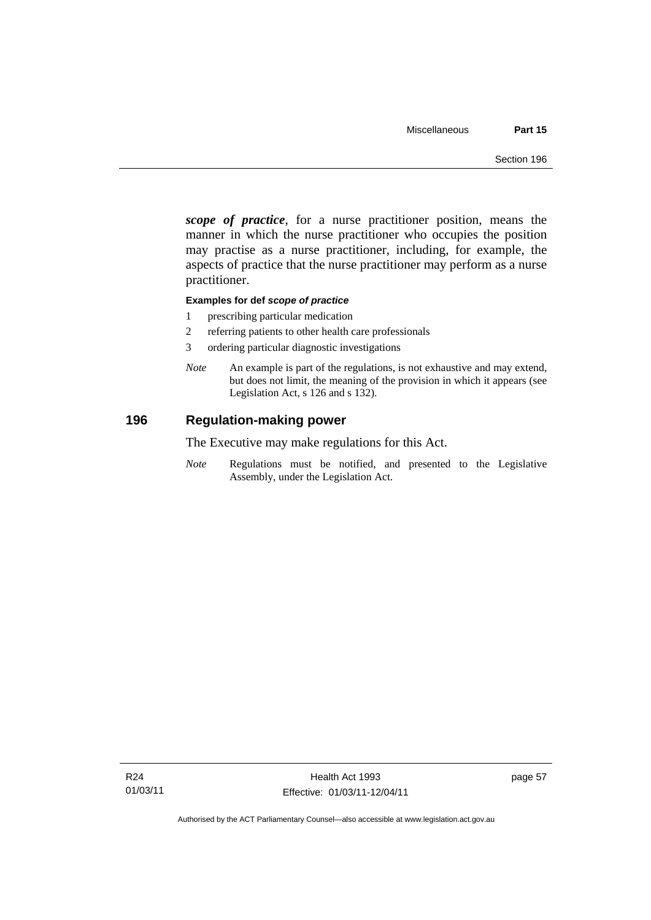***scope of practice***, for a nurse practitioner position, means the manner in which the nurse practitioner who occupies the position may practise as a nurse practitioner, including, for example, the aspects of practice that the nurse practitioner may perform as a nurse practitioner.

**Examples for def *scope of practice***

1 prescribing particular medication
2 referring patients to other health care professionals
3 ordering particular diagnostic investigations

*Note* An example is part of the regulations, is not exhaustive and may extend, but does not limit, the meaning of the provision in which it appears (see Legislation Act, s 126 and s 132).

## 196 Regulation-making power

The Executive may make regulations for this Act.

*Note* Regulations must be notified, and presented to the Legislative Assembly, under the Legislation Act.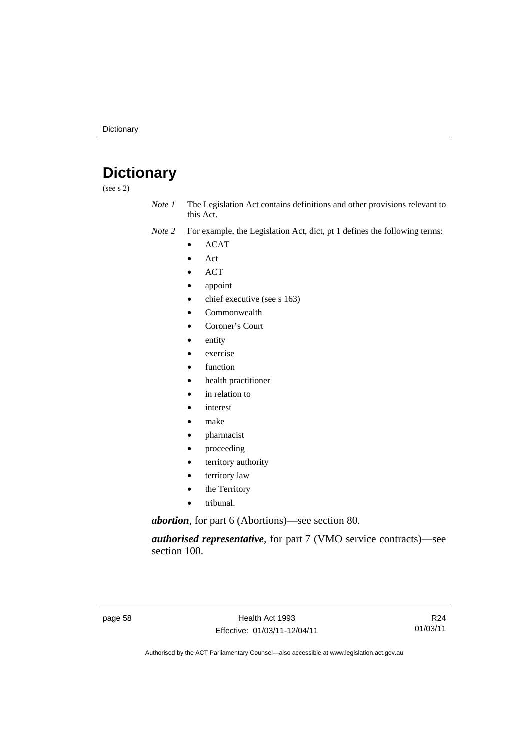# Dictionary

(see s 2)

*Note 1* The Legislation Act contains definitions and other provisions relevant to this Act.

*Note 2* For example, the Legislation Act, dict, pt 1 defines the following terms:

- ACAT
- Act
- ACT
- appoint
- chief executive (see s 163)
- Commonwealth
- Coroner's Court
- entity
- exercise
- function
- health practitioner
- in relation to
- interest
- make
- pharmacist
- proceeding
- territory authority
- territory law
- the Territory
- tribunal.

***abortion***, for part 6 (Abortions)—see section 80.

***authorised representative***, for part 7 (VMO service contracts)—see section 100.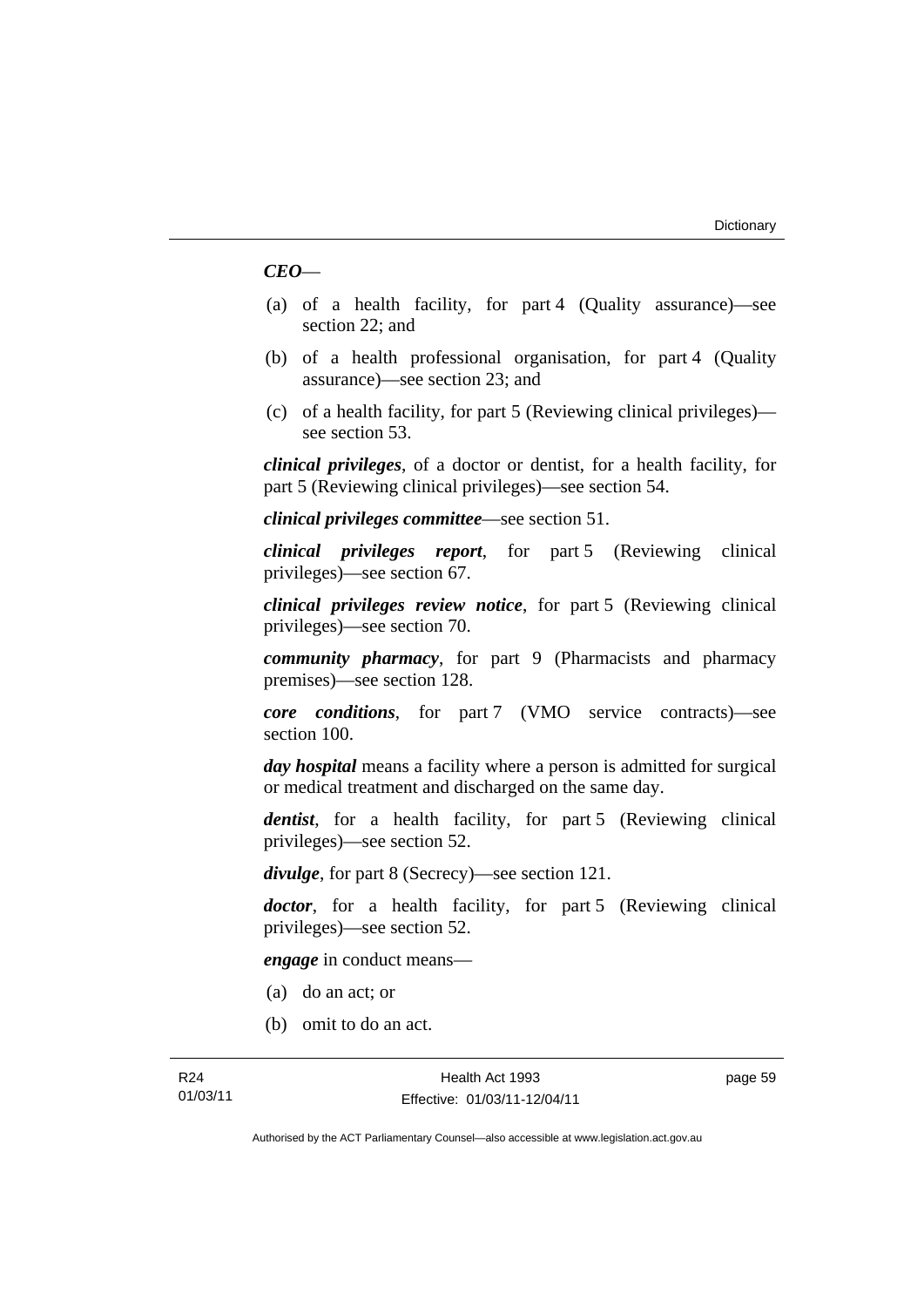***CEO***—

(a) of a health facility, for part 4 (Quality assurance)—see section 22; and

(b) of a health professional organisation, for part 4 (Quality assurance)—see section 23; and

(c) of a health facility, for part 5 (Reviewing clinical privileges)—see section 53.

***clinical privileges***, of a doctor or dentist, for a health facility, for part 5 (Reviewing clinical privileges)—see section 54.

***clinical privileges committee***—see section 51.

***clinical privileges report***, for part 5 (Reviewing clinical privileges)—see section 67.

***clinical privileges review notice***, for part 5 (Reviewing clinical privileges)—see section 70.

***community pharmacy***, for part 9 (Pharmacists and pharmacy premises)—see section 128.

***core conditions***, for part 7 (VMO service contracts)—see section 100.

***day hospital*** means a facility where a person is admitted for surgical or medical treatment and discharged on the same day.

***dentist***, for a health facility, for part 5 (Reviewing clinical privileges)—see section 52.

***divulge***, for part 8 (Secrecy)—see section 121.

***doctor***, for a health facility, for part 5 (Reviewing clinical privileges)—see section 52.

***engage*** in conduct means—

(a) do an act; or

(b) omit to do an act.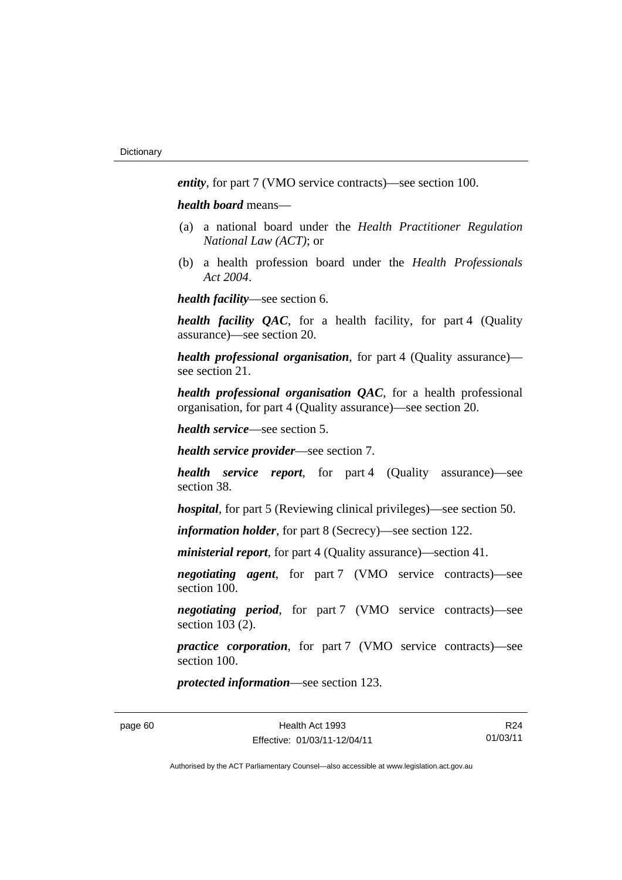***entity***, for part 7 (VMO service contracts)—see section 100.

***health board*** means—

(a) a national board under the *Health Practitioner Regulation National Law (ACT)*; or

(b) a health profession board under the *Health Professionals Act 2004*.

***health facility***—see section 6.

***health facility QAC***, for a health facility, for part 4 (Quality assurance)—see section 20.

***health professional organisation***, for part 4 (Quality assurance)—see section 21.

***health professional organisation QAC***, for a health professional organisation, for part 4 (Quality assurance)—see section 20.

***health service***—see section 5.

***health service provider***—see section 7.

***health service report***, for part 4 (Quality assurance)—see section 38.

***hospital***, for part 5 (Reviewing clinical privileges)—see section 50.

***information holder***, for part 8 (Secrecy)—see section 122.

***ministerial report***, for part 4 (Quality assurance)—section 41.

***negotiating agent***, for part 7 (VMO service contracts)—see section 100.

***negotiating period***, for part 7 (VMO service contracts)—see section 103 (2).

***practice corporation***, for part 7 (VMO service contracts)—see section 100.

***protected information***—see section 123.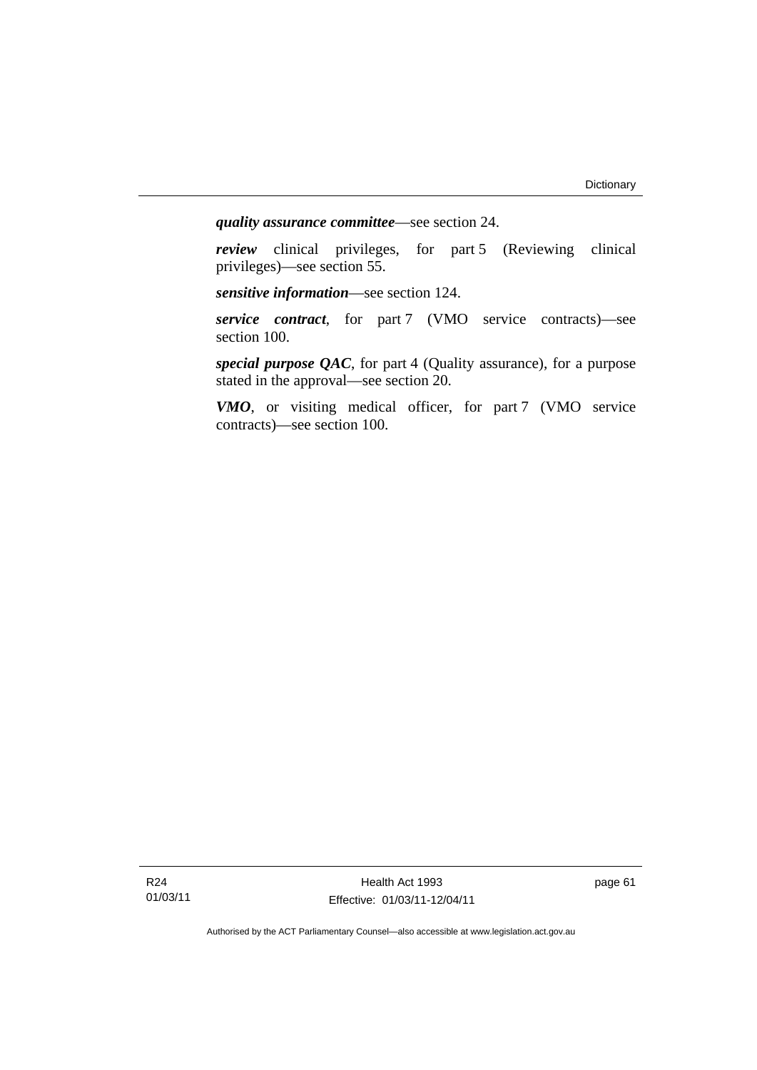***quality assurance committee***—see section 24.

***review*** clinical privileges, for part 5 (Reviewing clinical privileges)—see section 55.

***sensitive information***—see section 124.

***service contract***, for part 7 (VMO service contracts)—see section 100.

***special purpose QAC***, for part 4 (Quality assurance), for a purpose stated in the approval—see section 20.

***VMO***, or visiting medical officer, for part 7 (VMO service contracts)—see section 100.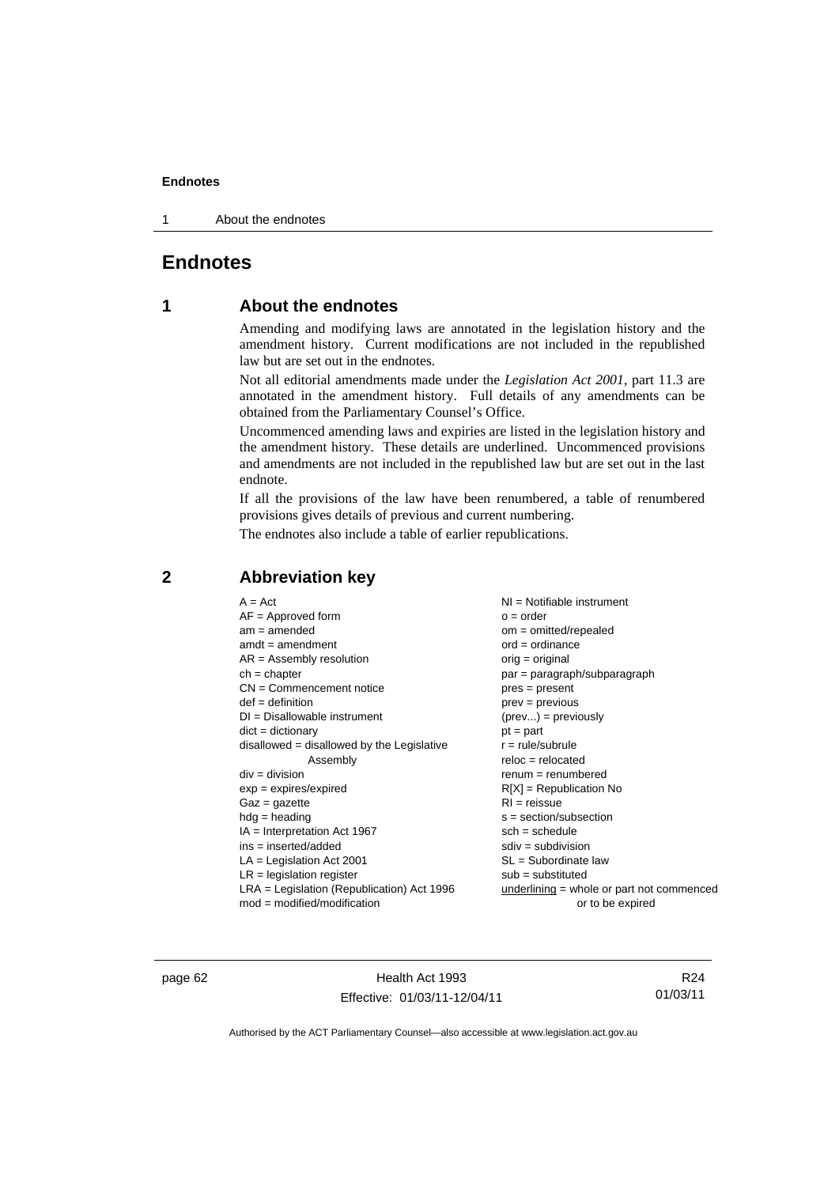# Endnotes

## 1 About the endnotes

Amending and modifying laws are annotated in the legislation history and the amendment history. Current modifications are not included in the republished law but are set out in the endnotes.

Not all editorial amendments made under the *Legislation Act 2001*, part 11.3 are annotated in the amendment history. Full details of any amendments can be obtained from the Parliamentary Counsel's Office.

Uncommenced amending laws and expiries are listed in the legislation history and the amendment history. These details are underlined. Uncommenced provisions and amendments are not included in the republished law but are set out in the last endnote.

If all the provisions of the law have been renumbered, a table of renumbered provisions gives details of previous and current numbering.

The endnotes also include a table of earlier republications.

## 2 Abbreviation key

A = Act
AF = Approved form
am = amended
amdt = amendment
AR = Assembly resolution
ch = chapter
CN = Commencement notice
def = definition
DI = Disallowable instrument
dict = dictionary
disallowed = disallowed by the Legislative Assembly
div = division
exp = expires/expired
Gaz = gazette
hdg = heading
IA = Interpretation Act 1967
ins = inserted/added
LA = Legislation Act 2001
LR = legislation register
LRA = Legislation (Republication) Act 1996
mod = modified/modification
NI = Notifiable instrument
o = order
om = omitted/repealed
ord = ordinance
orig = original
par = paragraph/subparagraph
pres = present
prev = previous
(prev...) = previously
pt = part
r = rule/subrule
reloc = relocated
renum = renumbered
R[X] = Republication No
RI = reissue
s = section/subsection
sch = schedule
sdiv = subdivision
SL = Subordinate law
sub = substituted
underlining = whole or part not commenced or to be expired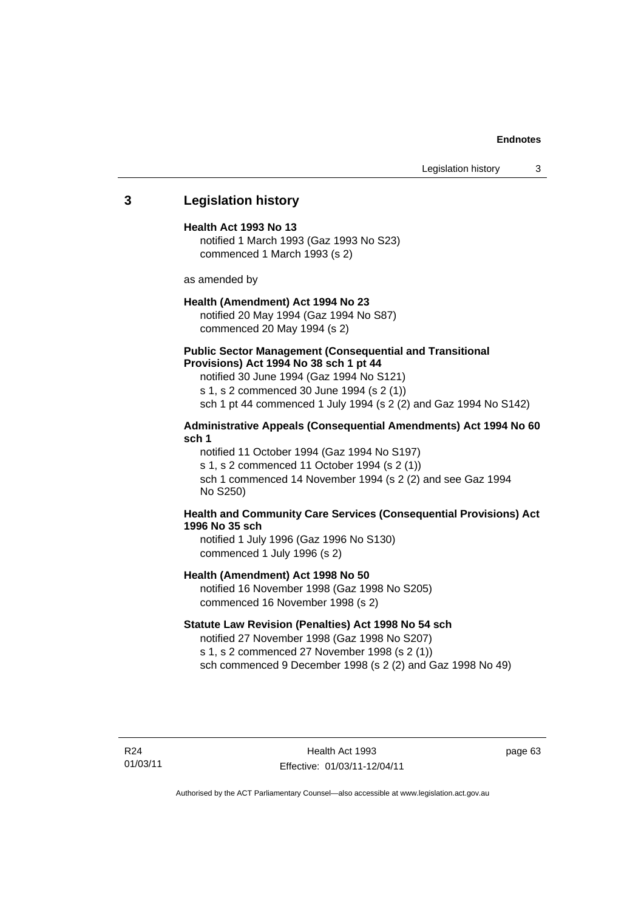## 3 Legislation history

**Health Act 1993 No 13**
notified 1 March 1993 (Gaz 1993 No S23)
commenced 1 March 1993 (s 2)

as amended by

**Health (Amendment) Act 1994 No 23**
notified 20 May 1994 (Gaz 1994 No S87)
commenced 20 May 1994 (s 2)

**Public Sector Management (Consequential and Transitional Provisions) Act 1994 No 38 sch 1 pt 44**
notified 30 June 1994 (Gaz 1994 No S121)
s 1, s 2 commenced 30 June 1994 (s 2 (1))
sch 1 pt 44 commenced 1 July 1994 (s 2 (2) and Gaz 1994 No S142)

**Administrative Appeals (Consequential Amendments) Act 1994 No 60 sch 1**
notified 11 October 1994 (Gaz 1994 No S197)
s 1, s 2 commenced 11 October 1994 (s 2 (1))
sch 1 commenced 14 November 1994 (s 2 (2) and see Gaz 1994 No S250)

**Health and Community Care Services (Consequential Provisions) Act 1996 No 35 sch**
notified 1 July 1996 (Gaz 1996 No S130)
commenced 1 July 1996 (s 2)

**Health (Amendment) Act 1998 No 50**
notified 16 November 1998 (Gaz 1998 No S205)
commenced 16 November 1998 (s 2)

**Statute Law Revision (Penalties) Act 1998 No 54 sch**
notified 27 November 1998 (Gaz 1998 No S207)
s 1, s 2 commenced 27 November 1998 (s 2 (1))
sch commenced 9 December 1998 (s 2 (2) and Gaz 1998 No 49)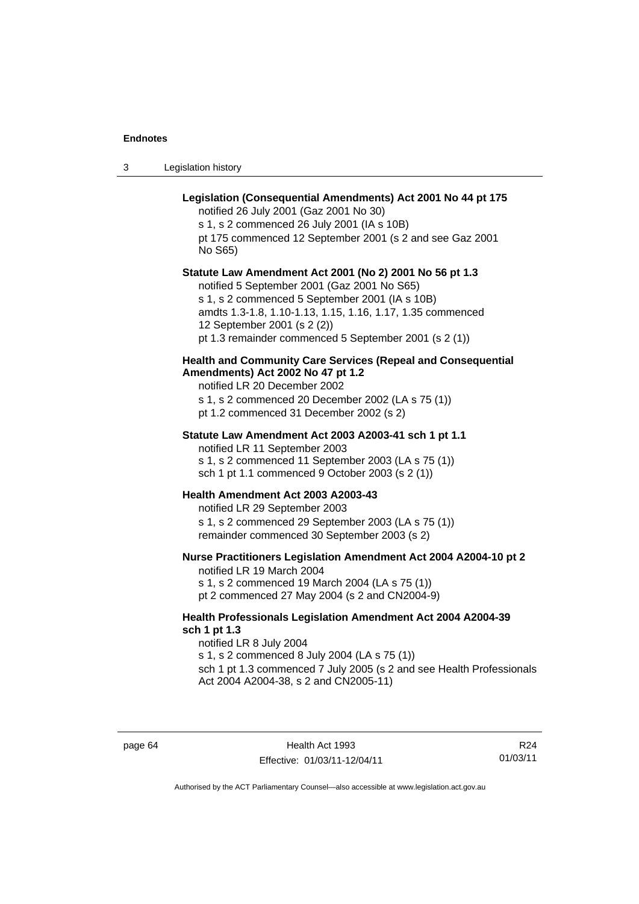**Legislation (Consequential Amendments) Act 2001 No 44 pt 175**

notified 26 July 2001 (Gaz 2001 No 30)

s 1, s 2 commenced 26 July 2001 (IA s 10B)

pt 175 commenced 12 September 2001 (s 2 and see Gaz 2001 No S65)

**Statute Law Amendment Act 2001 (No 2) 2001 No 56 pt 1.3**

notified 5 September 2001 (Gaz 2001 No S65)

s 1, s 2 commenced 5 September 2001 (IA s 10B)

amdts 1.3-1.8, 1.10-1.13, 1.15, 1.16, 1.17, 1.35 commenced 12 September 2001 (s 2 (2))

pt 1.3 remainder commenced 5 September 2001 (s 2 (1))

**Health and Community Care Services (Repeal and Consequential Amendments) Act 2002 No 47 pt 1.2**

notified LR 20 December 2002

s 1, s 2 commenced 20 December 2002 (LA s 75 (1))

pt 1.2 commenced 31 December 2002 (s 2)

**Statute Law Amendment Act 2003 A2003-41 sch 1 pt 1.1**

notified LR 11 September 2003

s 1, s 2 commenced 11 September 2003 (LA s 75 (1))

sch 1 pt 1.1 commenced 9 October 2003 (s 2 (1))

**Health Amendment Act 2003 A2003-43**

notified LR 29 September 2003

s 1, s 2 commenced 29 September 2003 (LA s 75 (1))

remainder commenced 30 September 2003 (s 2)

**Nurse Practitioners Legislation Amendment Act 2004 A2004-10 pt 2**

notified LR 19 March 2004

s 1, s 2 commenced 19 March 2004 (LA s 75 (1))

pt 2 commenced 27 May 2004 (s 2 and CN2004-9)

**Health Professionals Legislation Amendment Act 2004 A2004-39 sch 1 pt 1.3**

notified LR 8 July 2004

s 1, s 2 commenced 8 July 2004 (LA s 75 (1))

sch 1 pt 1.3 commenced 7 July 2005 (s 2 and see Health Professionals Act 2004 A2004-38, s 2 and CN2005-11)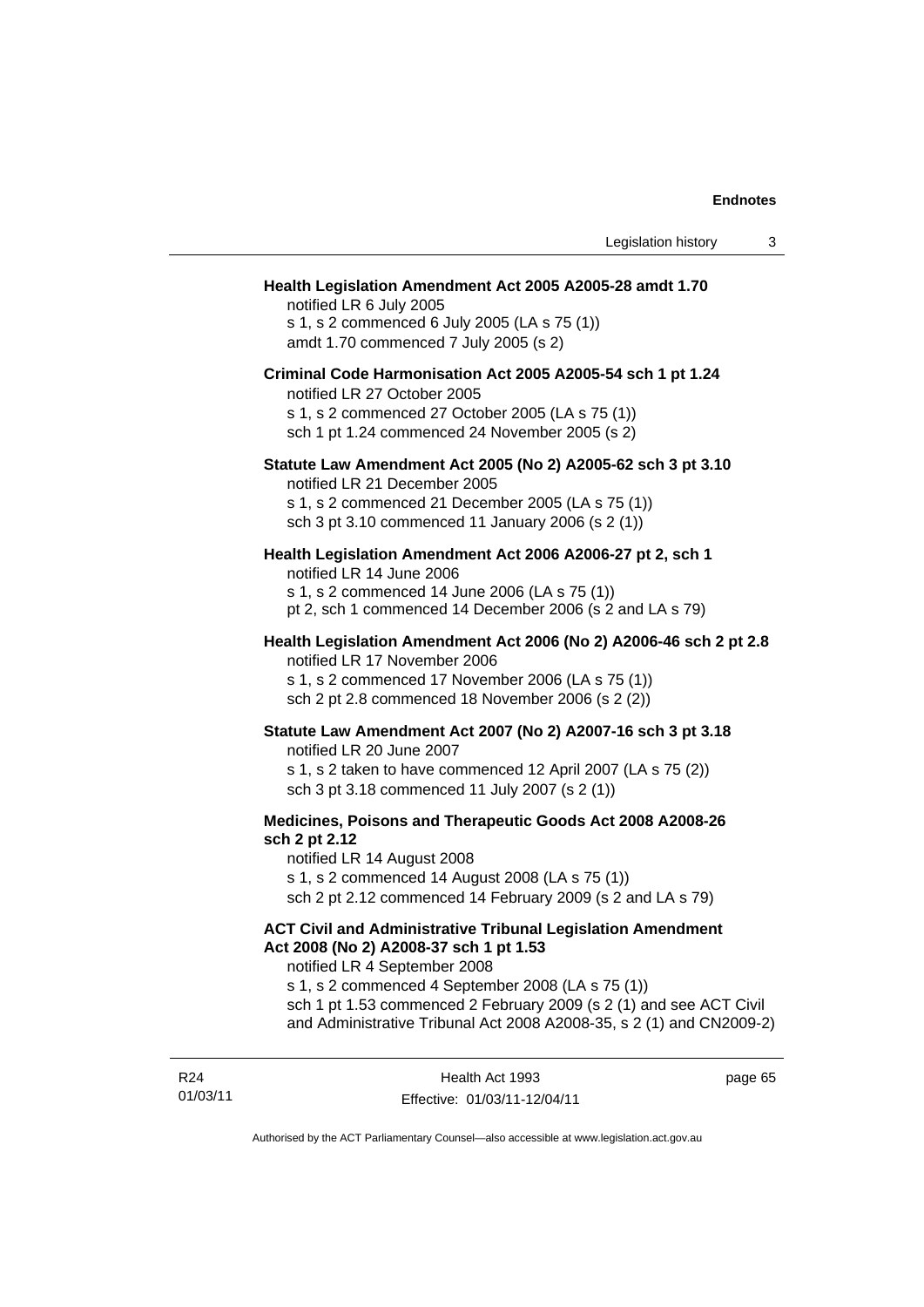**Health Legislation Amendment Act 2005 A2005-28 amdt 1.70**

notified LR 6 July 2005

s 1, s 2 commenced 6 July 2005 (LA s 75 (1))

amdt 1.70 commenced 7 July 2005 (s 2)

**Criminal Code Harmonisation Act 2005 A2005-54 sch 1 pt 1.24**

notified LR 27 October 2005

s 1, s 2 commenced 27 October 2005 (LA s 75 (1))

sch 1 pt 1.24 commenced 24 November 2005 (s 2)

**Statute Law Amendment Act 2005 (No 2) A2005-62 sch 3 pt 3.10**

notified LR 21 December 2005

s 1, s 2 commenced 21 December 2005 (LA s 75 (1))

sch 3 pt 3.10 commenced 11 January 2006 (s 2 (1))

**Health Legislation Amendment Act 2006 A2006-27 pt 2, sch 1**

notified LR 14 June 2006

s 1, s 2 commenced 14 June 2006 (LA s 75 (1))

pt 2, sch 1 commenced 14 December 2006 (s 2 and LA s 79)

**Health Legislation Amendment Act 2006 (No 2) A2006-46 sch 2 pt 2.8**

notified LR 17 November 2006

s 1, s 2 commenced 17 November 2006 (LA s 75 (1))

sch 2 pt 2.8 commenced 18 November 2006 (s 2 (2))

**Statute Law Amendment Act 2007 (No 2) A2007-16 sch 3 pt 3.18**

notified LR 20 June 2007

s 1, s 2 taken to have commenced 12 April 2007 (LA s 75 (2))

sch 3 pt 3.18 commenced 11 July 2007 (s 2 (1))

**Medicines, Poisons and Therapeutic Goods Act 2008 A2008-26 sch 2 pt 2.12**

notified LR 14 August 2008

s 1, s 2 commenced 14 August 2008 (LA s 75 (1))

sch 2 pt 2.12 commenced 14 February 2009 (s 2 and LA s 79)

**ACT Civil and Administrative Tribunal Legislation Amendment Act 2008 (No 2) A2008-37 sch 1 pt 1.53**

notified LR 4 September 2008

s 1, s 2 commenced 4 September 2008 (LA s 75 (1))

sch 1 pt 1.53 commenced 2 February 2009 (s 2 (1) and see ACT Civil and Administrative Tribunal Act 2008 A2008-35, s 2 (1) and CN2009-2)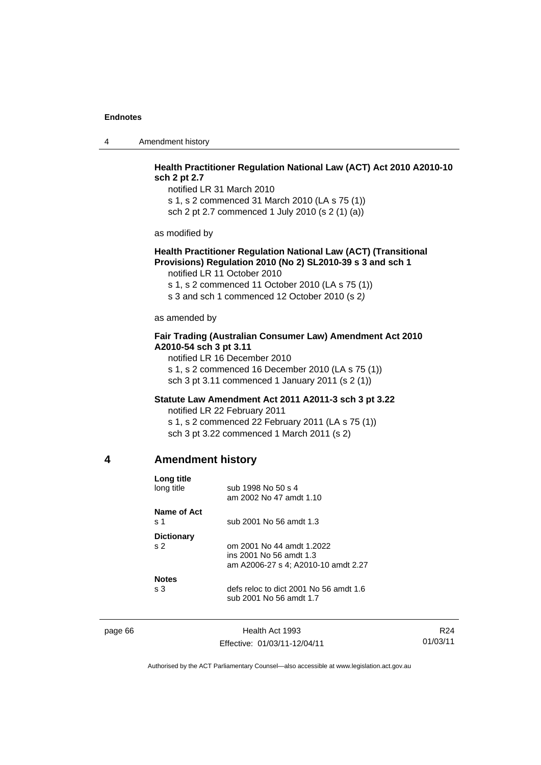**Health Practitioner Regulation National Law (ACT) Act 2010 A2010-10 sch 2 pt 2.7**

notified LR 31 March 2010
s 1, s 2 commenced 31 March 2010 (LA s 75 (1))
sch 2 pt 2.7 commenced 1 July 2010 (s 2 (1) (a))

as modified by

**Health Practitioner Regulation National Law (ACT) (Transitional Provisions) Regulation 2010 (No 2) SL2010-39 s 3 and sch 1**

notified LR 11 October 2010
s 1, s 2 commenced 11 October 2010 (LA s 75 (1))
s 3 and sch 1 commenced 12 October 2010 (s 2)

as amended by

**Fair Trading (Australian Consumer Law) Amendment Act 2010 A2010-54 sch 3 pt 3.11**

notified LR 16 December 2010
s 1, s 2 commenced 16 December 2010 (LA s 75 (1))
sch 3 pt 3.11 commenced 1 January 2011 (s 2 (1))

**Statute Law Amendment Act 2011 A2011-3 sch 3 pt 3.22**

notified LR 22 February 2011
s 1, s 2 commenced 22 February 2011 (LA s 75 (1))
sch 3 pt 3.22 commenced 1 March 2011 (s 2)

## 4 Amendment history

**Long title**
long title — sub 1998 No 50 s 4
am 2002 No 47 amdt 1.10

**Name of Act**
s 1 — sub 2001 No 56 amdt 1.3

**Dictionary**
s 2 — om 2001 No 44 amdt 1.2022
ins 2001 No 56 amdt 1.3
am A2006-27 s 4; A2010-10 amdt 2.27

**Notes**
s 3 — defs reloc to dict 2001 No 56 amdt 1.6
sub 2001 No 56 amdt 1.7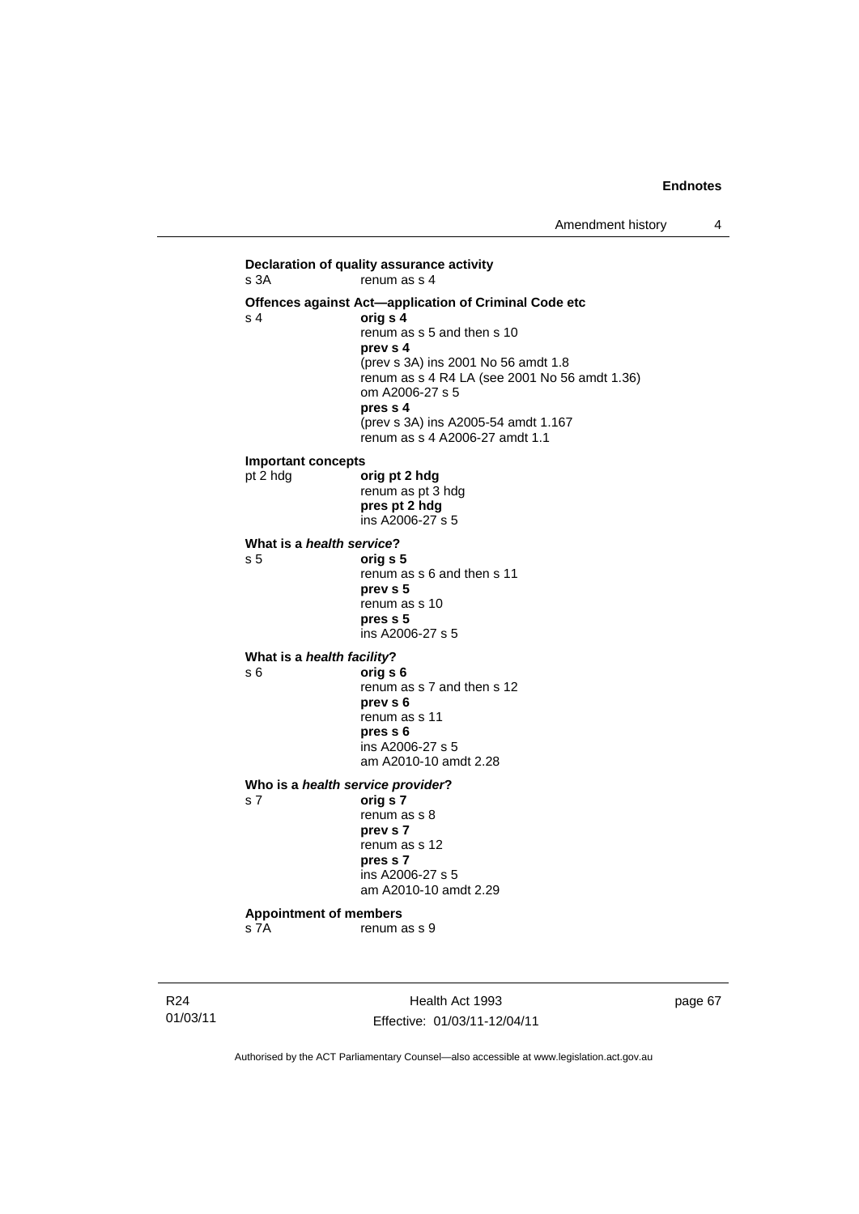**Declaration of quality assurance activity**

s 3A renum as s 4

**Offences against Act—application of Criminal Code etc**

s 4 **orig s 4**
renum as s 5 and then s 10
**prev s 4**
(prev s 3A) ins 2001 No 56 amdt 1.8
renum as s 4 R4 LA (see 2001 No 56 amdt 1.36)
om A2006-27 s 5
**pres s 4**
(prev s 3A) ins A2005-54 amdt 1.167
renum as s 4 A2006-27 amdt 1.1

**Important concepts**

pt 2 hdg **orig pt 2 hdg**
renum as pt 3 hdg
**pres pt 2 hdg**
ins A2006-27 s 5

**What is a *health service*?**

s 5 **orig s 5**
renum as s 6 and then s 11
**prev s 5**
renum as s 10
**pres s 5**
ins A2006-27 s 5

**What is a *health facility*?**

s 6 **orig s 6**
renum as s 7 and then s 12
**prev s 6**
renum as s 11
**pres s 6**
ins A2006-27 s 5
am A2010-10 amdt 2.28

**Who is a *health service provider*?**

s 7 **orig s 7**
renum as s 8
**prev s 7**
renum as s 12
**pres s 7**
ins A2006-27 s 5
am A2010-10 amdt 2.29

**Appointment of members**

s 7A renum as s 9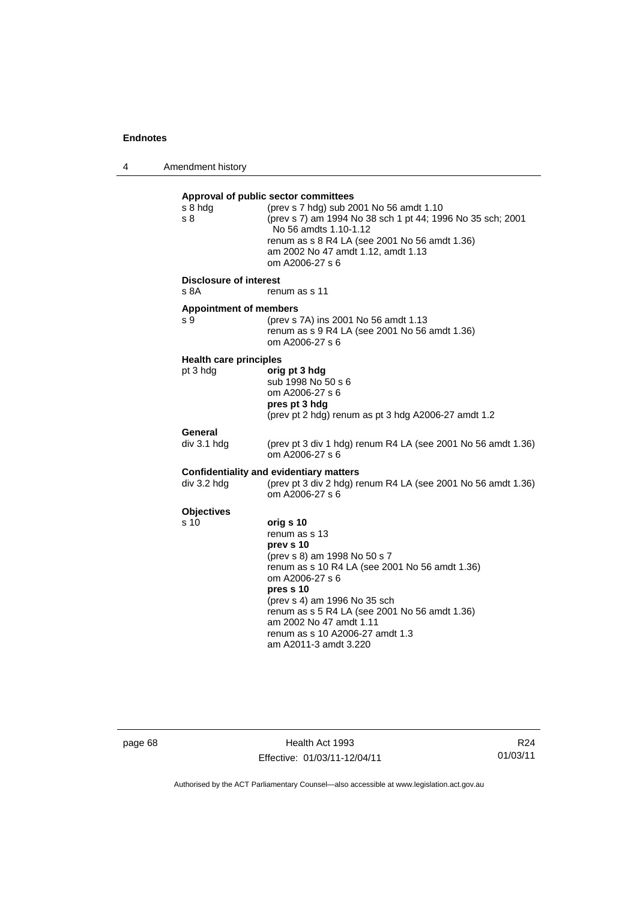**Approval of public sector committees**

s 8 hdg (prev s 7 hdg) sub 2001 No 56 amdt 1.10

s 8 (prev s 7) am 1994 No 38 sch 1 pt 44; 1996 No 35 sch; 2001 No 56 amdts 1.10-1.12
renum as s 8 R4 LA (see 2001 No 56 amdt 1.36)
am 2002 No 47 amdt 1.12, amdt 1.13
om A2006-27 s 6

**Disclosure of interest**

s 8A renum as s 11

**Appointment of members**

s 9 (prev s 7A) ins 2001 No 56 amdt 1.13
renum as s 9 R4 LA (see 2001 No 56 amdt 1.36)
om A2006-27 s 6

**Health care principles**

pt 3 hdg **orig pt 3 hdg**
sub 1998 No 50 s 6
om A2006-27 s 6
**pres pt 3 hdg**
(prev pt 2 hdg) renum as pt 3 hdg A2006-27 amdt 1.2

**General**

div 3.1 hdg (prev pt 3 div 1 hdg) renum R4 LA (see 2001 No 56 amdt 1.36)
om A2006-27 s 6

**Confidentiality and evidentiary matters**

div 3.2 hdg (prev pt 3 div 2 hdg) renum R4 LA (see 2001 No 56 amdt 1.36)
om A2006-27 s 6

**Objectives**

s 10 **orig s 10**
renum as s 13
**prev s 10**
(prev s 8) am 1998 No 50 s 7
renum as s 10 R4 LA (see 2001 No 56 amdt 1.36)
om A2006-27 s 6
**pres s 10**
(prev s 4) am 1996 No 35 sch
renum as s 5 R4 LA (see 2001 No 56 amdt 1.36)
am 2002 No 47 amdt 1.11
renum as s 10 A2006-27 amdt 1.3
am A2011-3 amdt 3.220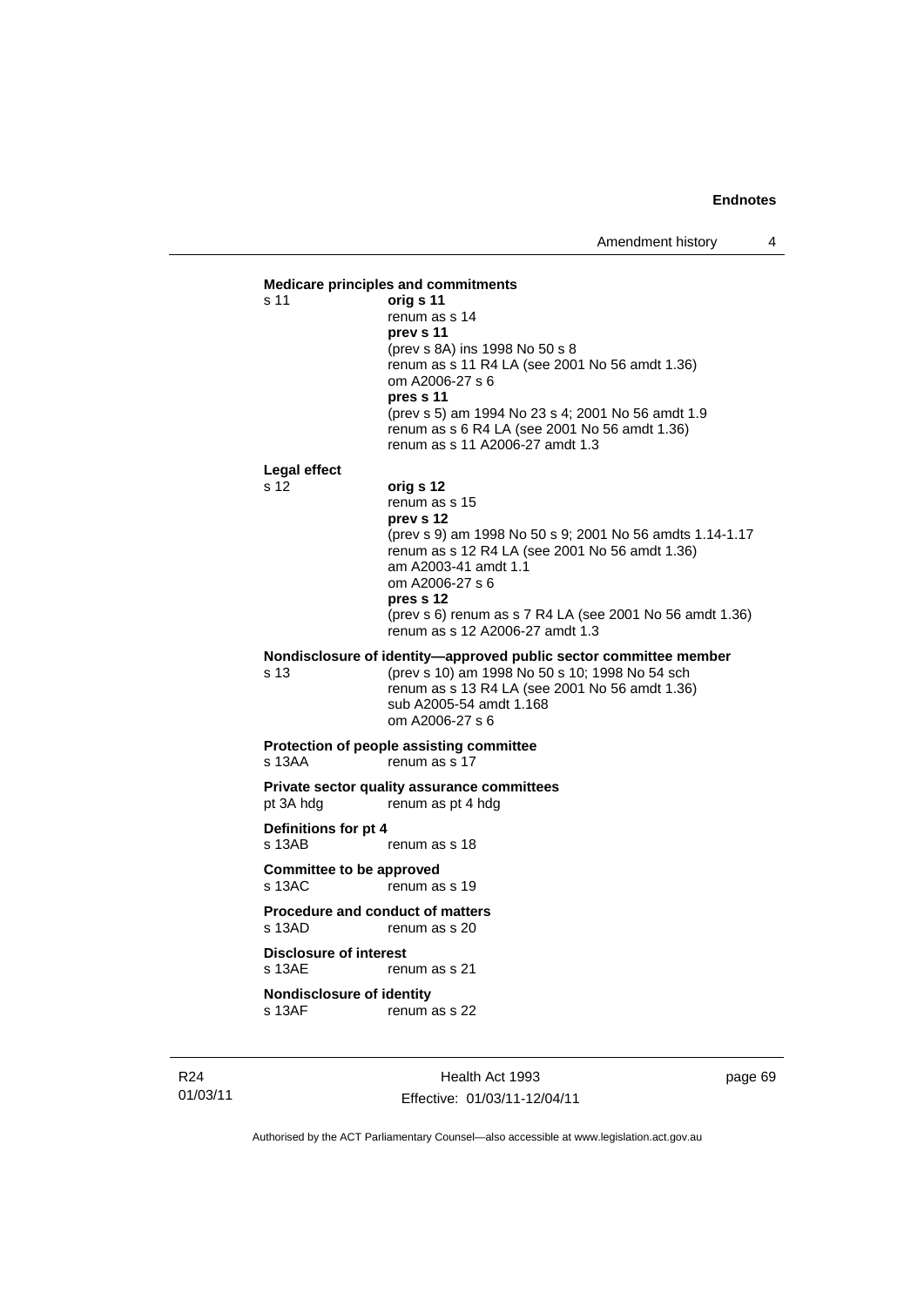**Medicare principles and commitments**

s 11 **orig s 11**
renum as s 14
**prev s 11**
(prev s 8A) ins 1998 No 50 s 8
renum as s 11 R4 LA (see 2001 No 56 amdt 1.36)
om A2006-27 s 6
**pres s 11**
(prev s 5) am 1994 No 23 s 4; 2001 No 56 amdt 1.9
renum as s 6 R4 LA (see 2001 No 56 amdt 1.36)
renum as s 11 A2006-27 amdt 1.3

**Legal effect**

s 12 **orig s 12**
renum as s 15
**prev s 12**
(prev s 9) am 1998 No 50 s 9; 2001 No 56 amdts 1.14-1.17
renum as s 12 R4 LA (see 2001 No 56 amdt 1.36)
am A2003-41 amdt 1.1
om A2006-27 s 6
**pres s 12**
(prev s 6) renum as s 7 R4 LA (see 2001 No 56 amdt 1.36)
renum as s 12 A2006-27 amdt 1.3

**Nondisclosure of identity—approved public sector committee member**

s 13 (prev s 10) am 1998 No 50 s 10; 1998 No 54 sch
renum as s 13 R4 LA (see 2001 No 56 amdt 1.36)
sub A2005-54 amdt 1.168
om A2006-27 s 6

**Protection of people assisting committee**

s 13AA renum as s 17

**Private sector quality assurance committees**

pt 3A hdg renum as pt 4 hdg

**Definitions for pt 4**

s 13AB renum as s 18

**Committee to be approved**

s 13AC renum as s 19

**Procedure and conduct of matters**

s 13AD renum as s 20

**Disclosure of interest**

s 13AE renum as s 21

**Nondisclosure of identity**

s 13AF renum as s 22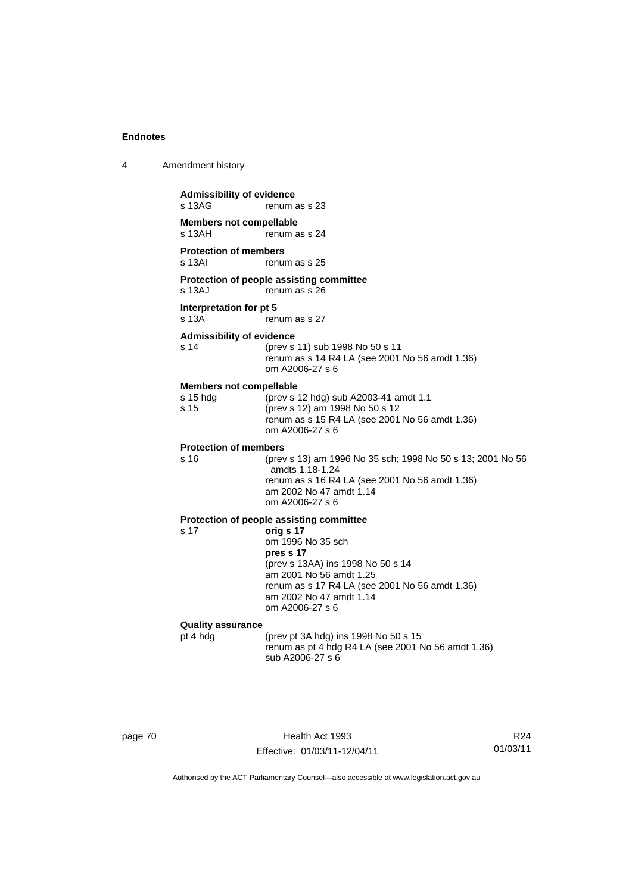**Admissibility of evidence**
s 13AG renum as s 23

**Members not compellable**
s 13AH renum as s 24

**Protection of members**
s 13AI renum as s 25

**Protection of people assisting committee**
s 13AJ renum as s 26

**Interpretation for pt 5**
s 13A renum as s 27

**Admissibility of evidence**
s 14 (prev s 11) sub 1998 No 50 s 11
renum as s 14 R4 LA (see 2001 No 56 amdt 1.36)
om A2006-27 s 6

**Members not compellable**
s 15 hdg (prev s 12 hdg) sub A2003-41 amdt 1.1
s 15 (prev s 12) am 1998 No 50 s 12
renum as s 15 R4 LA (see 2001 No 56 amdt 1.36)
om A2006-27 s 6

**Protection of members**
s 16 (prev s 13) am 1996 No 35 sch; 1998 No 50 s 13; 2001 No 56 amdts 1.18-1.24
renum as s 16 R4 LA (see 2001 No 56 amdt 1.36)
am 2002 No 47 amdt 1.14
om A2006-27 s 6

**Protection of people assisting committee**
s 17 **orig s 17**
om 1996 No 35 sch
**pres s 17**
(prev s 13AA) ins 1998 No 50 s 14
am 2001 No 56 amdt 1.25
renum as s 17 R4 LA (see 2001 No 56 amdt 1.36)
am 2002 No 47 amdt 1.14
om A2006-27 s 6

**Quality assurance**
pt 4 hdg (prev pt 3A hdg) ins 1998 No 50 s 15
renum as pt 4 hdg R4 LA (see 2001 No 56 amdt 1.36)
sub A2006-27 s 6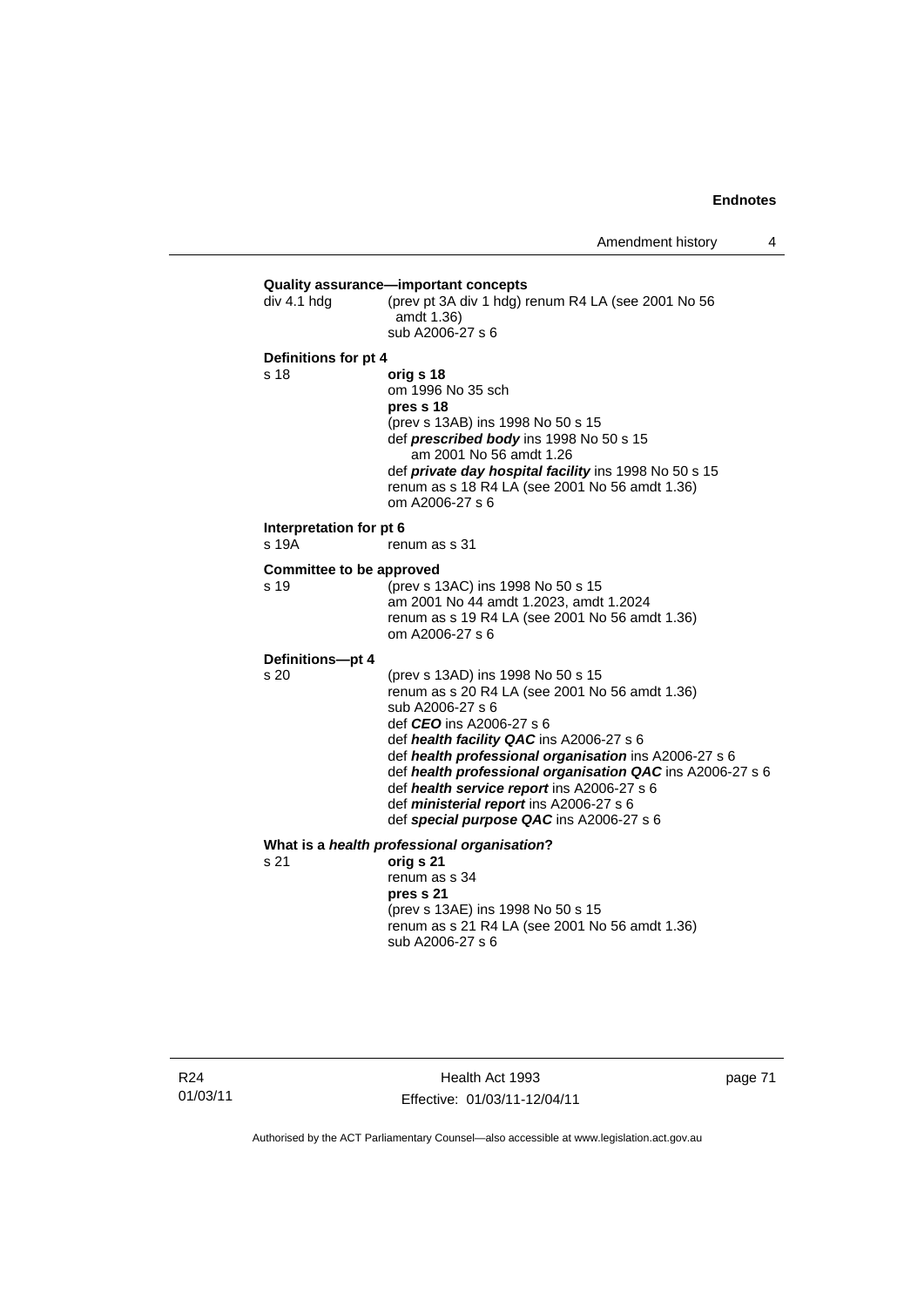**Quality assurance—important concepts**

div 4.1 hdg (prev pt 3A div 1 hdg) renum R4 LA (see 2001 No 56 amdt 1.36)
sub A2006-27 s 6

**Definitions for pt 4**

s 18 **orig s 18**
om 1996 No 35 sch
**pres s 18**
(prev s 13AB) ins 1998 No 50 s 15
def ***prescribed body*** ins 1998 No 50 s 15
am 2001 No 56 amdt 1.26
def ***private day hospital facility*** ins 1998 No 50 s 15
renum as s 18 R4 LA (see 2001 No 56 amdt 1.36)
om A2006-27 s 6

**Interpretation for pt 6**

s 19A renum as s 31

**Committee to be approved**

s 19 (prev s 13AC) ins 1998 No 50 s 15
am 2001 No 44 amdt 1.2023, amdt 1.2024
renum as s 19 R4 LA (see 2001 No 56 amdt 1.36)
om A2006-27 s 6

**Definitions—pt 4**

s 20 (prev s 13AD) ins 1998 No 50 s 15
renum as s 20 R4 LA (see 2001 No 56 amdt 1.36)
sub A2006-27 s 6
def ***CEO*** ins A2006-27 s 6
def ***health facility QAC*** ins A2006-27 s 6
def ***health professional organisation*** ins A2006-27 s 6
def ***health professional organisation QAC*** ins A2006-27 s 6
def ***health service report*** ins A2006-27 s 6
def ***ministerial report*** ins A2006-27 s 6
def ***special purpose QAC*** ins A2006-27 s 6

**What is a *health professional organisation*?**

s 21 **orig s 21**
renum as s 34
**pres s 21**
(prev s 13AE) ins 1998 No 50 s 15
renum as s 21 R4 LA (see 2001 No 56 amdt 1.36)
sub A2006-27 s 6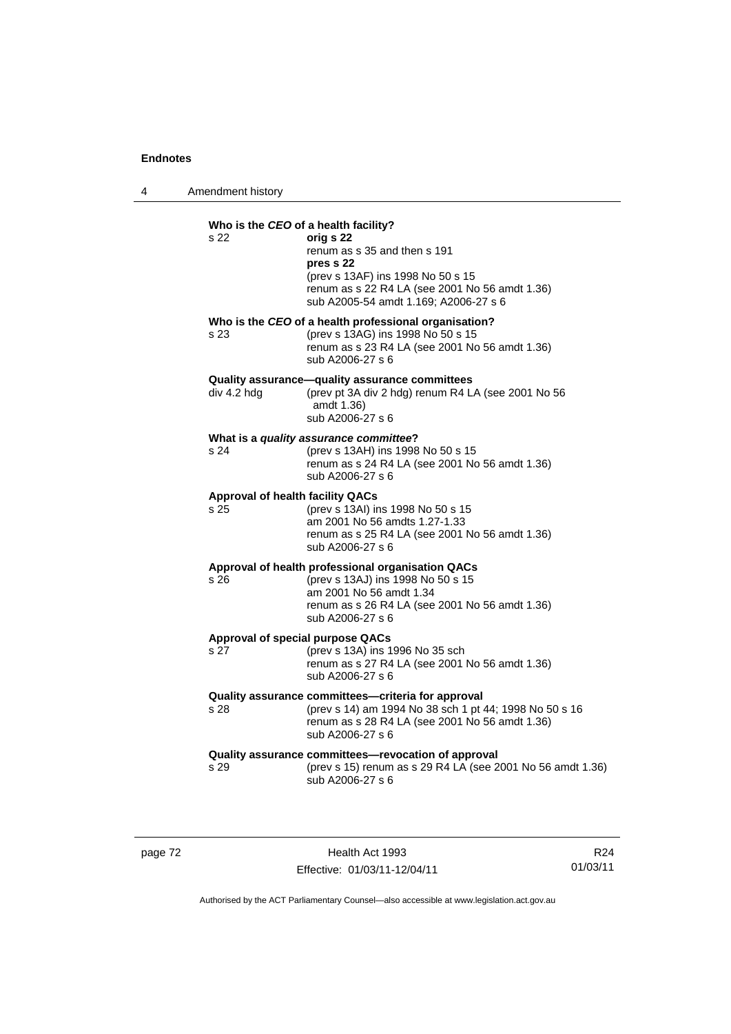**Who is the *CEO* of a health facility?**

s 22 **orig s 22**
renum as s 35 and then s 191
**pres s 22**
(prev s 13AF) ins 1998 No 50 s 15
renum as s 22 R4 LA (see 2001 No 56 amdt 1.36)
sub A2005-54 amdt 1.169; A2006-27 s 6

**Who is the *CEO* of a health professional organisation?**

s 23 (prev s 13AG) ins 1998 No 50 s 15
renum as s 23 R4 LA (see 2001 No 56 amdt 1.36)
sub A2006-27 s 6

**Quality assurance—quality assurance committees**

div 4.2 hdg (prev pt 3A div 2 hdg) renum R4 LA (see 2001 No 56 amdt 1.36)
sub A2006-27 s 6

**What is a *quality assurance committee*?**

s 24 (prev s 13AH) ins 1998 No 50 s 15
renum as s 24 R4 LA (see 2001 No 56 amdt 1.36)
sub A2006-27 s 6

**Approval of health facility QACs**

s 25 (prev s 13AI) ins 1998 No 50 s 15
am 2001 No 56 amdts 1.27-1.33
renum as s 25 R4 LA (see 2001 No 56 amdt 1.36)
sub A2006-27 s 6

**Approval of health professional organisation QACs**

s 26 (prev s 13AJ) ins 1998 No 50 s 15
am 2001 No 56 amdt 1.34
renum as s 26 R4 LA (see 2001 No 56 amdt 1.36)
sub A2006-27 s 6

**Approval of special purpose QACs**

s 27 (prev s 13A) ins 1996 No 35 sch
renum as s 27 R4 LA (see 2001 No 56 amdt 1.36)
sub A2006-27 s 6

**Quality assurance committees—criteria for approval**

s 28 (prev s 14) am 1994 No 38 sch 1 pt 44; 1998 No 50 s 16
renum as s 28 R4 LA (see 2001 No 56 amdt 1.36)
sub A2006-27 s 6

**Quality assurance committees—revocation of approval**

s 29 (prev s 15) renum as s 29 R4 LA (see 2001 No 56 amdt 1.36)
sub A2006-27 s 6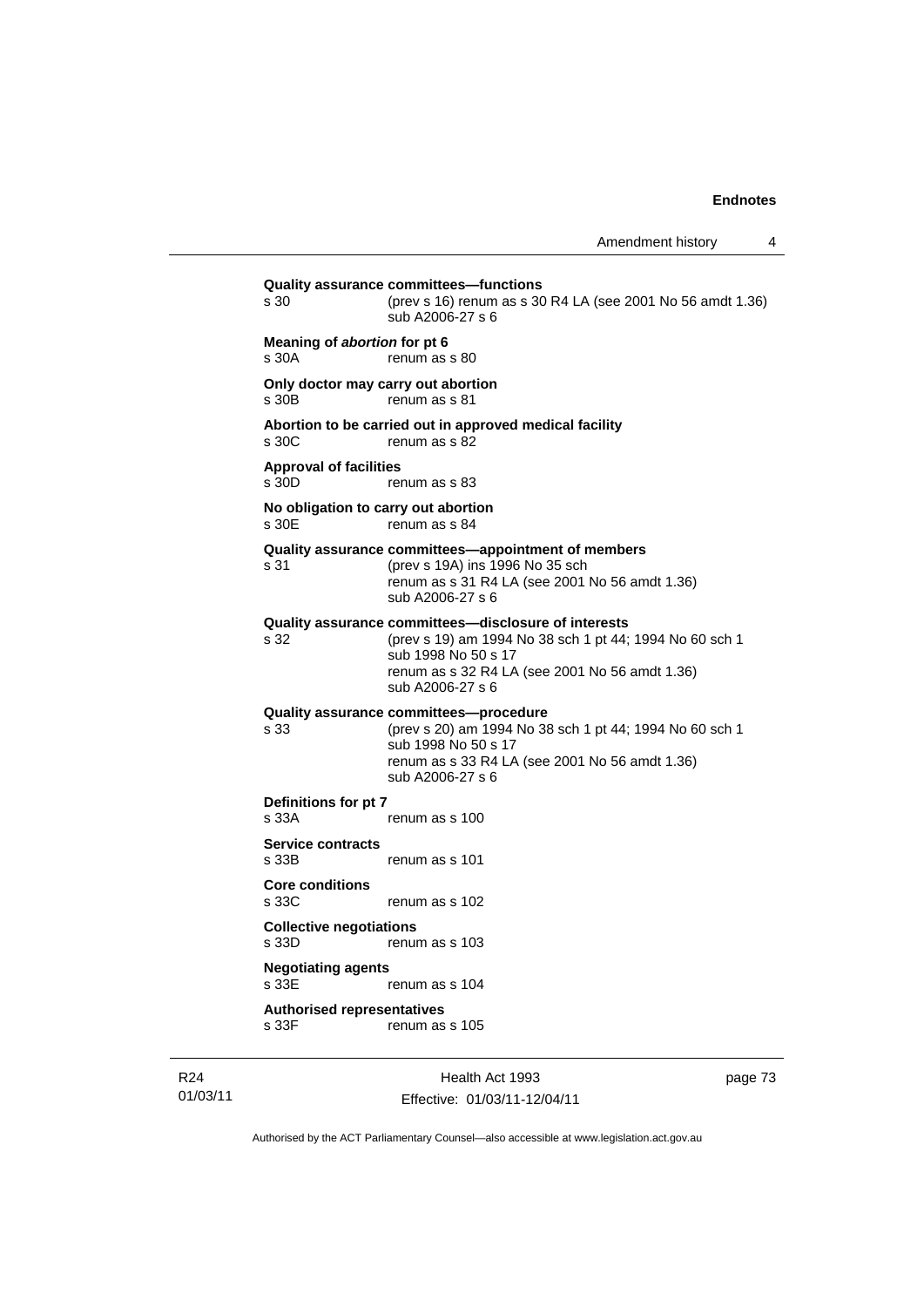**Quality assurance committees—functions**
s 30 (prev s 16) renum as s 30 R4 LA (see 2001 No 56 amdt 1.36)
sub A2006-27 s 6

**Meaning of *abortion* for pt 6**
s 30A renum as s 80

**Only doctor may carry out abortion**
s 30B renum as s 81

**Abortion to be carried out in approved medical facility**
s 30C renum as s 82

**Approval of facilities**
s 30D renum as s 83

**No obligation to carry out abortion**
s 30E renum as s 84

**Quality assurance committees—appointment of members**
s 31 (prev s 19A) ins 1996 No 35 sch
renum as s 31 R4 LA (see 2001 No 56 amdt 1.36)
sub A2006-27 s 6

**Quality assurance committees—disclosure of interests**
s 32 (prev s 19) am 1994 No 38 sch 1 pt 44; 1994 No 60 sch 1
sub 1998 No 50 s 17
renum as s 32 R4 LA (see 2001 No 56 amdt 1.36)
sub A2006-27 s 6

**Quality assurance committees—procedure**
s 33 (prev s 20) am 1994 No 38 sch 1 pt 44; 1994 No 60 sch 1
sub 1998 No 50 s 17
renum as s 33 R4 LA (see 2001 No 56 amdt 1.36)
sub A2006-27 s 6

**Definitions for pt 7**
s 33A renum as s 100

**Service contracts**
s 33B renum as s 101

**Core conditions**
s 33C renum as s 102

**Collective negotiations**
s 33D renum as s 103

**Negotiating agents**
s 33E renum as s 104

**Authorised representatives**
s 33F renum as s 105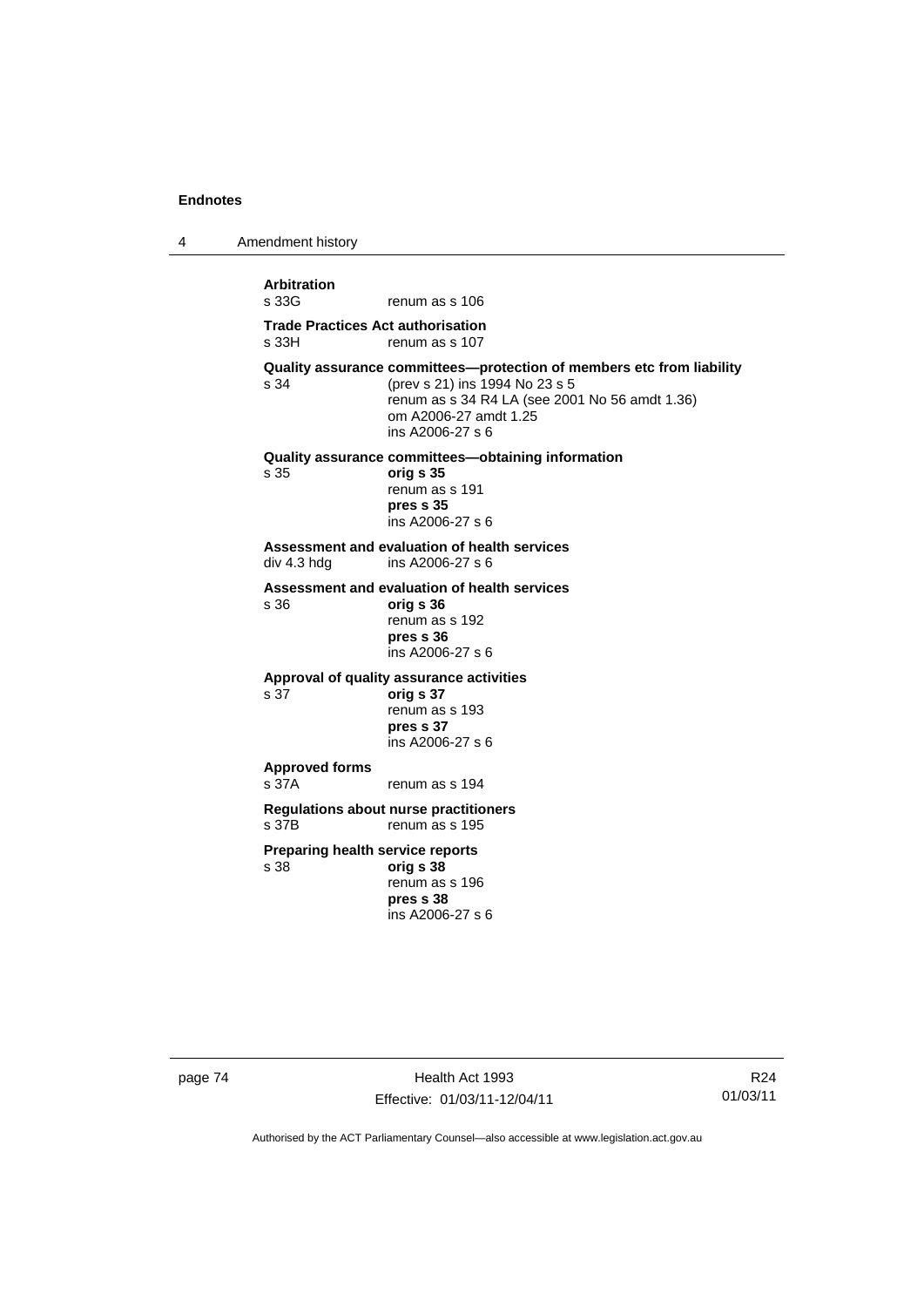**Arbitration**

s 33G renum as s 106

**Trade Practices Act authorisation**

s 33H renum as s 107

**Quality assurance committees—protection of members etc from liability**

s 34 (prev s 21) ins 1994 No 23 s 5
renum as s 34 R4 LA (see 2001 No 56 amdt 1.36)
om A2006-27 amdt 1.25
ins A2006-27 s 6

**Quality assurance committees—obtaining information**

s 35 **orig s 35**
renum as s 191
**pres s 35**
ins A2006-27 s 6

**Assessment and evaluation of health services**

div 4.3 hdg ins A2006-27 s 6

**Assessment and evaluation of health services**

s 36 **orig s 36**
renum as s 192
**pres s 36**
ins A2006-27 s 6

**Approval of quality assurance activities**

s 37 **orig s 37**
renum as s 193
**pres s 37**
ins A2006-27 s 6

**Approved forms**

s 37A renum as s 194

**Regulations about nurse practitioners**

s 37B renum as s 195

**Preparing health service reports**

s 38 **orig s 38**
renum as s 196
**pres s 38**
ins A2006-27 s 6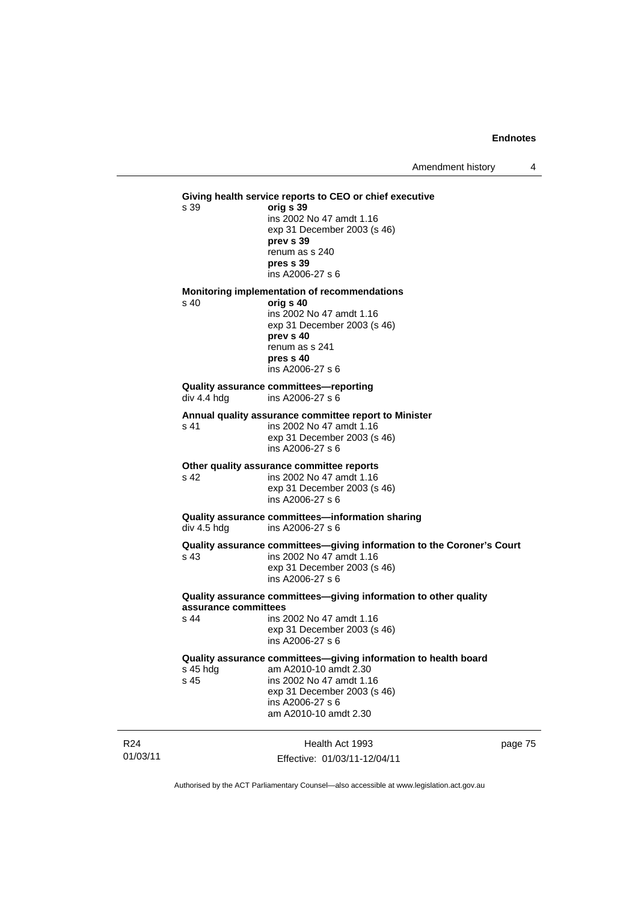**Giving health service reports to CEO or chief executive**

s 39 **orig s 39**
ins 2002 No 47 amdt 1.16
exp 31 December 2003 (s 46)
**prev s 39**
renum as s 240
**pres s 39**
ins A2006-27 s 6

**Monitoring implementation of recommendations**

s 40 **orig s 40**
ins 2002 No 47 amdt 1.16
exp 31 December 2003 (s 46)
**prev s 40**
renum as s 241
**pres s 40**
ins A2006-27 s 6

**Quality assurance committees—reporting**

div 4.4 hdg ins A2006-27 s 6

**Annual quality assurance committee report to Minister**

s 41 ins 2002 No 47 amdt 1.16
exp 31 December 2003 (s 46)
ins A2006-27 s 6

**Other quality assurance committee reports**

s 42 ins 2002 No 47 amdt 1.16
exp 31 December 2003 (s 46)
ins A2006-27 s 6

**Quality assurance committees—information sharing**

div 4.5 hdg ins A2006-27 s 6

**Quality assurance committees—giving information to the Coroner's Court**

s 43 ins 2002 No 47 amdt 1.16
exp 31 December 2003 (s 46)
ins A2006-27 s 6

**Quality assurance committees—giving information to other quality assurance committees**

s 44 ins 2002 No 47 amdt 1.16
exp 31 December 2003 (s 46)
ins A2006-27 s 6

**Quality assurance committees—giving information to health board**

s 45 hdg am A2010-10 amdt 2.30

s 45 ins 2002 No 47 amdt 1.16
exp 31 December 2003 (s 46)
ins A2006-27 s 6
am A2010-10 amdt 2.30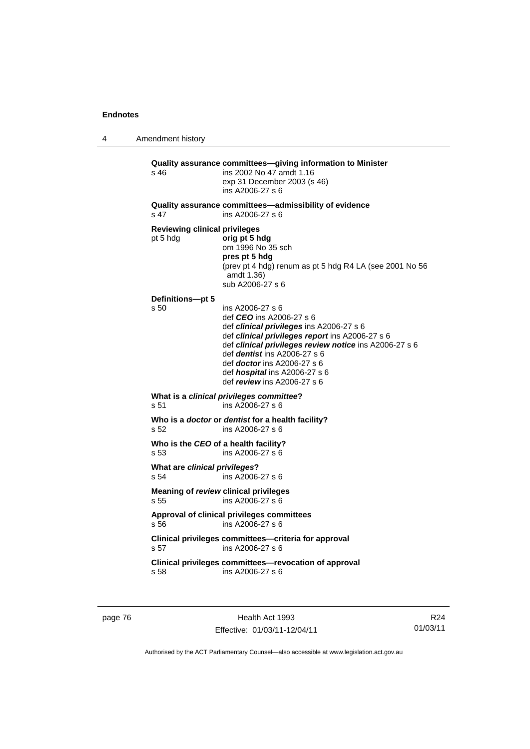**Quality assurance committees—giving information to Minister**
s 46 ins 2002 No 47 amdt 1.16
exp 31 December 2003 (s 46)
ins A2006-27 s 6

**Quality assurance committees—admissibility of evidence**
s 47 ins A2006-27 s 6

**Reviewing clinical privileges**
pt 5 hdg **orig pt 5 hdg**
om 1996 No 35 sch
**pres pt 5 hdg**
(prev pt 4 hdg) renum as pt 5 hdg R4 LA (see 2001 No 56 amdt 1.36)
sub A2006-27 s 6

**Definitions—pt 5**
s 50 ins A2006-27 s 6
def ***CEO*** ins A2006-27 s 6
def ***clinical privileges*** ins A2006-27 s 6
def ***clinical privileges report*** ins A2006-27 s 6
def ***clinical privileges review notice*** ins A2006-27 s 6
def ***dentist*** ins A2006-27 s 6
def ***doctor*** ins A2006-27 s 6
def ***hospital*** ins A2006-27 s 6
def ***review*** ins A2006-27 s 6

**What is a *clinical privileges committee*?**
s 51 ins A2006-27 s 6

**Who is a *doctor* or *dentist* for a health facility?**
s 52 ins A2006-27 s 6

**Who is the *CEO* of a health facility?**
s 53 ins A2006-27 s 6

**What are *clinical privileges*?**
s 54 ins A2006-27 s 6

**Meaning of *review* clinical privileges**
s 55 ins A2006-27 s 6

**Approval of clinical privileges committees**
s 56 ins A2006-27 s 6

**Clinical privileges committees—criteria for approval**
s 57 ins A2006-27 s 6

**Clinical privileges committees—revocation of approval**
s 58 ins A2006-27 s 6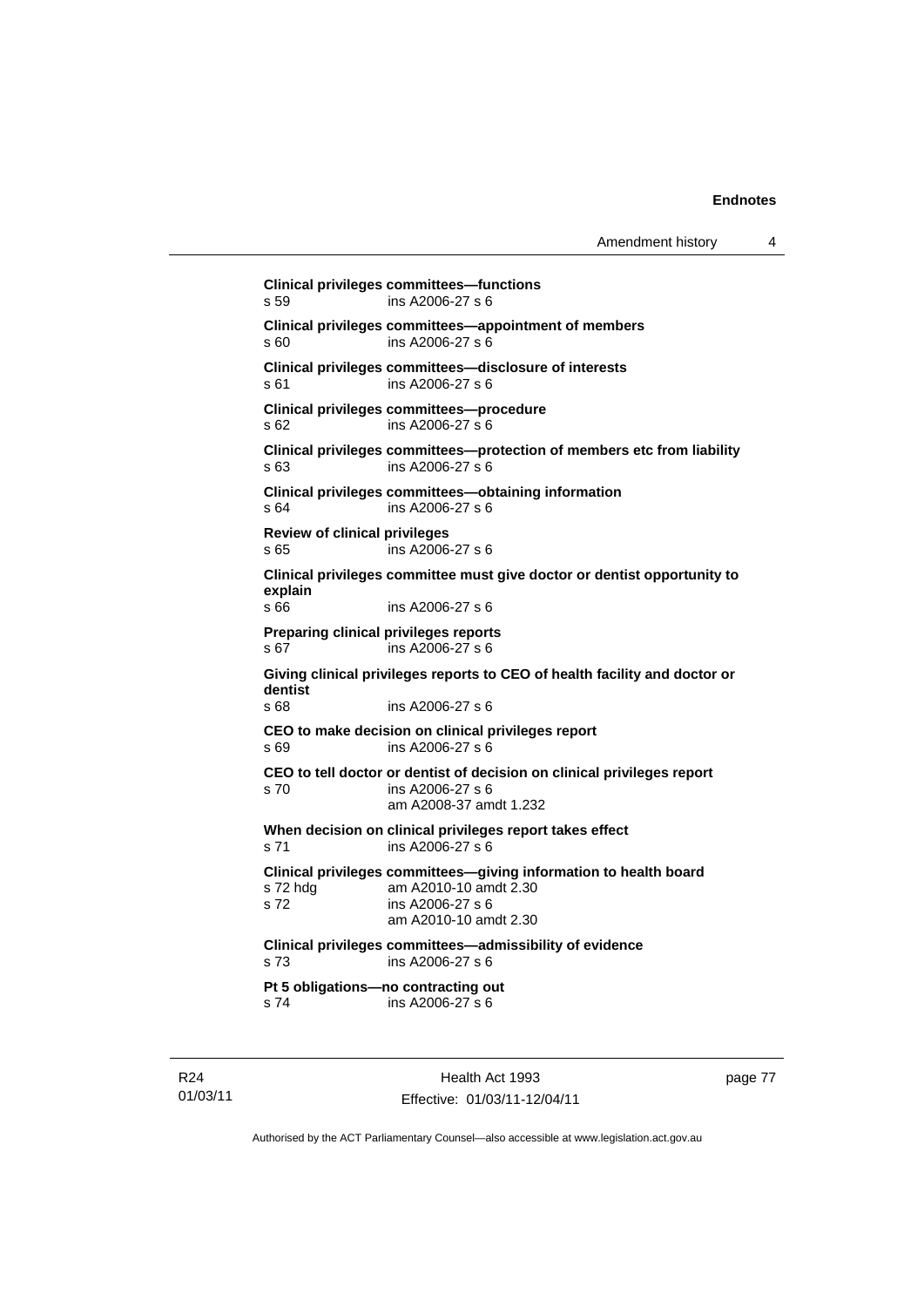**Clinical privileges committees—functions**
s 59 ins A2006-27 s 6

**Clinical privileges committees—appointment of members**
s 60 ins A2006-27 s 6

**Clinical privileges committees—disclosure of interests**
s 61 ins A2006-27 s 6

**Clinical privileges committees—procedure**
s 62 ins A2006-27 s 6

**Clinical privileges committees—protection of members etc from liability**
s 63 ins A2006-27 s 6

**Clinical privileges committees—obtaining information**
s 64 ins A2006-27 s 6

**Review of clinical privileges**
s 65 ins A2006-27 s 6

**Clinical privileges committee must give doctor or dentist opportunity to explain**
s 66 ins A2006-27 s 6

**Preparing clinical privileges reports**
s 67 ins A2006-27 s 6

**Giving clinical privileges reports to CEO of health facility and doctor or dentist**
s 68 ins A2006-27 s 6

**CEO to make decision on clinical privileges report**
s 69 ins A2006-27 s 6

**CEO to tell doctor or dentist of decision on clinical privileges report**
s 70 ins A2006-27 s 6
am A2008-37 amdt 1.232

**When decision on clinical privileges report takes effect**
s 71 ins A2006-27 s 6

**Clinical privileges committees—giving information to health board**
s 72 hdg am A2010-10 amdt 2.30
s 72 ins A2006-27 s 6
am A2010-10 amdt 2.30

**Clinical privileges committees—admissibility of evidence**
s 73 ins A2006-27 s 6

**Pt 5 obligations—no contracting out**
s 74 ins A2006-27 s 6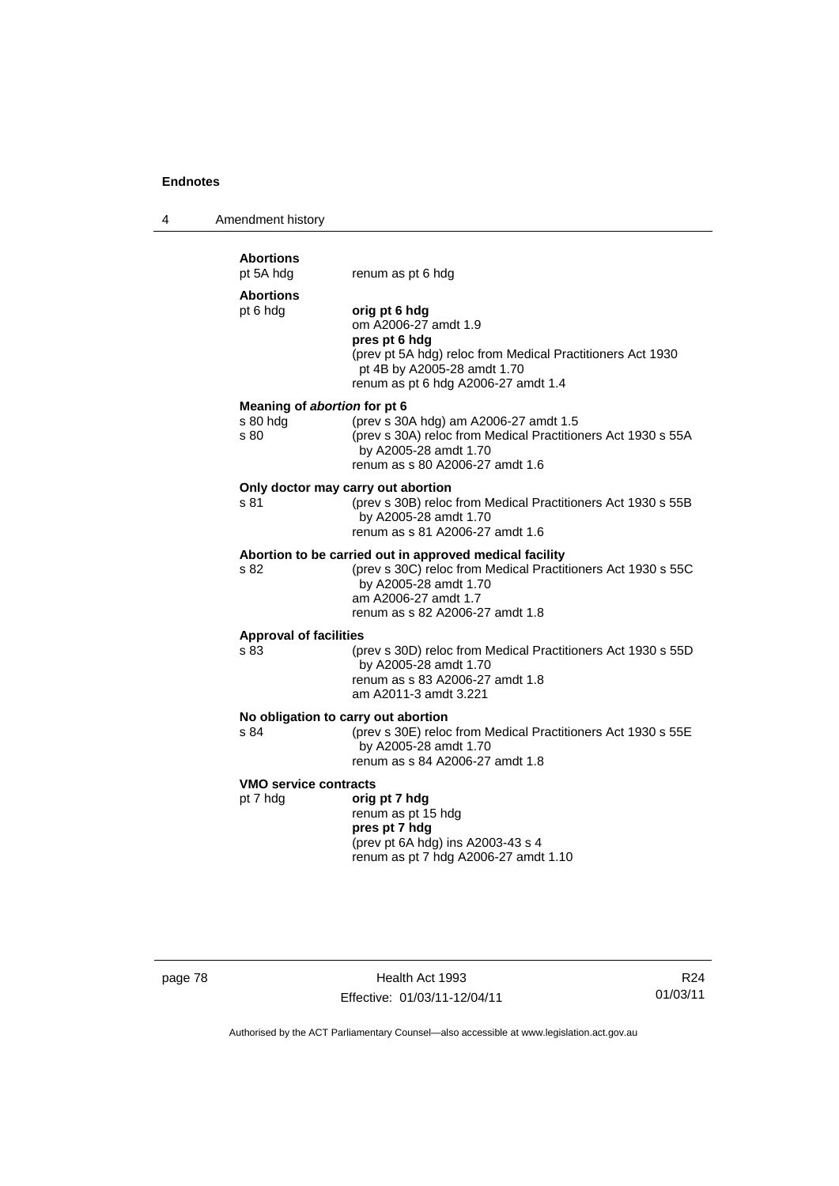**Abortions**

pt 5A hdg — renum as pt 6 hdg

**Abortions**

pt 6 hdg — **orig pt 6 hdg**
om A2006-27 amdt 1.9
**pres pt 6 hdg**
(prev pt 5A hdg) reloc from Medical Practitioners Act 1930 pt 4B by A2005-28 amdt 1.70
renum as pt 6 hdg A2006-27 amdt 1.4

**Meaning of *abortion* for pt 6**

s 80 hdg — (prev s 30A hdg) am A2006-27 amdt 1.5

s 80 — (prev s 30A) reloc from Medical Practitioners Act 1930 s 55A by A2005-28 amdt 1.70
renum as s 80 A2006-27 amdt 1.6

**Only doctor may carry out abortion**

s 81 — (prev s 30B) reloc from Medical Practitioners Act 1930 s 55B by A2005-28 amdt 1.70
renum as s 81 A2006-27 amdt 1.6

**Abortion to be carried out in approved medical facility**

s 82 — (prev s 30C) reloc from Medical Practitioners Act 1930 s 55C by A2005-28 amdt 1.70
am A2006-27 amdt 1.7
renum as s 82 A2006-27 amdt 1.8

**Approval of facilities**

s 83 — (prev s 30D) reloc from Medical Practitioners Act 1930 s 55D by A2005-28 amdt 1.70
renum as s 83 A2006-27 amdt 1.8
am A2011-3 amdt 3.221

**No obligation to carry out abortion**

s 84 — (prev s 30E) reloc from Medical Practitioners Act 1930 s 55E by A2005-28 amdt 1.70
renum as s 84 A2006-27 amdt 1.8

**VMO service contracts**

pt 7 hdg — **orig pt 7 hdg**
renum as pt 15 hdg
**pres pt 7 hdg**
(prev pt 6A hdg) ins A2003-43 s 4
renum as pt 7 hdg A2006-27 amdt 1.10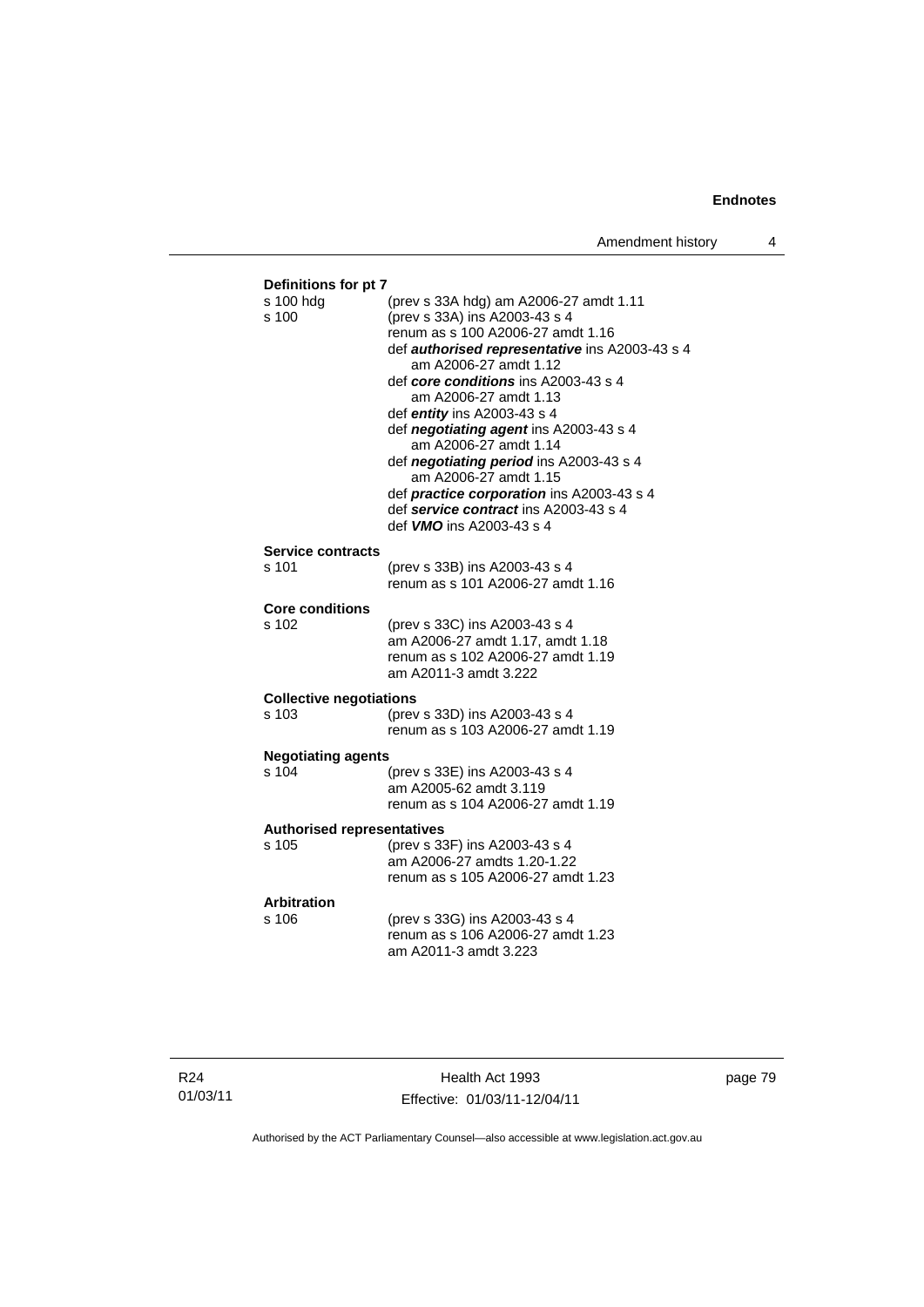**Definitions for pt 7**

| | |
|---|---|
| s 100 hdg | (prev s 33A hdg) am A2006-27 amdt 1.11 |
| s 100 | (prev s 33A) ins A2003-43 s 4<br>renum as s 100 A2006-27 amdt 1.16<br>def ***authorised representative*** ins A2003-43 s 4<br>am A2006-27 amdt 1.12<br>def ***core conditions*** ins A2003-43 s 4<br>am A2006-27 amdt 1.13<br>def ***entity*** ins A2003-43 s 4<br>def ***negotiating agent*** ins A2003-43 s 4<br>am A2006-27 amdt 1.14<br>def ***negotiating period*** ins A2003-43 s 4<br>am A2006-27 amdt 1.15<br>def ***practice corporation*** ins A2003-43 s 4<br>def ***service contract*** ins A2003-43 s 4<br>def ***VMO*** ins A2003-43 s 4 |

**Service contracts**

| | |
|---|---|
| s 101 | (prev s 33B) ins A2003-43 s 4<br>renum as s 101 A2006-27 amdt 1.16 |

**Core conditions**

| | |
|---|---|
| s 102 | (prev s 33C) ins A2003-43 s 4<br>am A2006-27 amdt 1.17, amdt 1.18<br>renum as s 102 A2006-27 amdt 1.19<br>am A2011-3 amdt 3.222 |

**Collective negotiations**

| | |
|---|---|
| s 103 | (prev s 33D) ins A2003-43 s 4<br>renum as s 103 A2006-27 amdt 1.19 |

**Negotiating agents**

| | |
|---|---|
| s 104 | (prev s 33E) ins A2003-43 s 4<br>am A2005-62 amdt 3.119<br>renum as s 104 A2006-27 amdt 1.19 |

**Authorised representatives**

| | |
|---|---|
| s 105 | (prev s 33F) ins A2003-43 s 4<br>am A2006-27 amdts 1.20-1.22<br>renum as s 105 A2006-27 amdt 1.23 |

**Arbitration**

| | |
|---|---|
| s 106 | (prev s 33G) ins A2003-43 s 4<br>renum as s 106 A2006-27 amdt 1.23<br>am A2011-3 amdt 3.223 |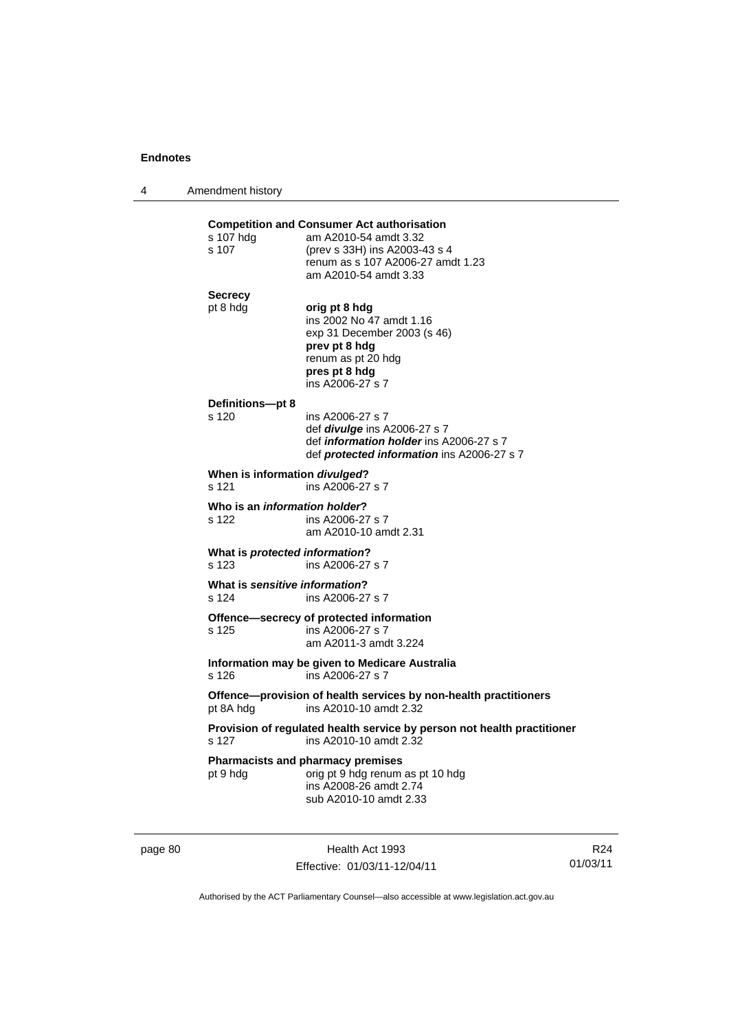**Competition and Consumer Act authorisation**

s 107 hdg — am A2010-54 amdt 3.32

s 107 — (prev s 33H) ins A2003-43 s 4
renum as s 107 A2006-27 amdt 1.23
am A2010-54 amdt 3.33

**Secrecy**

pt 8 hdg — **orig pt 8 hdg**
ins 2002 No 47 amdt 1.16
exp 31 December 2003 (s 46)
**prev pt 8 hdg**
renum as pt 20 hdg
**pres pt 8 hdg**
ins A2006-27 s 7

**Definitions—pt 8**

s 120 — ins A2006-27 s 7
def ***divulge*** ins A2006-27 s 7
def ***information holder*** ins A2006-27 s 7
def ***protected information*** ins A2006-27 s 7

**When is information *divulged*?**

s 121 — ins A2006-27 s 7

**Who is an *information holder*?**

s 122 — ins A2006-27 s 7
am A2010-10 amdt 2.31

**What is *protected information*?**

s 123 — ins A2006-27 s 7

**What is *sensitive information*?**

s 124 — ins A2006-27 s 7

**Offence—secrecy of protected information**

s 125 — ins A2006-27 s 7
am A2011-3 amdt 3.224

**Information may be given to Medicare Australia**

s 126 — ins A2006-27 s 7

**Offence—provision of health services by non-health practitioners**

pt 8A hdg — ins A2010-10 amdt 2.32

**Provision of regulated health service by person not health practitioner**

s 127 — ins A2010-10 amdt 2.32

**Pharmacists and pharmacy premises**

pt 9 hdg — orig pt 9 hdg renum as pt 10 hdg
ins A2008-26 amdt 2.74
sub A2010-10 amdt 2.33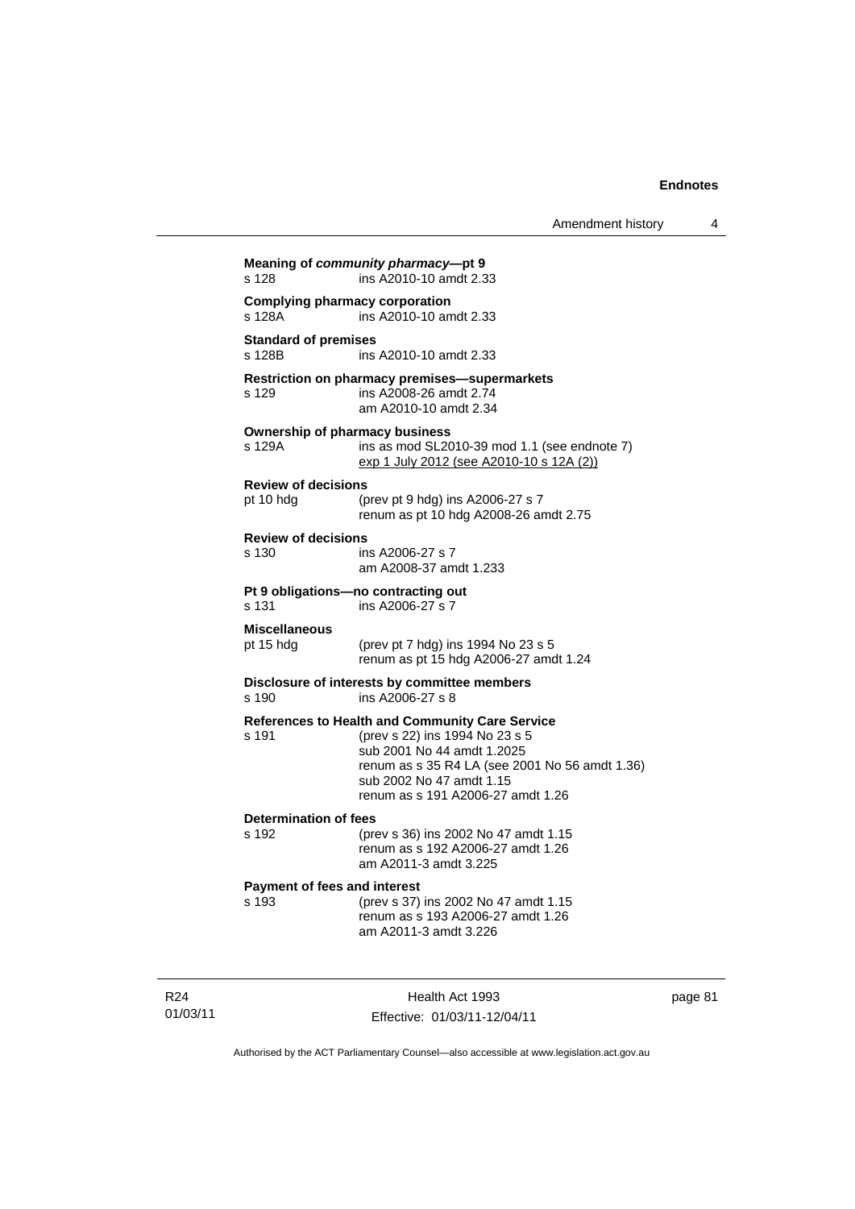**Meaning of *community pharmacy*—pt 9**
s 128 ins A2010-10 amdt 2.33

**Complying pharmacy corporation**
s 128A ins A2010-10 amdt 2.33

**Standard of premises**
s 128B ins A2010-10 amdt 2.33

**Restriction on pharmacy premises—supermarkets**
s 129 ins A2008-26 amdt 2.74
am A2010-10 amdt 2.34

**Ownership of pharmacy business**
s 129A ins as mod SL2010-39 mod 1.1 (see endnote 7)
exp 1 July 2012 (see A2010-10 s 12A (2))

**Review of decisions**
pt 10 hdg (prev pt 9 hdg) ins A2006-27 s 7
renum as pt 10 hdg A2008-26 amdt 2.75

**Review of decisions**
s 130 ins A2006-27 s 7
am A2008-37 amdt 1.233

**Pt 9 obligations—no contracting out**
s 131 ins A2006-27 s 7

**Miscellaneous**
pt 15 hdg (prev pt 7 hdg) ins 1994 No 23 s 5
renum as pt 15 hdg A2006-27 amdt 1.24

**Disclosure of interests by committee members**
s 190 ins A2006-27 s 8

**References to Health and Community Care Service**
s 191 (prev s 22) ins 1994 No 23 s 5
sub 2001 No 44 amdt 1.2025
renum as s 35 R4 LA (see 2001 No 56 amdt 1.36)
sub 2002 No 47 amdt 1.15
renum as s 191 A2006-27 amdt 1.26

**Determination of fees**
s 192 (prev s 36) ins 2002 No 47 amdt 1.15
renum as s 192 A2006-27 amdt 1.26
am A2011-3 amdt 3.225

**Payment of fees and interest**
s 193 (prev s 37) ins 2002 No 47 amdt 1.15
renum as s 193 A2006-27 amdt 1.26
am A2011-3 amdt 3.226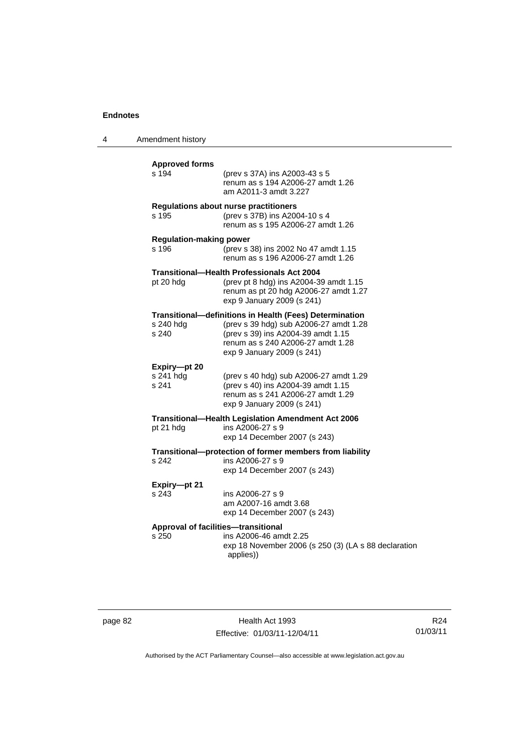**Approved forms**

| | |
|---|---|
| s 194 | (prev s 37A) ins A2003-43 s 5<br>renum as s 194 A2006-27 amdt 1.26<br>am A2011-3 amdt 3.227 |

**Regulations about nurse practitioners**

| | |
|---|---|
| s 195 | (prev s 37B) ins A2004-10 s 4<br>renum as s 195 A2006-27 amdt 1.26 |

**Regulation-making power**

| | |
|---|---|
| s 196 | (prev s 38) ins 2002 No 47 amdt 1.15<br>renum as s 196 A2006-27 amdt 1.26 |

**Transitional—Health Professionals Act 2004**

| | |
|---|---|
| pt 20 hdg | (prev pt 8 hdg) ins A2004-39 amdt 1.15<br>renum as pt 20 hdg A2006-27 amdt 1.27<br>exp 9 January 2009 (s 241) |

**Transitional—definitions in Health (Fees) Determination**

| | |
|---|---|
| s 240 hdg | (prev s 39 hdg) sub A2006-27 amdt 1.28 |
| s 240 | (prev s 39) ins A2004-39 amdt 1.15<br>renum as s 240 A2006-27 amdt 1.28<br>exp 9 January 2009 (s 241) |

**Expiry—pt 20**

| | |
|---|---|
| s 241 hdg | (prev s 40 hdg) sub A2006-27 amdt 1.29 |
| s 241 | (prev s 40) ins A2004-39 amdt 1.15<br>renum as s 241 A2006-27 amdt 1.29<br>exp 9 January 2009 (s 241) |

**Transitional—Health Legislation Amendment Act 2006**

| | |
|---|---|
| pt 21 hdg | ins A2006-27 s 9<br>exp 14 December 2007 (s 243) |

**Transitional—protection of former members from liability**

| | |
|---|---|
| s 242 | ins A2006-27 s 9<br>exp 14 December 2007 (s 243) |

**Expiry—pt 21**

| | |
|---|---|
| s 243 | ins A2006-27 s 9<br>am A2007-16 amdt 3.68<br>exp 14 December 2007 (s 243) |

**Approval of facilities—transitional**

| | |
|---|---|
| s 250 | ins A2006-46 amdt 2.25<br>exp 18 November 2006 (s 250 (3) (LA s 88 declaration applies)) |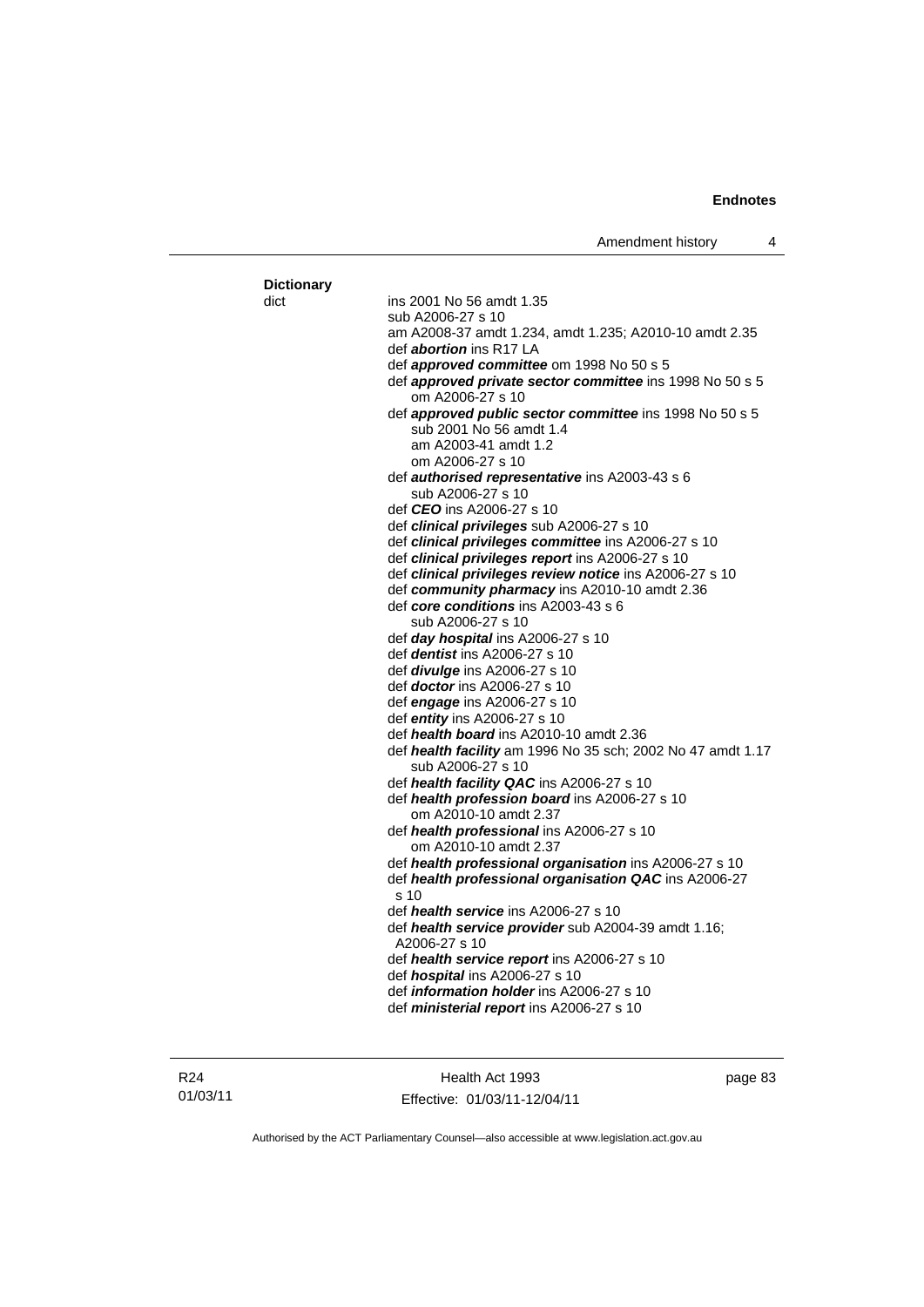**Dictionary**

dict
ins 2001 No 56 amdt 1.35
sub A2006-27 s 10
am A2008-37 amdt 1.234, amdt 1.235; A2010-10 amdt 2.35
def ***abortion*** ins R17 LA
def ***approved committee*** om 1998 No 50 s 5
def ***approved private sector committee*** ins 1998 No 50 s 5
om A2006-27 s 10
def ***approved public sector committee*** ins 1998 No 50 s 5
sub 2001 No 56 amdt 1.4
am A2003-41 amdt 1.2
om A2006-27 s 10
def ***authorised representative*** ins A2003-43 s 6
sub A2006-27 s 10
def ***CEO*** ins A2006-27 s 10
def ***clinical privileges*** sub A2006-27 s 10
def ***clinical privileges committee*** ins A2006-27 s 10
def ***clinical privileges report*** ins A2006-27 s 10
def ***clinical privileges review notice*** ins A2006-27 s 10
def ***community pharmacy*** ins A2010-10 amdt 2.36
def ***core conditions*** ins A2003-43 s 6
sub A2006-27 s 10
def ***day hospital*** ins A2006-27 s 10
def ***dentist*** ins A2006-27 s 10
def ***divulge*** ins A2006-27 s 10
def ***doctor*** ins A2006-27 s 10
def ***engage*** ins A2006-27 s 10
def ***entity*** ins A2006-27 s 10
def ***health board*** ins A2010-10 amdt 2.36
def ***health facility*** am 1996 No 35 sch; 2002 No 47 amdt 1.17
sub A2006-27 s 10
def ***health facility QAC*** ins A2006-27 s 10
def ***health profession board*** ins A2006-27 s 10
om A2010-10 amdt 2.37
def ***health professional*** ins A2006-27 s 10
om A2010-10 amdt 2.37
def ***health professional organisation*** ins A2006-27 s 10
def ***health professional organisation QAC*** ins A2006-27 s 10
def ***health service*** ins A2006-27 s 10
def ***health service provider*** sub A2004-39 amdt 1.16; A2006-27 s 10
def ***health service report*** ins A2006-27 s 10
def ***hospital*** ins A2006-27 s 10
def ***information holder*** ins A2006-27 s 10
def ***ministerial report*** ins A2006-27 s 10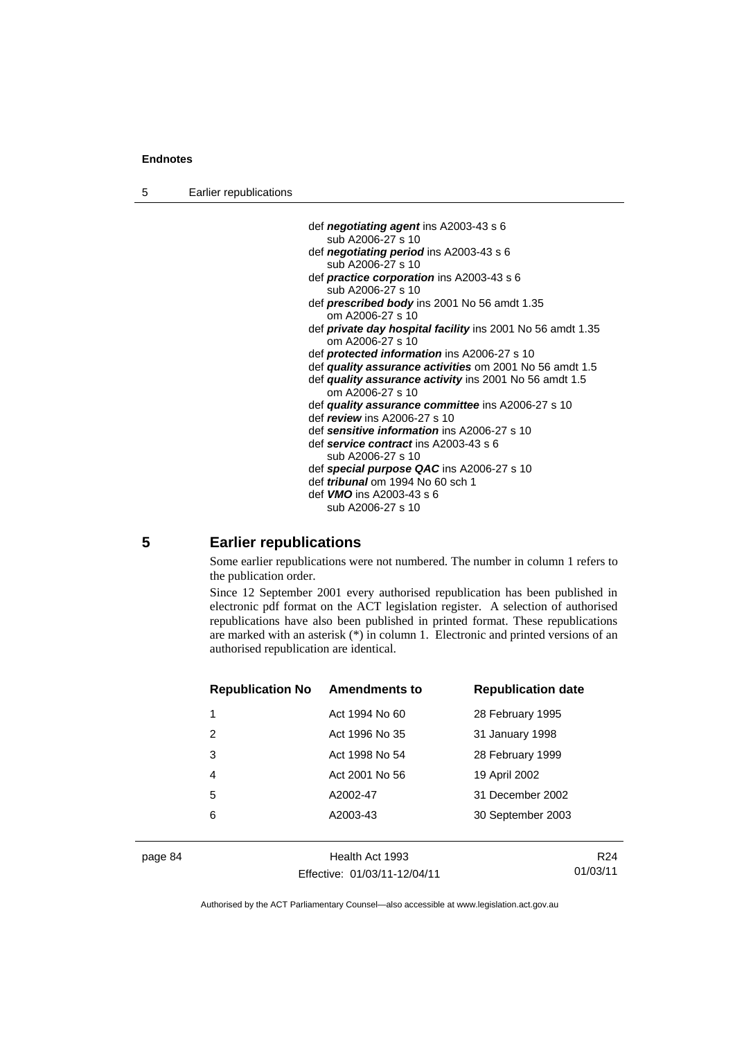def ***negotiating agent*** ins A2003-43 s 6
    sub A2006-27 s 10
def ***negotiating period*** ins A2003-43 s 6
    sub A2006-27 s 10
def ***practice corporation*** ins A2003-43 s 6
    sub A2006-27 s 10
def ***prescribed body*** ins 2001 No 56 amdt 1.35
    om A2006-27 s 10
def ***private day hospital facility*** ins 2001 No 56 amdt 1.35
    om A2006-27 s 10
def ***protected information*** ins A2006-27 s 10
def ***quality assurance activities*** om 2001 No 56 amdt 1.5
def ***quality assurance activity*** ins 2001 No 56 amdt 1.5
    om A2006-27 s 10
def ***quality assurance committee*** ins A2006-27 s 10
def ***review*** ins A2006-27 s 10
def ***sensitive information*** ins A2006-27 s 10
def ***service contract*** ins A2003-43 s 6
    sub A2006-27 s 10
def ***special purpose QAC*** ins A2006-27 s 10
def ***tribunal*** om 1994 No 60 sch 1
def ***VMO*** ins A2003-43 s 6
    sub A2006-27 s 10

## 5 Earlier republications

Some earlier republications were not numbered. The number in column 1 refers to the publication order.

Since 12 September 2001 every authorised republication has been published in electronic pdf format on the ACT legislation register. A selection of authorised republications have also been published in printed format. These republications are marked with an asterisk (*) in column 1. Electronic and printed versions of an authorised republication are identical.

| Republication No | Amendments to | Republication date |
|---|---|---|
| 1 | Act 1994 No 60 | 28 February 1995 |
| 2 | Act 1996 No 35 | 31 January 1998 |
| 3 | Act 1998 No 54 | 28 February 1999 |
| 4 | Act 2001 No 56 | 19 April 2002 |
| 5 | A2002-47 | 31 December 2002 |
| 6 | A2003-43 | 30 September 2003 |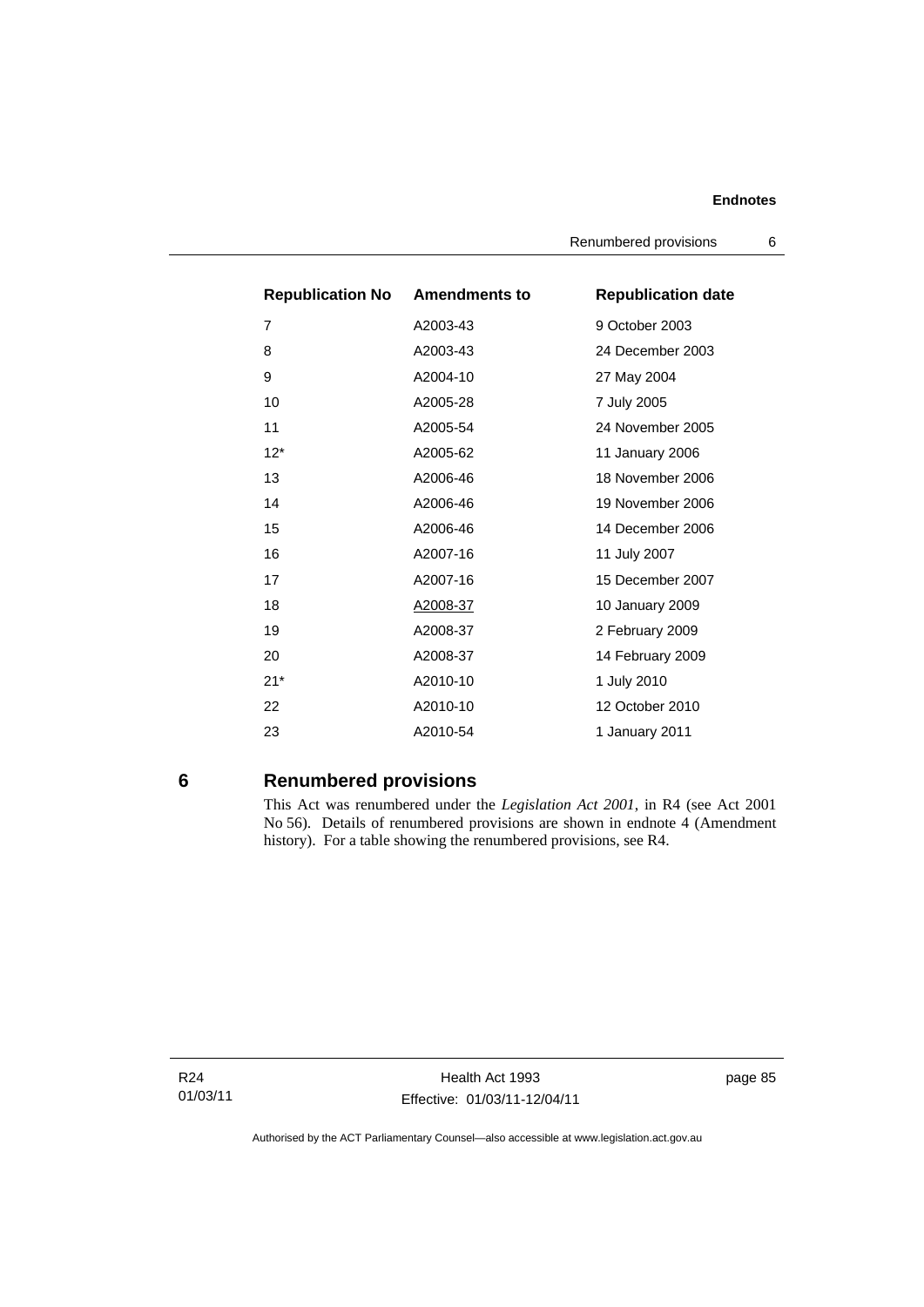| Republication No | Amendments to | Republication date |
| --- | --- | --- |
| 7 | A2003-43 | 9 October 2003 |
| 8 | A2003-43 | 24 December 2003 |
| 9 | A2004-10 | 27 May 2004 |
| 10 | A2005-28 | 7 July 2005 |
| 11 | A2005-54 | 24 November 2005 |
| 12* | A2005-62 | 11 January 2006 |
| 13 | A2006-46 | 18 November 2006 |
| 14 | A2006-46 | 19 November 2006 |
| 15 | A2006-46 | 14 December 2006 |
| 16 | A2007-16 | 11 July 2007 |
| 17 | A2007-16 | 15 December 2007 |
| 18 | A2008-37 | 10 January 2009 |
| 19 | A2008-37 | 2 February 2009 |
| 20 | A2008-37 | 14 February 2009 |
| 21* | A2010-10 | 1 July 2010 |
| 22 | A2010-10 | 12 October 2010 |
| 23 | A2010-54 | 1 January 2011 |

## 6 Renumbered provisions

This Act was renumbered under the *Legislation Act 2001*, in R4 (see Act 2001 No 56). Details of renumbered provisions are shown in endnote 4 (Amendment history). For a table showing the renumbered provisions, see R4.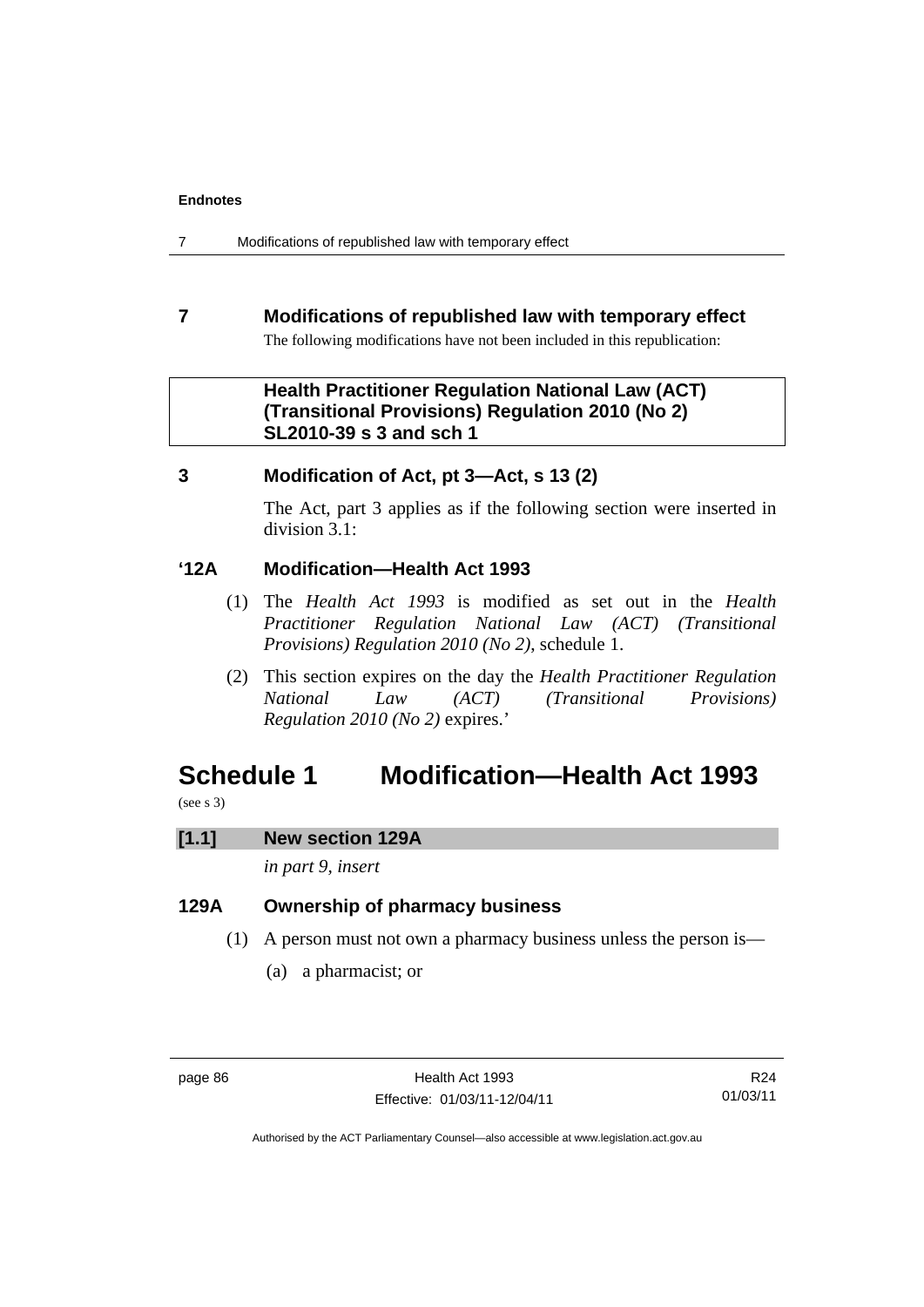## 7 Modifications of republished law with temporary effect

The following modifications have not been included in this republication:

**Health Practitioner Regulation National Law (ACT) (Transitional Provisions) Regulation 2010 (No 2) SL2010-39 s 3 and sch 1**

### 3 Modification of Act, pt 3—Act, s 13 (2)

The Act, part 3 applies as if the following section were inserted in division 3.1:

### '12A Modification—Health Act 1993

(1) The *Health Act 1993* is modified as set out in the *Health Practitioner Regulation National Law (ACT) (Transitional Provisions) Regulation 2010 (No 2)*, schedule 1.

(2) This section expires on the day the *Health Practitioner Regulation National Law (ACT) (Transitional Provisions) Regulation 2010 (No 2)* expires.'

# Schedule 1 Modification—Health Act 1993

(see s 3)

**[1.1] New section 129A**

*in part 9, insert*

### 129A Ownership of pharmacy business

(1) A person must not own a pharmacy business unless the person is—

(a) a pharmacist; or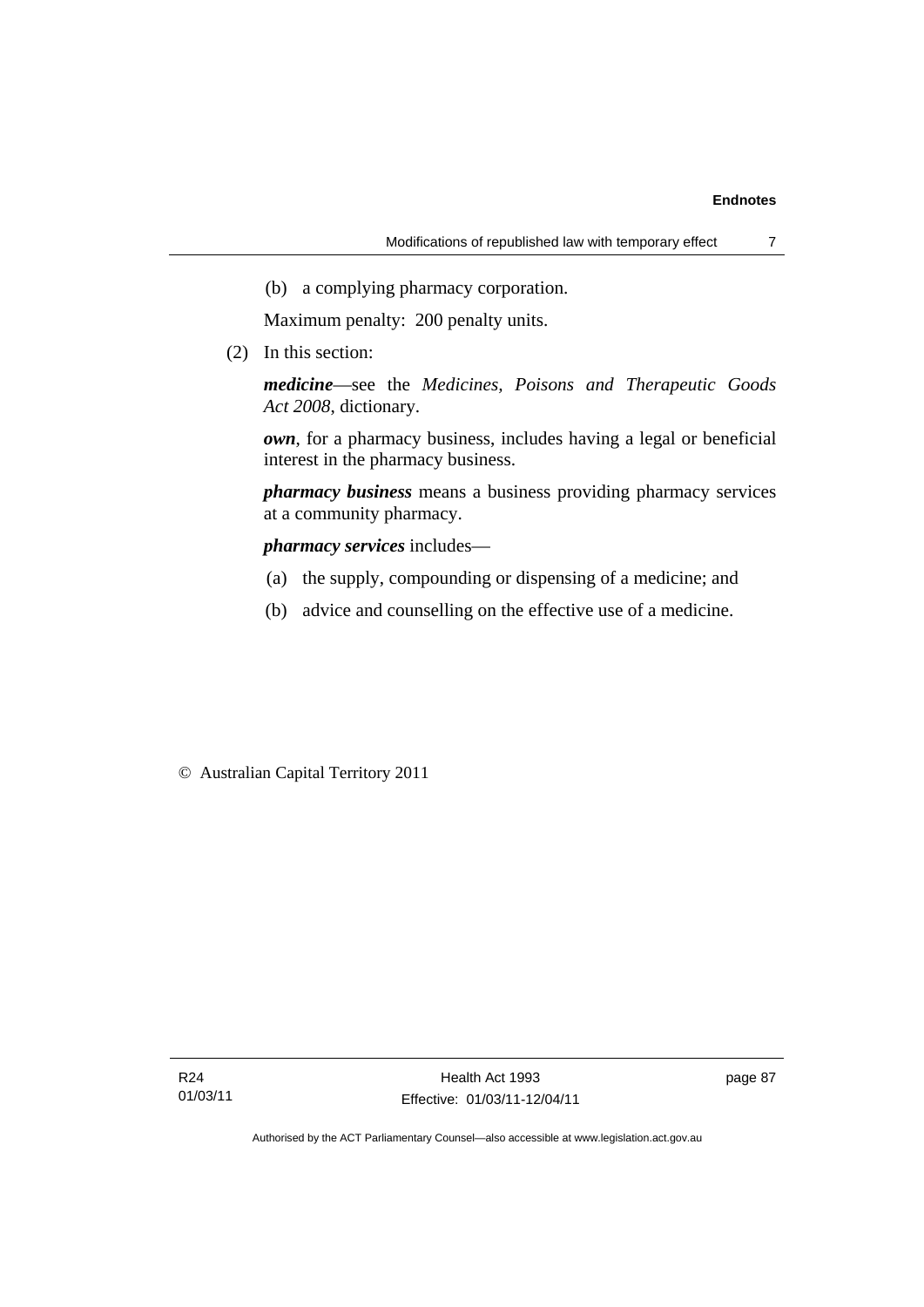(b) a complying pharmacy corporation.

Maximum penalty: 200 penalty units.

(2) In this section:

***medicine***—see the *Medicines, Poisons and Therapeutic Goods Act 2008*, dictionary.

***own***, for a pharmacy business, includes having a legal or beneficial interest in the pharmacy business.

***pharmacy business*** means a business providing pharmacy services at a community pharmacy.

***pharmacy services*** includes—

(a) the supply, compounding or dispensing of a medicine; and

(b) advice and counselling on the effective use of a medicine.

© Australian Capital Territory 2011